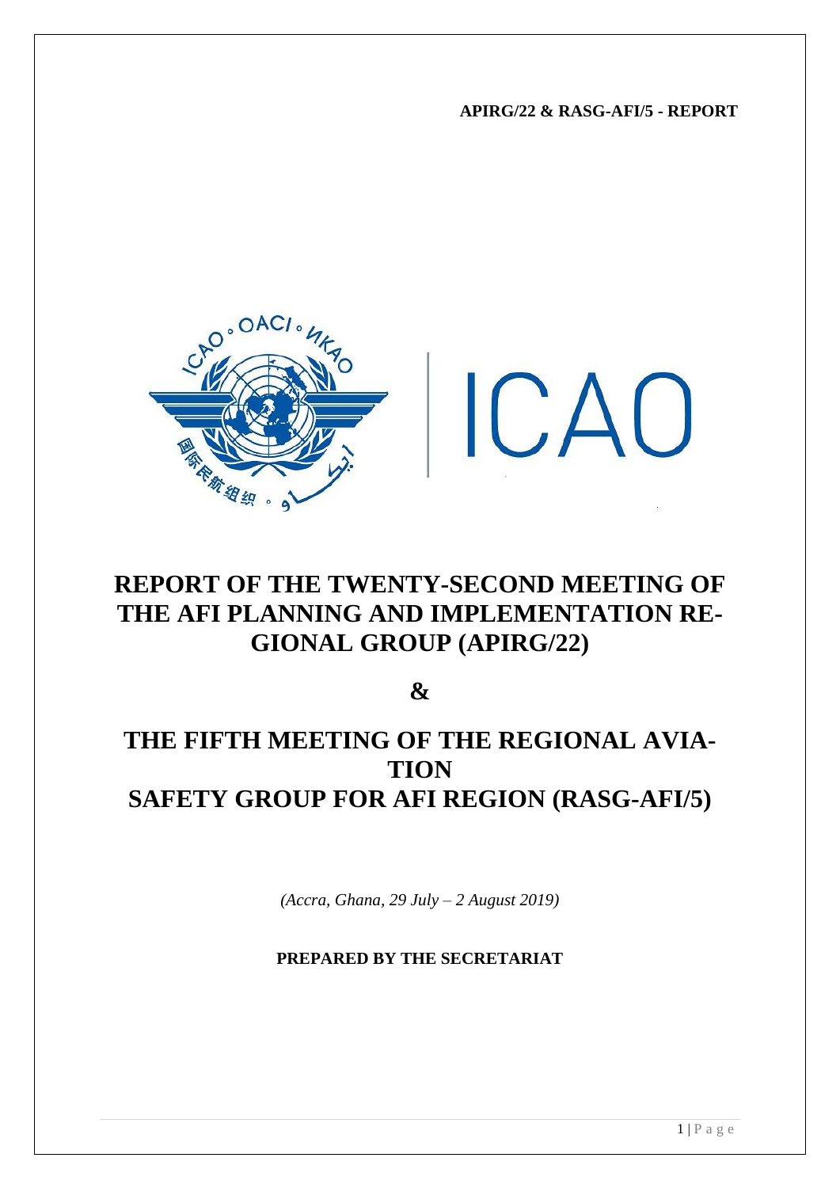**APIRG/22 & RASG-AFI/5 - REPORT**

# REPORT OF THE TWENTY-SECOND MEETING OF THE AFI PLANNING AND IMPLEMENTATION REGIONAL GROUP (APIRG/22)

**&**

# THE FIFTH MEETING OF THE REGIONAL AVIATION SAFETY GROUP FOR AFI REGION (RASG-AFI/5)

*(Accra, Ghana, 29 July – 2 August 2019)*

**PREPARED BY THE SECRETARIAT**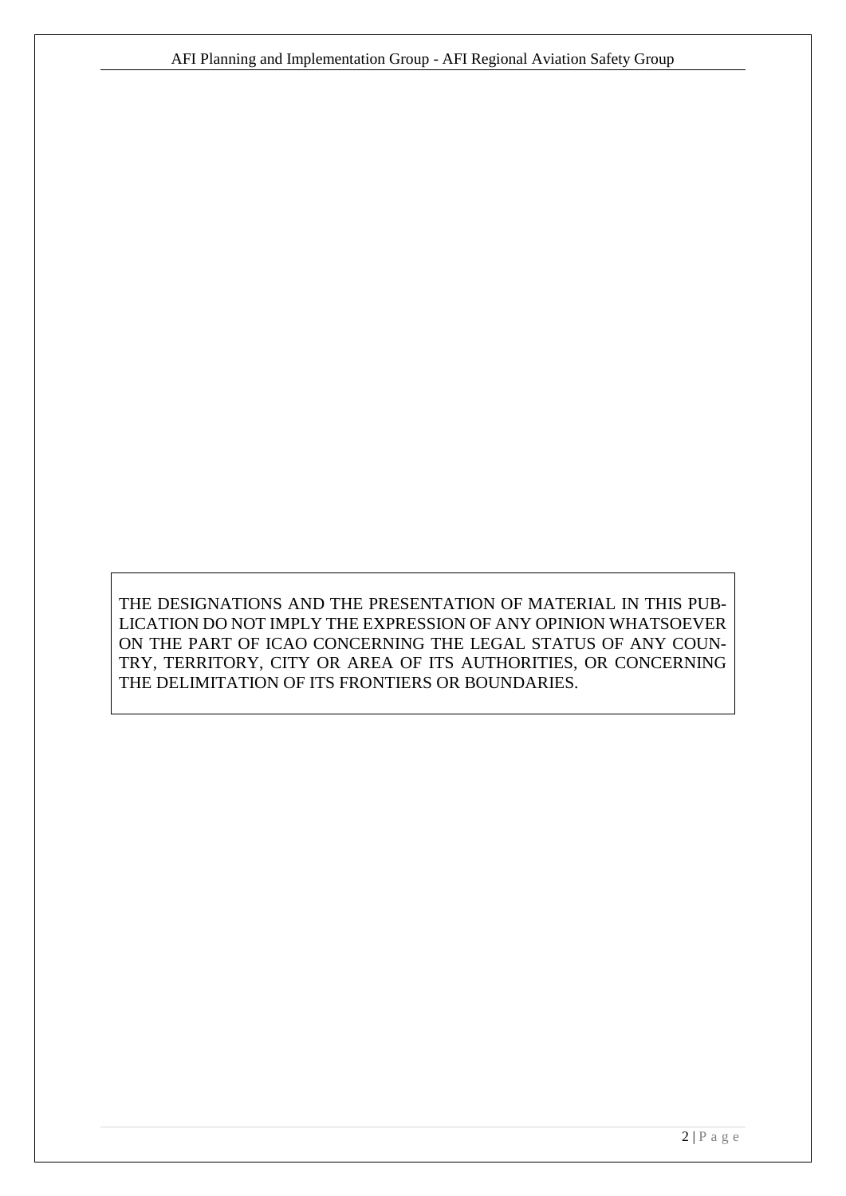THE DESIGNATIONS AND THE PRESENTATION OF MATERIAL IN THIS PUBLICATION DO NOT IMPLY THE EXPRESSION OF ANY OPINION WHATSOEVER ON THE PART OF ICAO CONCERNING THE LEGAL STATUS OF ANY COUNTRY, TERRITORY, CITY OR AREA OF ITS AUTHORITIES, OR CONCERNING THE DELIMITATION OF ITS FRONTIERS OR BOUNDARIES.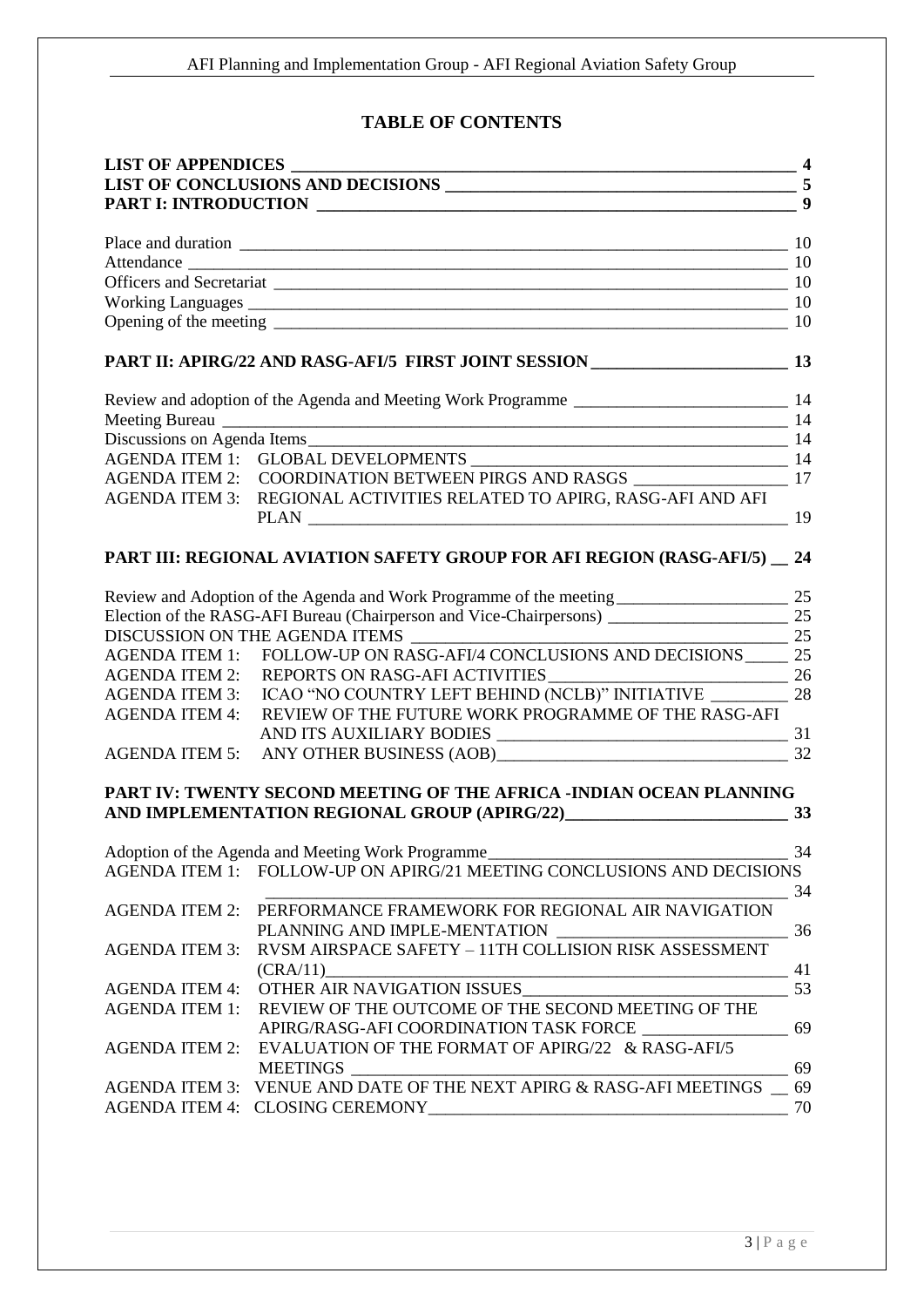# TABLE OF CONTENTS

**LIST OF APPENDICES** ____ **4**
**LIST OF CONCLUSIONS AND DECISIONS** ____ **5**
**PART I: INTRODUCTION** ____ **9**

Place and duration ____ 10
Attendance ____ 10
Officers and Secretariat ____ 10
Working Languages ____ 10
Opening of the meeting ____ 10

**PART II: APIRG/22 AND RASG-AFI/5 FIRST JOINT SESSION** ____ **13**

Review and adoption of the Agenda and Meeting Work Programme ____ 14
Meeting Bureau ____ 14
Discussions on Agenda Items ____ 14
AGENDA ITEM 1: GLOBAL DEVELOPMENTS ____ 14
AGENDA ITEM 2: COORDINATION BETWEEN PIRGS AND RASGS ____ 17
AGENDA ITEM 3: REGIONAL ACTIVITIES RELATED TO APIRG, RASG-AFI AND AFI PLAN ____ 19

**PART III: REGIONAL AVIATION SAFETY GROUP FOR AFI REGION (RASG-AFI/5)** ____ **24**

Review and Adoption of the Agenda and Work Programme of the meeting ____ 25
Election of the RASG-AFI Bureau (Chairperson and Vice-Chairpersons) ____ 25
DISCUSSION ON THE AGENDA ITEMS ____ 25
AGENDA ITEM 1: FOLLOW-UP ON RASG-AFI/4 CONCLUSIONS AND DECISIONS ____ 25
AGENDA ITEM 2: REPORTS ON RASG-AFI ACTIVITIES ____ 26
AGENDA ITEM 3: ICAO "NO COUNTRY LEFT BEHIND (NCLB)" INITIATIVE ____ 28
AGENDA ITEM 4: REVIEW OF THE FUTURE WORK PROGRAMME OF THE RASG-AFI AND ITS AUXILIARY BODIES ____ 31
AGENDA ITEM 5: ANY OTHER BUSINESS (AOB) ____ 32

**PART IV: TWENTY SECOND MEETING OF THE AFRICA -INDIAN OCEAN PLANNING AND IMPLEMENTATION REGIONAL GROUP (APIRG/22)** ____ **33**

Adoption of the Agenda and Meeting Work Programme ____ 34
AGENDA ITEM 1: FOLLOW-UP ON APIRG/21 MEETING CONCLUSIONS AND DECISIONS ____ 34
AGENDA ITEM 2: PERFORMANCE FRAMEWORK FOR REGIONAL AIR NAVIGATION PLANNING AND IMPLE-MENTATION ____ 36
AGENDA ITEM 3: RVSM AIRSPACE SAFETY – 11TH COLLISION RISK ASSESSMENT (CRA/11) ____ 41
AGENDA ITEM 4: OTHER AIR NAVIGATION ISSUES ____ 53
AGENDA ITEM 1: REVIEW OF THE OUTCOME OF THE SECOND MEETING OF THE APIRG/RASG-AFI COORDINATION TASK FORCE ____ 69
AGENDA ITEM 2: EVALUATION OF THE FORMAT OF APIRG/22 & RASG-AFI/5 MEETINGS ____ 69
AGENDA ITEM 3: VENUE AND DATE OF THE NEXT APIRG & RASG-AFI MEETINGS ____ 69
AGENDA ITEM 4: CLOSING CEREMONY ____ 70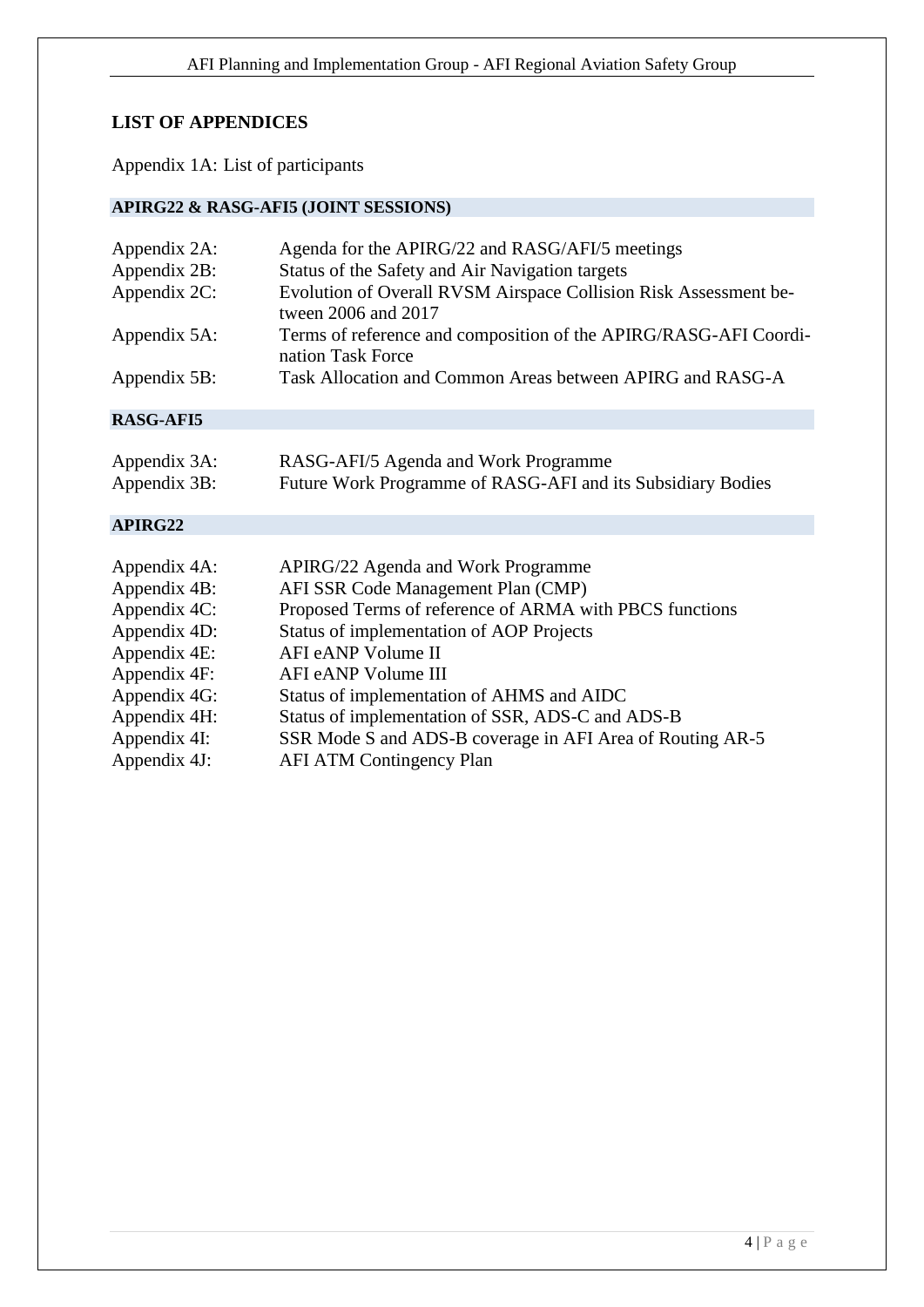## LIST OF APPENDICES

Appendix 1A: List of participants

### APIRG22 & RASG-AFI5 (JOINT SESSIONS)

| | |
|---|---|
| Appendix 2A: | Agenda for the APIRG/22 and RASG/AFI/5 meetings |
| Appendix 2B: | Status of the Safety and Air Navigation targets |
| Appendix 2C: | Evolution of Overall RVSM Airspace Collision Risk Assessment between 2006 and 2017 |
| Appendix 5A: | Terms of reference and composition of the APIRG/RASG-AFI Coordination Task Force |
| Appendix 5B: | Task Allocation and Common Areas between APIRG and RASG-A |

### RASG-AFI5

| | |
|---|---|
| Appendix 3A: | RASG-AFI/5 Agenda and Work Programme |
| Appendix 3B: | Future Work Programme of RASG-AFI and its Subsidiary Bodies |

### APIRG22

| | |
|---|---|
| Appendix 4A: | APIRG/22 Agenda and Work Programme |
| Appendix 4B: | AFI SSR Code Management Plan (CMP) |
| Appendix 4C: | Proposed Terms of reference of ARMA with PBCS functions |
| Appendix 4D: | Status of implementation of AOP Projects |
| Appendix 4E: | AFI eANP Volume II |
| Appendix 4F: | AFI eANP Volume III |
| Appendix 4G: | Status of implementation of AHMS and AIDC |
| Appendix 4H: | Status of implementation of SSR, ADS-C and ADS-B |
| Appendix 4I: | SSR Mode S and ADS-B coverage in AFI Area of Routing AR-5 |
| Appendix 4J: | AFI ATM Contingency Plan |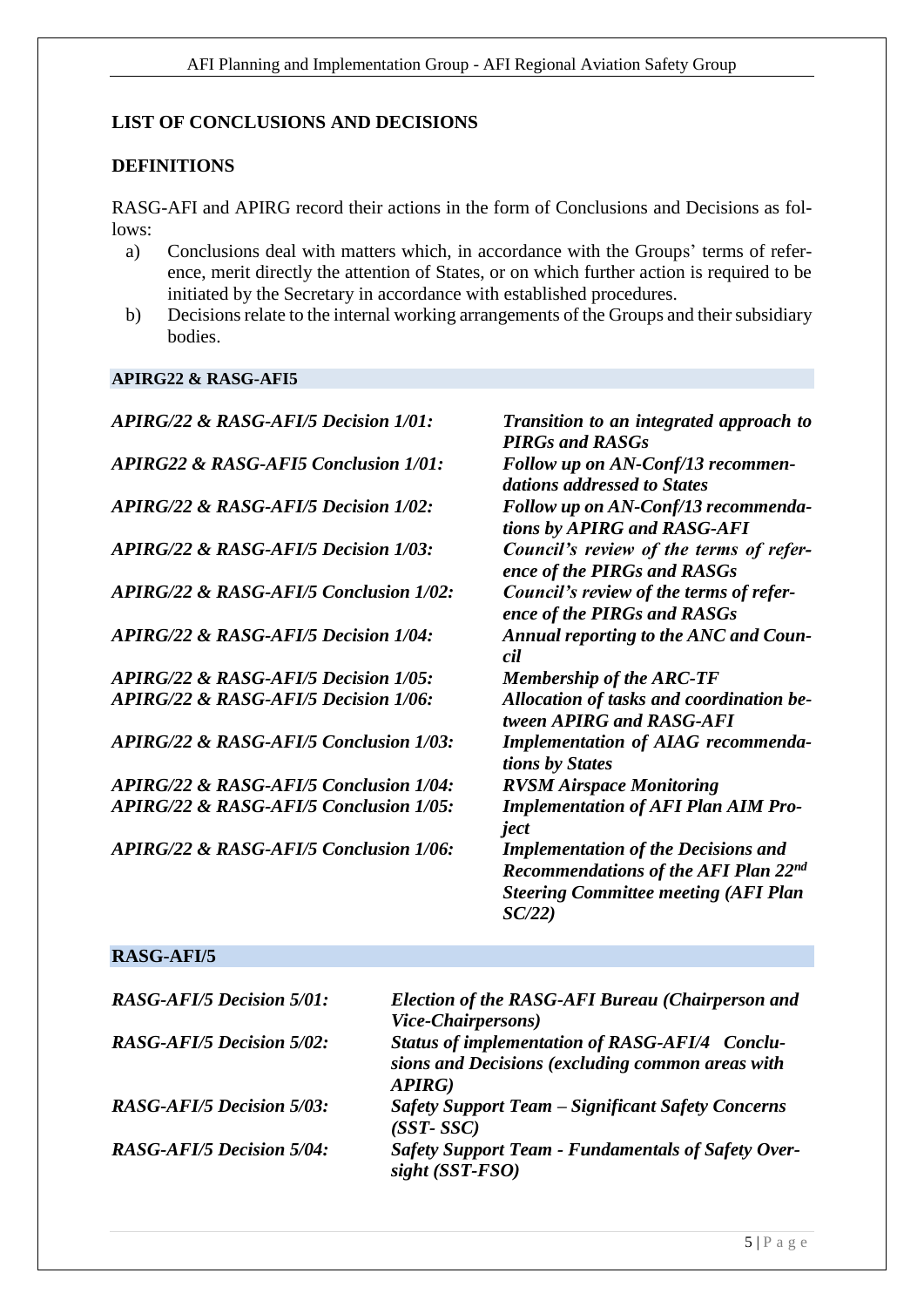## LIST OF CONCLUSIONS AND DECISIONS

### DEFINITIONS

RASG-AFI and APIRG record their actions in the form of Conclusions and Decisions as follows:

a) Conclusions deal with matters which, in accordance with the Groups' terms of reference, merit directly the attention of States, or on which further action is required to be initiated by the Secretary in accordance with established procedures.

b) Decisions relate to the internal working arrangements of the Groups and their subsidiary bodies.

### APIRG22 & RASG-AFI5

| | |
|---|---|
| ***APIRG/22 & RASG-AFI/5 Decision 1/01:*** | ***Transition to an integrated approach to PIRGs and RASGs*** |
| ***APIRG22 & RASG-AFI5 Conclusion 1/01:*** | ***Follow up on AN-Conf/13 recommendations addressed to States*** |
| ***APIRG/22 & RASG-AFI/5 Decision 1/02:*** | ***Follow up on AN-Conf/13 recommendations by APIRG and RASG-AFI*** |
| ***APIRG/22 & RASG-AFI/5 Decision 1/03:*** | ***Council's review of the terms of reference of the PIRGs and RASGs*** |
| ***APIRG/22 & RASG-AFI/5 Conclusion 1/02:*** | ***Council's review of the terms of reference of the PIRGs and RASGs*** |
| ***APIRG/22 & RASG-AFI/5 Decision 1/04:*** | ***Annual reporting to the ANC and Council*** |
| ***APIRG/22 & RASG-AFI/5 Decision 1/05:*** | ***Membership of the ARC-TF*** |
| ***APIRG/22 & RASG-AFI/5 Decision 1/06:*** | ***Allocation of tasks and coordination between APIRG and RASG-AFI*** |
| ***APIRG/22 & RASG-AFI/5 Conclusion 1/03:*** | ***Implementation of AIAG recommendations by States*** |
| ***APIRG/22 & RASG-AFI/5 Conclusion 1/04:*** | ***RVSM Airspace Monitoring*** |
| ***APIRG/22 & RASG-AFI/5 Conclusion 1/05:*** | ***Implementation of AFI Plan AIM Project*** |
| ***APIRG/22 & RASG-AFI/5 Conclusion 1/06:*** | ***Implementation of the Decisions and Recommendations of the AFI Plan 22nd Steering Committee meeting (AFI Plan SC/22)*** |

### RASG-AFI/5

| | |
|---|---|
| ***RASG-AFI/5 Decision 5/01:*** | ***Election of the RASG-AFI Bureau (Chairperson and Vice-Chairpersons)*** |
| ***RASG-AFI/5 Decision 5/02:*** | ***Status of implementation of RASG-AFI/4 Conclusions and Decisions (excluding common areas with APIRG)*** |
| ***RASG-AFI/5 Decision 5/03:*** | ***Safety Support Team – Significant Safety Concerns (SST- SSC)*** |
| ***RASG-AFI/5 Decision 5/04:*** | ***Safety Support Team - Fundamentals of Safety Oversight (SST-FSO)*** |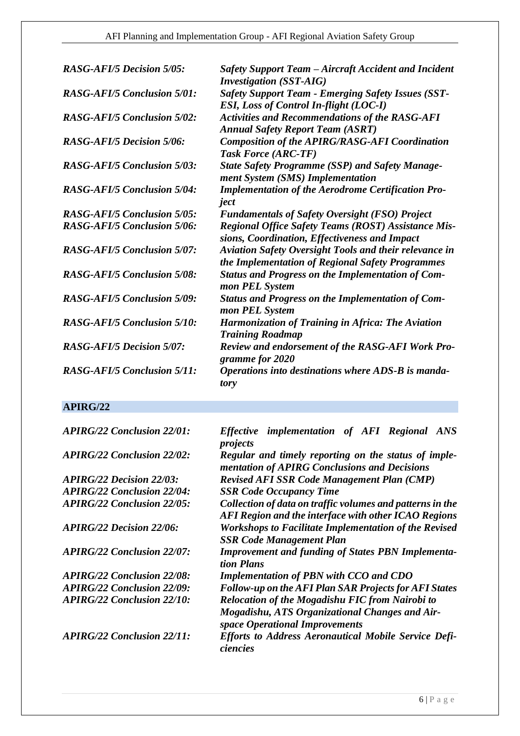| | |
|---|---|
| ***RASG-AFI/5 Decision 5/05:*** | ***Safety Support Team – Aircraft Accident and Incident Investigation (SST-AIG)*** |
| ***RASG-AFI/5 Conclusion 5/01:*** | ***Safety Support Team - Emerging Safety Issues (SST-ESI, Loss of Control In-flight (LOC-I)*** |
| ***RASG-AFI/5 Conclusion 5/02:*** | ***Activities and Recommendations of the RASG-AFI Annual Safety Report Team (ASRT)*** |
| ***RASG-AFI/5 Decision 5/06:*** | ***Composition of the APIRG/RASG-AFI Coordination Task Force (ARC-TF)*** |
| ***RASG-AFI/5 Conclusion 5/03:*** | ***State Safety Programme (SSP) and Safety Management System (SMS) Implementation*** |
| ***RASG-AFI/5 Conclusion 5/04:*** | ***Implementation of the Aerodrome Certification Project*** |
| ***RASG-AFI/5 Conclusion 5/05:*** | ***Fundamentals of Safety Oversight (FSO) Project*** |
| ***RASG-AFI/5 Conclusion 5/06:*** | ***Regional Office Safety Teams (ROST) Assistance Missions, Coordination, Effectiveness and Impact*** |
| ***RASG-AFI/5 Conclusion 5/07:*** | ***Aviation Safety Oversight Tools and their relevance in the Implementation of Regional Safety Programmes*** |
| ***RASG-AFI/5 Conclusion 5/08:*** | ***Status and Progress on the Implementation of Common PEL System*** |
| ***RASG-AFI/5 Conclusion 5/09:*** | ***Status and Progress on the Implementation of Common PEL System*** |
| ***RASG-AFI/5 Conclusion 5/10:*** | ***Harmonization of Training in Africa: The Aviation Training Roadmap*** |
| ***RASG-AFI/5 Decision 5/07:*** | ***Review and endorsement of the RASG-AFI Work Programme for 2020*** |
| ***RASG-AFI/5 Conclusion 5/11:*** | ***Operations into destinations where ADS-B is mandatory*** |

## APIRG/22

| | |
|---|---|
| *APIRG/22 Conclusion 22/01:* | ***Effective implementation of AFI Regional ANS projects*** |
| *APIRG/22 Conclusion 22/02:* | ***Regular and timely reporting on the status of implementation of APIRG Conclusions and Decisions*** |
| *APIRG/22 Decision 22/03:* | ***Revised AFI SSR Code Management Plan (CMP)*** |
| *APIRG/22 Conclusion 22/04:* | ***SSR Code Occupancy Time*** |
| *APIRG/22 Conclusion 22/05:* | ***Collection of data on traffic volumes and patterns in the AFI Region and the interface with other ICAO Regions*** |
| *APIRG/22 Decision 22/06:* | ***Workshops to Facilitate Implementation of the Revised SSR Code Management Plan*** |
| *APIRG/22 Conclusion 22/07:* | ***Improvement and funding of States PBN Implementation Plans*** |
| *APIRG/22 Conclusion 22/08:* | ***Implementation of PBN with CCO and CDO*** |
| *APIRG/22 Conclusion 22/09:* | ***Follow-up on the AFI Plan SAR Projects for AFI States*** |
| *APIRG/22 Conclusion 22/10:* | ***Relocation of the Mogadishu FIC from Nairobi to Mogadishu, ATS Organizational Changes and Airspace Operational Improvements*** |
| *APIRG/22 Conclusion 22/11:* | ***Efforts to Address Aeronautical Mobile Service Deficiencies*** |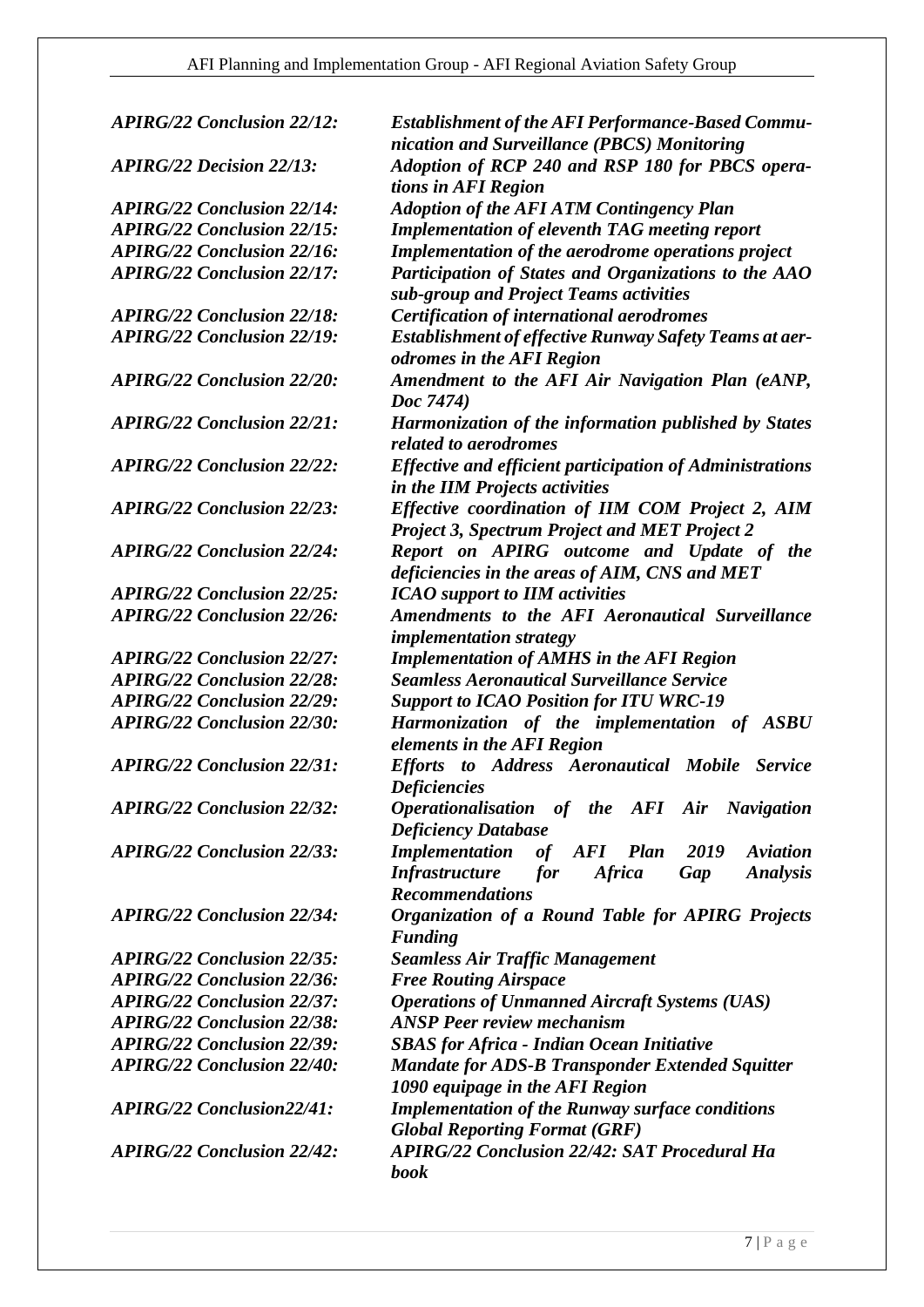| | |
|---|---|
| ***APIRG/22 Conclusion 22/12:*** | ***Establishment of the AFI Performance-Based Communication and Surveillance (PBCS) Monitoring*** |
| ***APIRG/22 Decision 22/13:*** | ***Adoption of RCP 240 and RSP 180 for PBCS operations in AFI Region*** |
| ***APIRG/22 Conclusion 22/14:*** | ***Adoption of the AFI ATM Contingency Plan*** |
| ***APIRG/22 Conclusion 22/15:*** | ***Implementation of eleventh TAG meeting report*** |
| ***APIRG/22 Conclusion 22/16:*** | ***Implementation of the aerodrome operations project*** |
| ***APIRG/22 Conclusion 22/17:*** | ***Participation of States and Organizations to the AAO sub-group and Project Teams activities*** |
| ***APIRG/22 Conclusion 22/18:*** | ***Certification of international aerodromes*** |
| ***APIRG/22 Conclusion 22/19:*** | ***Establishment of effective Runway Safety Teams at aerodromes in the AFI Region*** |
| ***APIRG/22 Conclusion 22/20:*** | ***Amendment to the AFI Air Navigation Plan (eANP, Doc 7474)*** |
| ***APIRG/22 Conclusion 22/21:*** | ***Harmonization of the information published by States related to aerodromes*** |
| ***APIRG/22 Conclusion 22/22:*** | ***Effective and efficient participation of Administrations in the IIM Projects activities*** |
| ***APIRG/22 Conclusion 22/23:*** | ***Effective coordination of IIM COM Project 2, AIM Project 3, Spectrum Project and MET Project 2*** |
| ***APIRG/22 Conclusion 22/24:*** | ***Report on APIRG outcome and Update of the deficiencies in the areas of AIM, CNS and MET*** |
| ***APIRG/22 Conclusion 22/25:*** | ***ICAO support to IIM activities*** |
| ***APIRG/22 Conclusion 22/26:*** | ***Amendments to the AFI Aeronautical Surveillance implementation strategy*** |
| ***APIRG/22 Conclusion 22/27:*** | ***Implementation of AMHS in the AFI Region*** |
| ***APIRG/22 Conclusion 22/28:*** | ***Seamless Aeronautical Surveillance Service*** |
| ***APIRG/22 Conclusion 22/29:*** | ***Support to ICAO Position for ITU WRC-19*** |
| ***APIRG/22 Conclusion 22/30:*** | ***Harmonization of the implementation of ASBU elements in the AFI Region*** |
| ***APIRG/22 Conclusion 22/31:*** | ***Efforts to Address Aeronautical Mobile Service Deficiencies*** |
| ***APIRG/22 Conclusion 22/32:*** | ***Operationalisation of the AFI Air Navigation Deficiency Database*** |
| ***APIRG/22 Conclusion 22/33:*** | ***Implementation of AFI Plan 2019 Aviation Infrastructure for Africa Gap Analysis Recommendations*** |
| ***APIRG/22 Conclusion 22/34:*** | ***Organization of a Round Table for APIRG Projects Funding*** |
| ***APIRG/22 Conclusion 22/35:*** | ***Seamless Air Traffic Management*** |
| ***APIRG/22 Conclusion 22/36:*** | ***Free Routing Airspace*** |
| ***APIRG/22 Conclusion 22/37:*** | ***Operations of Unmanned Aircraft Systems (UAS)*** |
| ***APIRG/22 Conclusion 22/38:*** | ***ANSP Peer review mechanism*** |
| ***APIRG/22 Conclusion 22/39:*** | ***SBAS for Africa - Indian Ocean Initiative*** |
| ***APIRG/22 Conclusion 22/40:*** | ***Mandate for ADS-B Transponder Extended Squitter 1090 equipage in the AFI Region*** |
| ***APIRG/22 Conclusion22/41:*** | ***Implementation of the Runway surface conditions Global Reporting Format (GRF)*** |
| ***APIRG/22 Conclusion 22/42:*** | ***APIRG/22 Conclusion 22/42: SAT Procedural Ha book*** |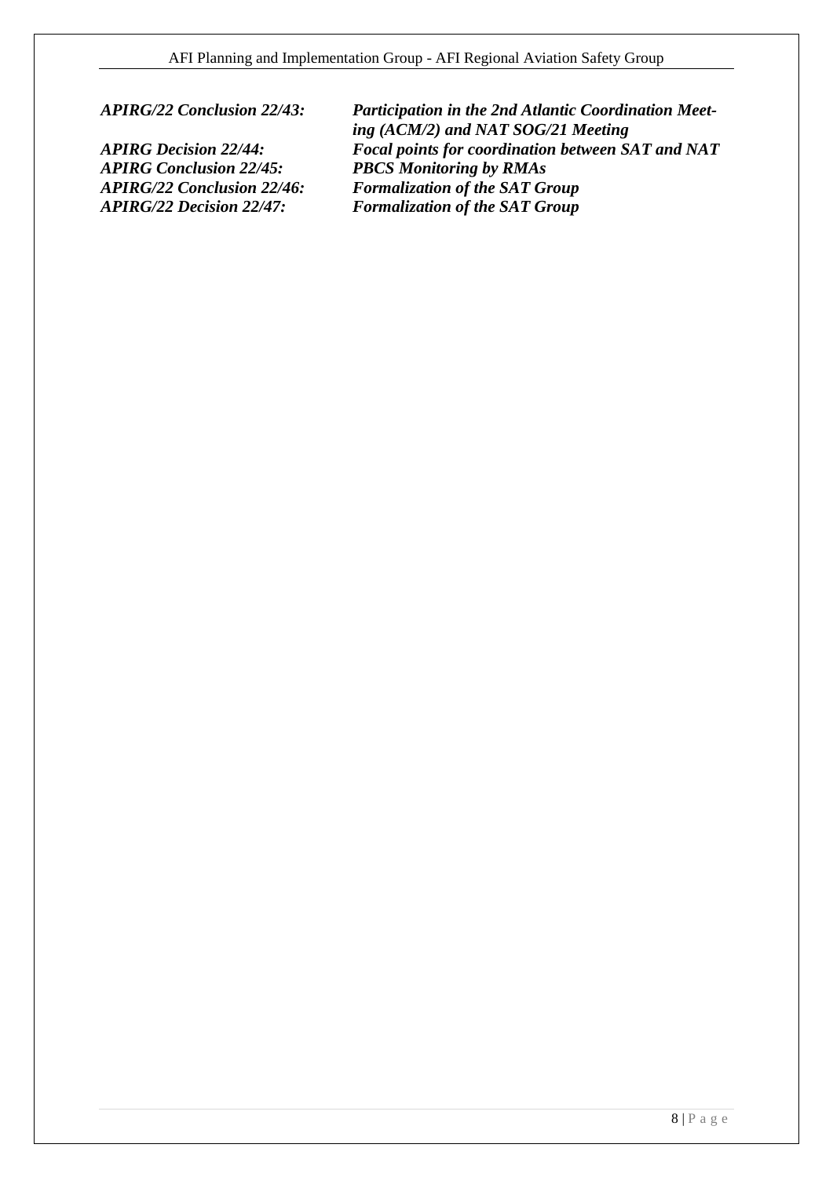***APIRG/22 Conclusion 22/43:*** ***Participation in the 2nd Atlantic Coordination Meeting (ACM/2) and NAT SOG/21 Meeting***

***APIRG Decision 22/44:*** ***Focal points for coordination between SAT and NAT***

***APIRG Conclusion 22/45:*** ***PBCS Monitoring by RMAs***

***APIRG/22 Conclusion 22/46:*** ***Formalization of the SAT Group***

***APIRG/22 Decision 22/47:*** ***Formalization of the SAT Group***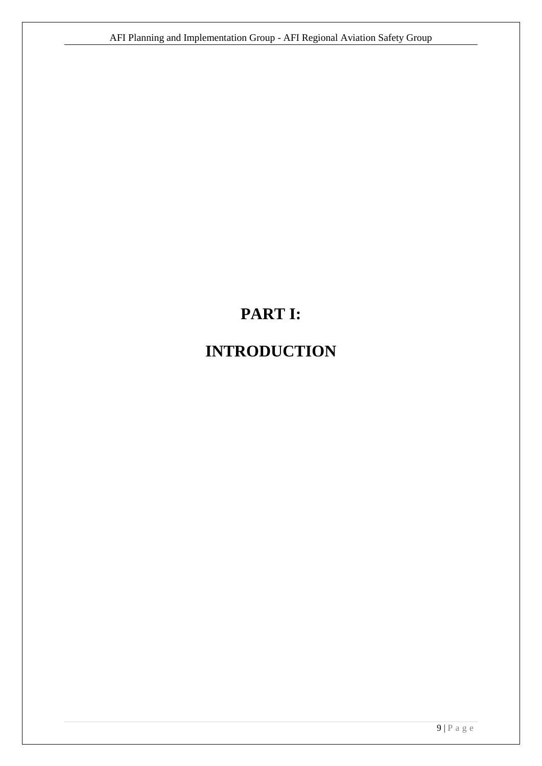# PART I:

# INTRODUCTION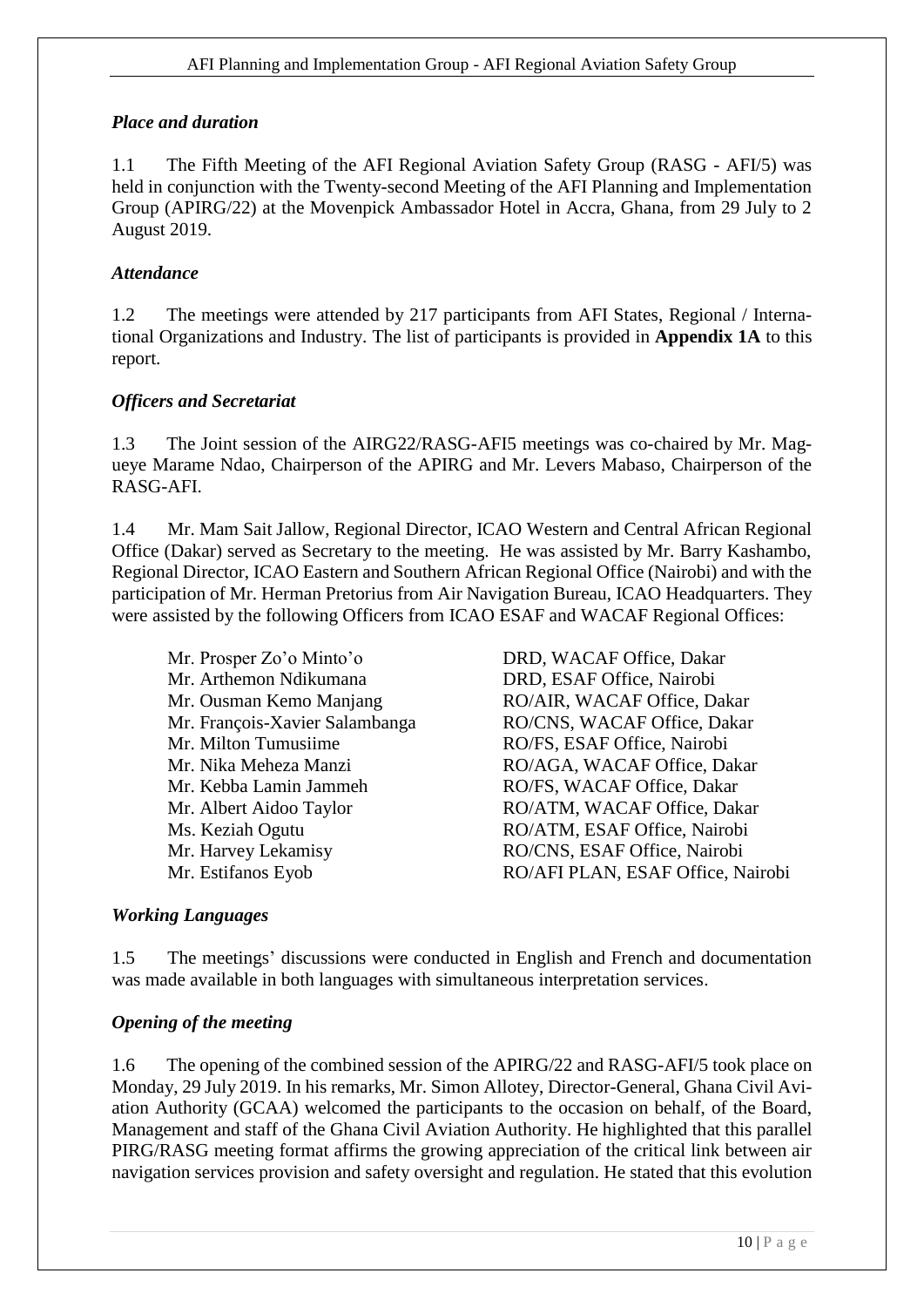### *Place and duration*

1.1 The Fifth Meeting of the AFI Regional Aviation Safety Group (RASG - AFI/5) was held in conjunction with the Twenty-second Meeting of the AFI Planning and Implementation Group (APIRG/22) at the Movenpick Ambassador Hotel in Accra, Ghana, from 29 July to 2 August 2019.

### *Attendance*

1.2 The meetings were attended by 217 participants from AFI States, Regional / International Organizations and Industry. The list of participants is provided in **Appendix 1A** to this report.

### *Officers and Secretariat*

1.3 The Joint session of the AIRG22/RASG-AFI5 meetings was co-chaired by Mr. Magueye Marame Ndao, Chairperson of the APIRG and Mr. Levers Mabaso, Chairperson of the RASG-AFI.

1.4 Mr. Mam Sait Jallow, Regional Director, ICAO Western and Central African Regional Office (Dakar) served as Secretary to the meeting. He was assisted by Mr. Barry Kashambo, Regional Director, ICAO Eastern and Southern African Regional Office (Nairobi) and with the participation of Mr. Herman Pretorius from Air Navigation Bureau, ICAO Headquarters. They were assisted by the following Officers from ICAO ESAF and WACAF Regional Offices:

| | |
|---|---|
| Mr. Prosper Zo'o Minto'o | DRD, WACAF Office, Dakar |
| Mr. Arthemon Ndikumana | DRD, ESAF Office, Nairobi |
| Mr. Ousman Kemo Manjang | RO/AIR, WACAF Office, Dakar |
| Mr. François-Xavier Salambanga | RO/CNS, WACAF Office, Dakar |
| Mr. Milton Tumusiime | RO/FS, ESAF Office, Nairobi |
| Mr. Nika Meheza Manzi | RO/AGA, WACAF Office, Dakar |
| Mr. Kebba Lamin Jammeh | RO/FS, WACAF Office, Dakar |
| Mr. Albert Aidoo Taylor | RO/ATM, WACAF Office, Dakar |
| Ms. Keziah Ogutu | RO/ATM, ESAF Office, Nairobi |
| Mr. Harvey Lekamisy | RO/CNS, ESAF Office, Nairobi |
| Mr. Estifanos Eyob | RO/AFI PLAN, ESAF Office, Nairobi |

### *Working Languages*

1.5 The meetings' discussions were conducted in English and French and documentation was made available in both languages with simultaneous interpretation services.

### *Opening of the meeting*

1.6 The opening of the combined session of the APIRG/22 and RASG-AFI/5 took place on Monday, 29 July 2019. In his remarks, Mr. Simon Allotey, Director-General, Ghana Civil Aviation Authority (GCAA) welcomed the participants to the occasion on behalf, of the Board, Management and staff of the Ghana Civil Aviation Authority. He highlighted that this parallel PIRG/RASG meeting format affirms the growing appreciation of the critical link between air navigation services provision and safety oversight and regulation. He stated that this evolution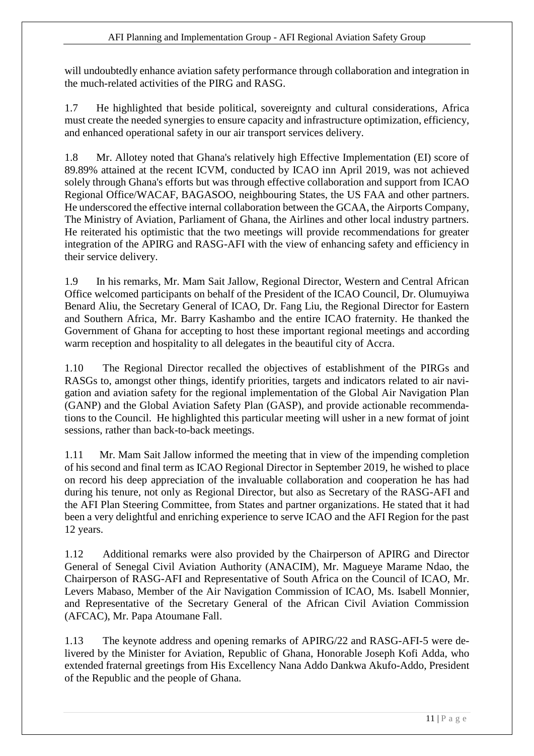will undoubtedly enhance aviation safety performance through collaboration and integration in the much-related activities of the PIRG and RASG.

1.7 He highlighted that beside political, sovereignty and cultural considerations, Africa must create the needed synergies to ensure capacity and infrastructure optimization, efficiency, and enhanced operational safety in our air transport services delivery.

1.8 Mr. Allotey noted that Ghana's relatively high Effective Implementation (EI) score of 89.89% attained at the recent ICVM, conducted by ICAO inn April 2019, was not achieved solely through Ghana's efforts but was through effective collaboration and support from ICAO Regional Office/WACAF, BAGASOO, neighbouring States, the US FAA and other partners. He underscored the effective internal collaboration between the GCAA, the Airports Company, The Ministry of Aviation, Parliament of Ghana, the Airlines and other local industry partners. He reiterated his optimistic that the two meetings will provide recommendations for greater integration of the APIRG and RASG-AFI with the view of enhancing safety and efficiency in their service delivery.

1.9 In his remarks, Mr. Mam Sait Jallow, Regional Director, Western and Central African Office welcomed participants on behalf of the President of the ICAO Council, Dr. Olumuyiwa Benard Aliu, the Secretary General of ICAO, Dr. Fang Liu, the Regional Director for Eastern and Southern Africa, Mr. Barry Kashambo and the entire ICAO fraternity. He thanked the Government of Ghana for accepting to host these important regional meetings and according warm reception and hospitality to all delegates in the beautiful city of Accra.

1.10 The Regional Director recalled the objectives of establishment of the PIRGs and RASGs to, amongst other things, identify priorities, targets and indicators related to air navigation and aviation safety for the regional implementation of the Global Air Navigation Plan (GANP) and the Global Aviation Safety Plan (GASP), and provide actionable recommendations to the Council. He highlighted this particular meeting will usher in a new format of joint sessions, rather than back-to-back meetings.

1.11 Mr. Mam Sait Jallow informed the meeting that in view of the impending completion of his second and final term as ICAO Regional Director in September 2019, he wished to place on record his deep appreciation of the invaluable collaboration and cooperation he has had during his tenure, not only as Regional Director, but also as Secretary of the RASG-AFI and the AFI Plan Steering Committee, from States and partner organizations. He stated that it had been a very delightful and enriching experience to serve ICAO and the AFI Region for the past 12 years.

1.12 Additional remarks were also provided by the Chairperson of APIRG and Director General of Senegal Civil Aviation Authority (ANACIM), Mr. Magueye Marame Ndao, the Chairperson of RASG-AFI and Representative of South Africa on the Council of ICAO, Mr. Levers Mabaso, Member of the Air Navigation Commission of ICAO, Ms. Isabell Monnier, and Representative of the Secretary General of the African Civil Aviation Commission (AFCAC), Mr. Papa Atoumane Fall.

1.13 The keynote address and opening remarks of APIRG/22 and RASG-AFI-5 were delivered by the Minister for Aviation, Republic of Ghana, Honorable Joseph Kofi Adda, who extended fraternal greetings from His Excellency Nana Addo Dankwa Akufo-Addo, President of the Republic and the people of Ghana.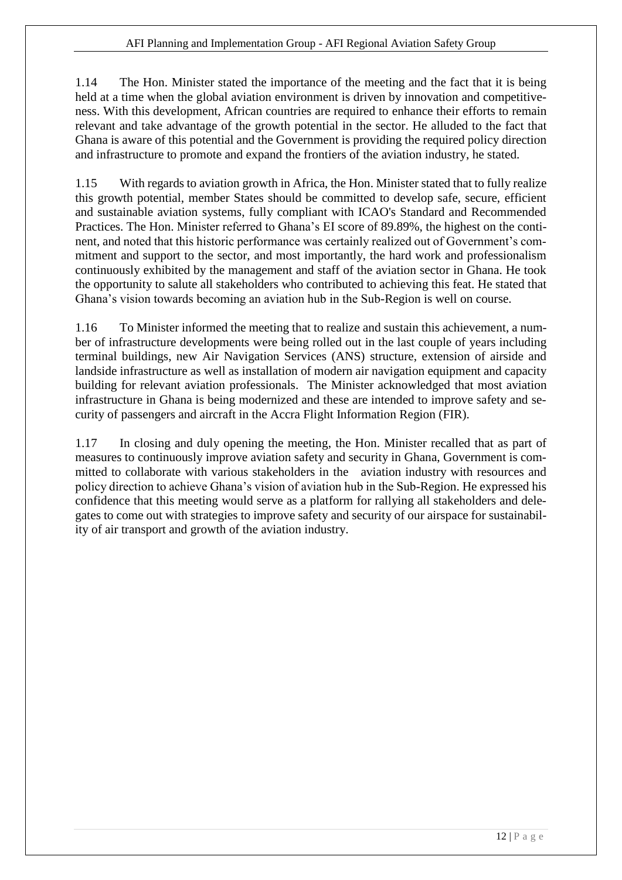1.14 The Hon. Minister stated the importance of the meeting and the fact that it is being held at a time when the global aviation environment is driven by innovation and competitiveness. With this development, African countries are required to enhance their efforts to remain relevant and take advantage of the growth potential in the sector. He alluded to the fact that Ghana is aware of this potential and the Government is providing the required policy direction and infrastructure to promote and expand the frontiers of the aviation industry, he stated.

1.15 With regards to aviation growth in Africa, the Hon. Minister stated that to fully realize this growth potential, member States should be committed to develop safe, secure, efficient and sustainable aviation systems, fully compliant with ICAO's Standard and Recommended Practices. The Hon. Minister referred to Ghana's EI score of 89.89%, the highest on the continent, and noted that this historic performance was certainly realized out of Government's commitment and support to the sector, and most importantly, the hard work and professionalism continuously exhibited by the management and staff of the aviation sector in Ghana. He took the opportunity to salute all stakeholders who contributed to achieving this feat. He stated that Ghana's vision towards becoming an aviation hub in the Sub-Region is well on course.

1.16 To Minister informed the meeting that to realize and sustain this achievement, a number of infrastructure developments were being rolled out in the last couple of years including terminal buildings, new Air Navigation Services (ANS) structure, extension of airside and landside infrastructure as well as installation of modern air navigation equipment and capacity building for relevant aviation professionals. The Minister acknowledged that most aviation infrastructure in Ghana is being modernized and these are intended to improve safety and security of passengers and aircraft in the Accra Flight Information Region (FIR).

1.17 In closing and duly opening the meeting, the Hon. Minister recalled that as part of measures to continuously improve aviation safety and security in Ghana, Government is committed to collaborate with various stakeholders in the aviation industry with resources and policy direction to achieve Ghana's vision of aviation hub in the Sub-Region. He expressed his confidence that this meeting would serve as a platform for rallying all stakeholders and delegates to come out with strategies to improve safety and security of our airspace for sustainability of air transport and growth of the aviation industry.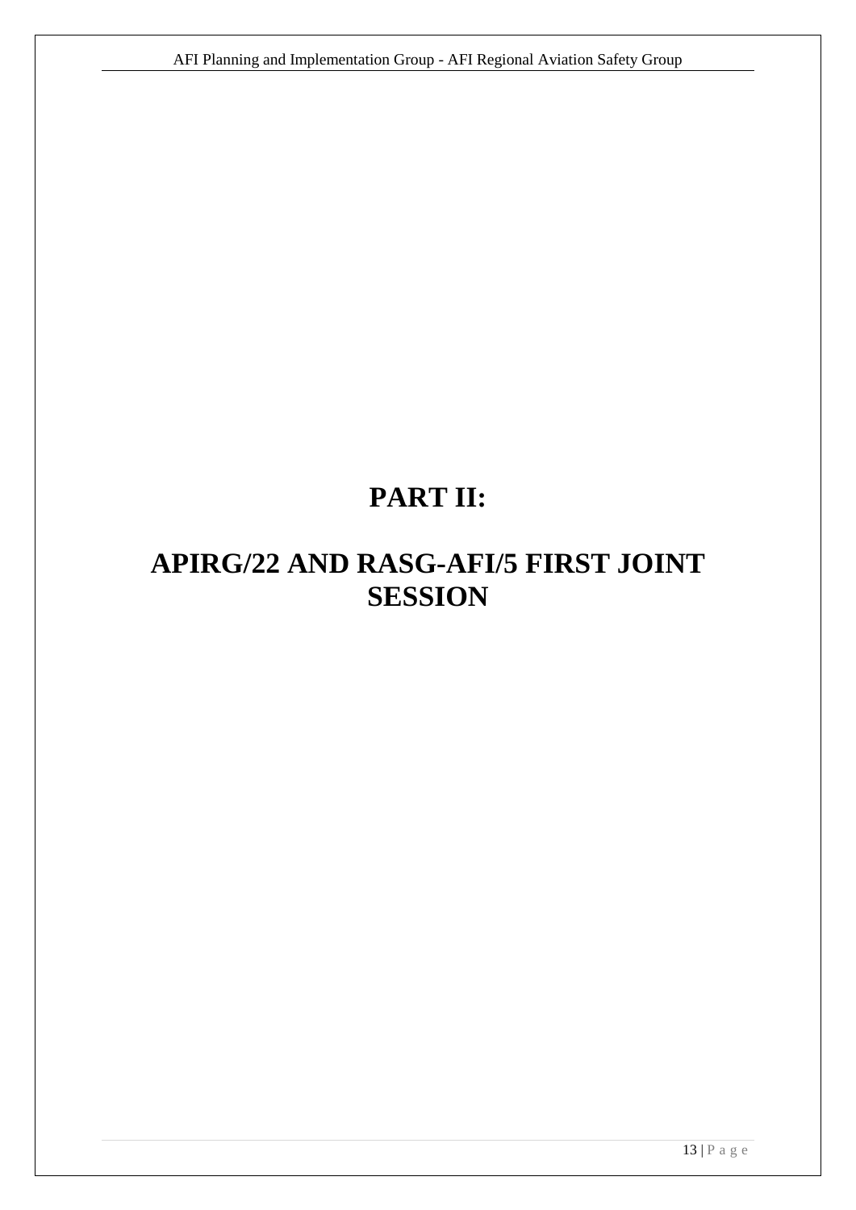# PART II:

# APIRG/22 AND RASG-AFI/5 FIRST JOINT SESSION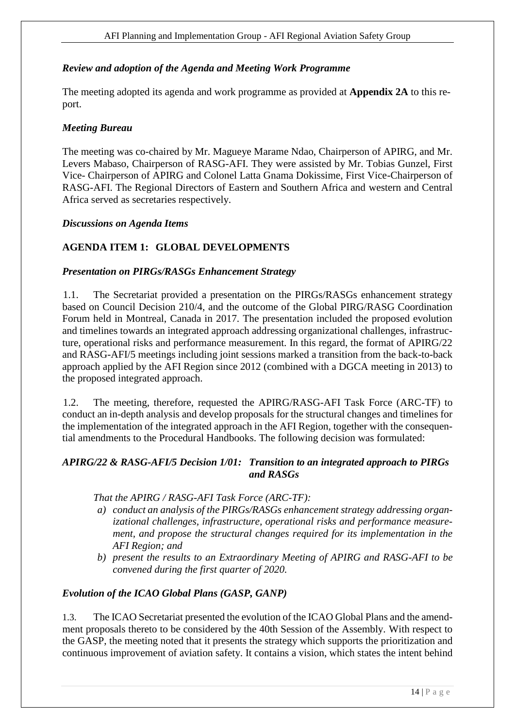### *Review and adoption of the Agenda and Meeting Work Programme*

The meeting adopted its agenda and work programme as provided at **Appendix 2A** to this report.

### *Meeting Bureau*

The meeting was co-chaired by Mr. Magueye Marame Ndao, Chairperson of APIRG, and Mr. Levers Mabaso, Chairperson of RASG-AFI. They were assisted by Mr. Tobias Gunzel, First Vice- Chairperson of APIRG and Colonel Latta Gnama Dokissime, First Vice-Chairperson of RASG-AFI. The Regional Directors of Eastern and Southern Africa and western and Central Africa served as secretaries respectively.

### *Discussions on Agenda Items*

## AGENDA ITEM 1: GLOBAL DEVELOPMENTS

### *Presentation on PIRGs/RASGs Enhancement Strategy*

1.1. The Secretariat provided a presentation on the PIRGs/RASGs enhancement strategy based on Council Decision 210/4, and the outcome of the Global PIRG/RASG Coordination Forum held in Montreal, Canada in 2017. The presentation included the proposed evolution and timelines towards an integrated approach addressing organizational challenges, infrastructure, operational risks and performance measurement. In this regard, the format of APIRG/22 and RASG-AFI/5 meetings including joint sessions marked a transition from the back-to-back approach applied by the AFI Region since 2012 (combined with a DGCA meeting in 2013) to the proposed integrated approach.

1.2. The meeting, therefore, requested the APIRG/RASG-AFI Task Force (ARC-TF) to conduct an in-depth analysis and develop proposals for the structural changes and timelines for the implementation of the integrated approach in the AFI Region, together with the consequential amendments to the Procedural Handbooks. The following decision was formulated:

### *APIRG/22 & RASG-AFI/5 Decision 1/01: Transition to an integrated approach to PIRGs and RASGs*

*That the APIRG / RASG-AFI Task Force (ARC-TF):*

*a) conduct an analysis of the PIRGs/RASGs enhancement strategy addressing organizational challenges, infrastructure, operational risks and performance measurement, and propose the structural changes required for its implementation in the AFI Region; and*

*b) present the results to an Extraordinary Meeting of APIRG and RASG-AFI to be convened during the first quarter of 2020.*

### *Evolution of the ICAO Global Plans (GASP, GANP)*

1.3. The ICAO Secretariat presented the evolution of the ICAO Global Plans and the amendment proposals thereto to be considered by the 40th Session of the Assembly. With respect to the GASP, the meeting noted that it presents the strategy which supports the prioritization and continuous improvement of aviation safety. It contains a vision, which states the intent behind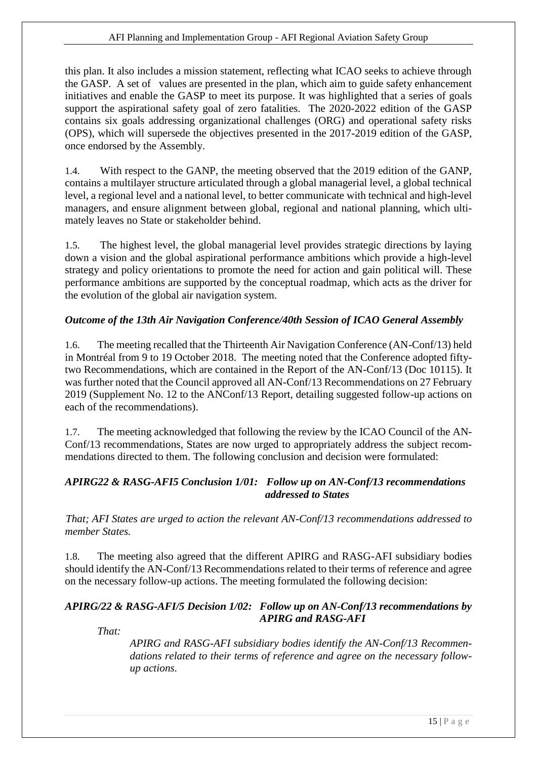this plan. It also includes a mission statement, reflecting what ICAO seeks to achieve through the GASP. A set of values are presented in the plan, which aim to guide safety enhancement initiatives and enable the GASP to meet its purpose. It was highlighted that a series of goals support the aspirational safety goal of zero fatalities. The 2020-2022 edition of the GASP contains six goals addressing organizational challenges (ORG) and operational safety risks (OPS), which will supersede the objectives presented in the 2017-2019 edition of the GASP, once endorsed by the Assembly.

1.4. With respect to the GANP, the meeting observed that the 2019 edition of the GANP, contains a multilayer structure articulated through a global managerial level, a global technical level, a regional level and a national level, to better communicate with technical and high-level managers, and ensure alignment between global, regional and national planning, which ultimately leaves no State or stakeholder behind.

1.5. The highest level, the global managerial level provides strategic directions by laying down a vision and the global aspirational performance ambitions which provide a high-level strategy and policy orientations to promote the need for action and gain political will. These performance ambitions are supported by the conceptual roadmap, which acts as the driver for the evolution of the global air navigation system.

***Outcome of the 13th Air Navigation Conference/40th Session of ICAO General Assembly***

1.6. The meeting recalled that the Thirteenth Air Navigation Conference (AN-Conf/13) held in Montréal from 9 to 19 October 2018. The meeting noted that the Conference adopted fifty-two Recommendations, which are contained in the Report of the AN-Conf/13 (Doc 10115). It was further noted that the Council approved all AN-Conf/13 Recommendations on 27 February 2019 (Supplement No. 12 to the ANConf/13 Report, detailing suggested follow-up actions on each of the recommendations).

1.7. The meeting acknowledged that following the review by the ICAO Council of the AN-Conf/13 recommendations, States are now urged to appropriately address the subject recommendations directed to them. The following conclusion and decision were formulated:

***APIRG22 & RASG-AFI5 Conclusion 1/01: Follow up on AN-Conf/13 recommendations addressed to States***

*That; AFI States are urged to action the relevant AN-Conf/13 recommendations addressed to member States.*

1.8. The meeting also agreed that the different APIRG and RASG-AFI subsidiary bodies should identify the AN-Conf/13 Recommendations related to their terms of reference and agree on the necessary follow-up actions. The meeting formulated the following decision:

***APIRG/22 & RASG-AFI/5 Decision 1/02: Follow up on AN-Conf/13 recommendations by APIRG and RASG-AFI***

*That:*

*APIRG and RASG-AFI subsidiary bodies identify the AN-Conf/13 Recommendations related to their terms of reference and agree on the necessary follow-up actions.*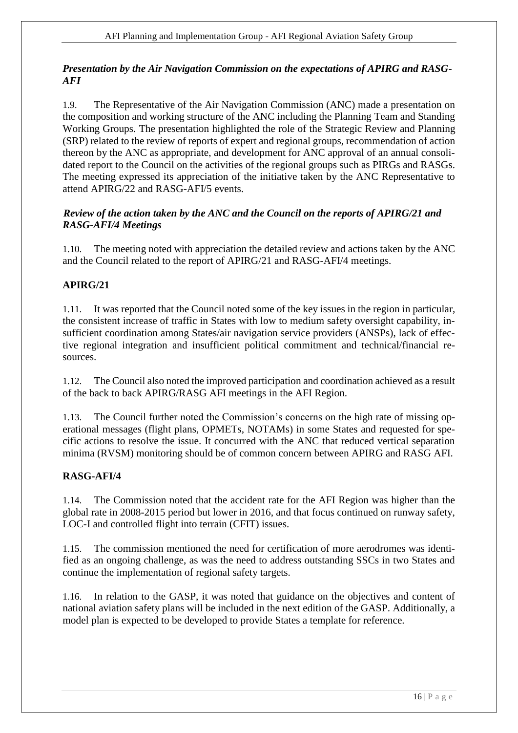***Presentation by the Air Navigation Commission on the expectations of APIRG and RASG-AFI***

1.9. The Representative of the Air Navigation Commission (ANC) made a presentation on the composition and working structure of the ANC including the Planning Team and Standing Working Groups. The presentation highlighted the role of the Strategic Review and Planning (SRP) related to the review of reports of expert and regional groups, recommendation of action thereon by the ANC as appropriate, and development for ANC approval of an annual consolidated report to the Council on the activities of the regional groups such as PIRGs and RASGs. The meeting expressed its appreciation of the initiative taken by the ANC Representative to attend APIRG/22 and RASG-AFI/5 events.

***Review of the action taken by the ANC and the Council on the reports of APIRG/21 and RASG-AFI/4 Meetings***

1.10. The meeting noted with appreciation the detailed review and actions taken by the ANC and the Council related to the report of APIRG/21 and RASG-AFI/4 meetings.

**APIRG/21**

1.11. It was reported that the Council noted some of the key issues in the region in particular, the consistent increase of traffic in States with low to medium safety oversight capability, insufficient coordination among States/air navigation service providers (ANSPs), lack of effective regional integration and insufficient political commitment and technical/financial resources.

1.12. The Council also noted the improved participation and coordination achieved as a result of the back to back APIRG/RASG AFI meetings in the AFI Region.

1.13. The Council further noted the Commission's concerns on the high rate of missing operational messages (flight plans, OPMETs, NOTAMs) in some States and requested for specific actions to resolve the issue. It concurred with the ANC that reduced vertical separation minima (RVSM) monitoring should be of common concern between APIRG and RASG AFI.

**RASG-AFI/4**

1.14. The Commission noted that the accident rate for the AFI Region was higher than the global rate in 2008-2015 period but lower in 2016, and that focus continued on runway safety, LOC-I and controlled flight into terrain (CFIT) issues.

1.15. The commission mentioned the need for certification of more aerodromes was identified as an ongoing challenge, as was the need to address outstanding SSCs in two States and continue the implementation of regional safety targets.

1.16. In relation to the GASP, it was noted that guidance on the objectives and content of national aviation safety plans will be included in the next edition of the GASP. Additionally, a model plan is expected to be developed to provide States a template for reference.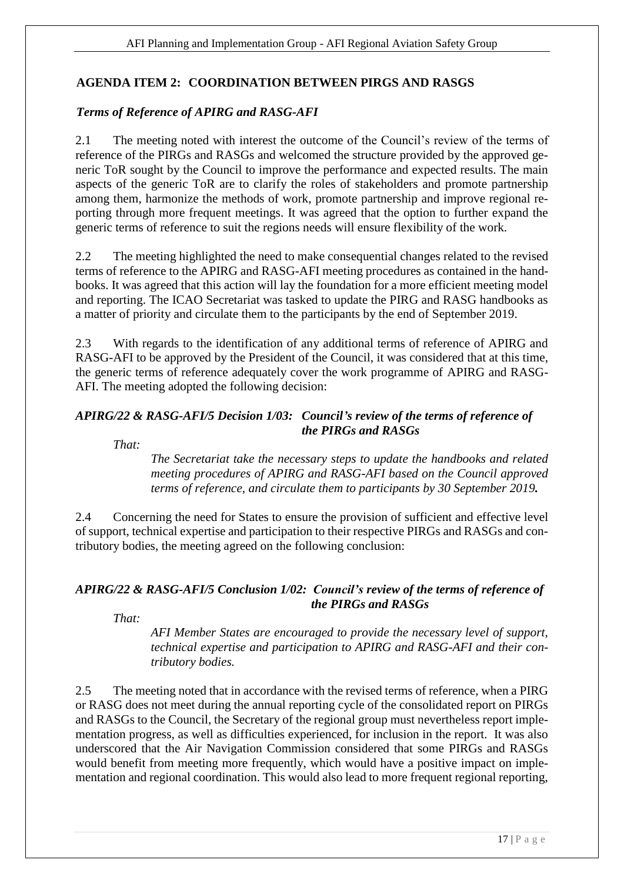## AGENDA ITEM 2: COORDINATION BETWEEN PIRGS AND RASGS

### *Terms of Reference of APIRG and RASG-AFI*

2.1 The meeting noted with interest the outcome of the Council's review of the terms of reference of the PIRGs and RASGs and welcomed the structure provided by the approved generic ToR sought by the Council to improve the performance and expected results. The main aspects of the generic ToR are to clarify the roles of stakeholders and promote partnership among them, harmonize the methods of work, promote partnership and improve regional reporting through more frequent meetings. It was agreed that the option to further expand the generic terms of reference to suit the regions needs will ensure flexibility of the work.

2.2 The meeting highlighted the need to make consequential changes related to the revised terms of reference to the APIRG and RASG-AFI meeting procedures as contained in the handbooks. It was agreed that this action will lay the foundation for a more efficient meeting model and reporting. The ICAO Secretariat was tasked to update the PIRG and RASG handbooks as a matter of priority and circulate them to the participants by the end of September 2019.

2.3 With regards to the identification of any additional terms of reference of APIRG and RASG-AFI to be approved by the President of the Council, it was considered that at this time, the generic terms of reference adequately cover the work programme of APIRG and RASG-AFI. The meeting adopted the following decision:

***APIRG/22 & RASG-AFI/5 Decision 1/03: Council's review of the terms of reference of the PIRGs and RASGs***

*That:*

*The Secretariat take the necessary steps to update the handbooks and related meeting procedures of APIRG and RASG-AFI based on the Council approved terms of reference, and circulate them to participants by 30 September 2019.*

2.4 Concerning the need for States to ensure the provision of sufficient and effective level of support, technical expertise and participation to their respective PIRGs and RASGs and contributory bodies, the meeting agreed on the following conclusion:

***APIRG/22 & RASG-AFI/5 Conclusion 1/02: Council's review of the terms of reference of the PIRGs and RASGs***

*That:*

*AFI Member States are encouraged to provide the necessary level of support, technical expertise and participation to APIRG and RASG-AFI and their contributory bodies.*

2.5 The meeting noted that in accordance with the revised terms of reference, when a PIRG or RASG does not meet during the annual reporting cycle of the consolidated report on PIRGs and RASGs to the Council, the Secretary of the regional group must nevertheless report implementation progress, as well as difficulties experienced, for inclusion in the report. It was also underscored that the Air Navigation Commission considered that some PIRGs and RASGs would benefit from meeting more frequently, which would have a positive impact on implementation and regional coordination. This would also lead to more frequent regional reporting,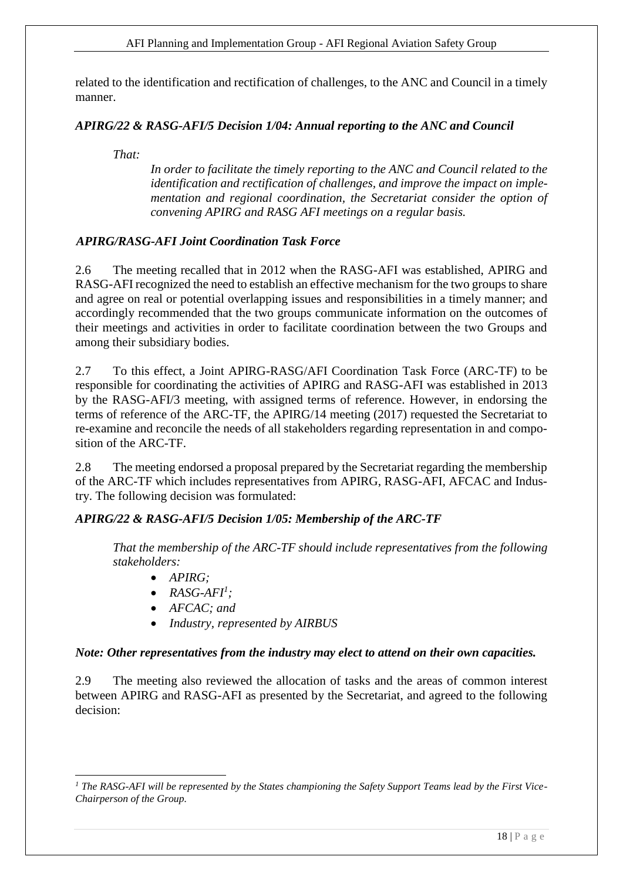related to the identification and rectification of challenges, to the ANC and Council in a timely manner.

***APIRG/22 & RASG-AFI/5 Decision 1/04: Annual reporting to the ANC and Council***

*That:*

*In order to facilitate the timely reporting to the ANC and Council related to the identification and rectification of challenges, and improve the impact on implementation and regional coordination, the Secretariat consider the option of convening APIRG and RASG AFI meetings on a regular basis.*

***APIRG/RASG-AFI Joint Coordination Task Force***

2.6 The meeting recalled that in 2012 when the RASG-AFI was established, APIRG and RASG-AFI recognized the need to establish an effective mechanism for the two groups to share and agree on real or potential overlapping issues and responsibilities in a timely manner; and accordingly recommended that the two groups communicate information on the outcomes of their meetings and activities in order to facilitate coordination between the two Groups and among their subsidiary bodies.

2.7 To this effect, a Joint APIRG-RASG/AFI Coordination Task Force (ARC-TF) to be responsible for coordinating the activities of APIRG and RASG-AFI was established in 2013 by the RASG-AFI/3 meeting, with assigned terms of reference. However, in endorsing the terms of reference of the ARC-TF, the APIRG/14 meeting (2017) requested the Secretariat to re-examine and reconcile the needs of all stakeholders regarding representation in and composition of the ARC-TF.

2.8 The meeting endorsed a proposal prepared by the Secretariat regarding the membership of the ARC-TF which includes representatives from APIRG, RASG-AFI, AFCAC and Industry. The following decision was formulated:

***APIRG/22 & RASG-AFI/5 Decision 1/05: Membership of the ARC-TF***

*That the membership of the ARC-TF should include representatives from the following stakeholders:*

- *APIRG;*
- *RASG-AFI[1];*
- *AFCAC; and*
- *Industry, represented by AIRBUS*

***Note: Other representatives from the industry may elect to attend on their own capacities.***

2.9 The meeting also reviewed the allocation of tasks and the areas of common interest between APIRG and RASG-AFI as presented by the Secretariat, and agreed to the following decision:

[1] *The RASG-AFI will be represented by the States championing the Safety Support Teams lead by the First Vice-Chairperson of the Group.*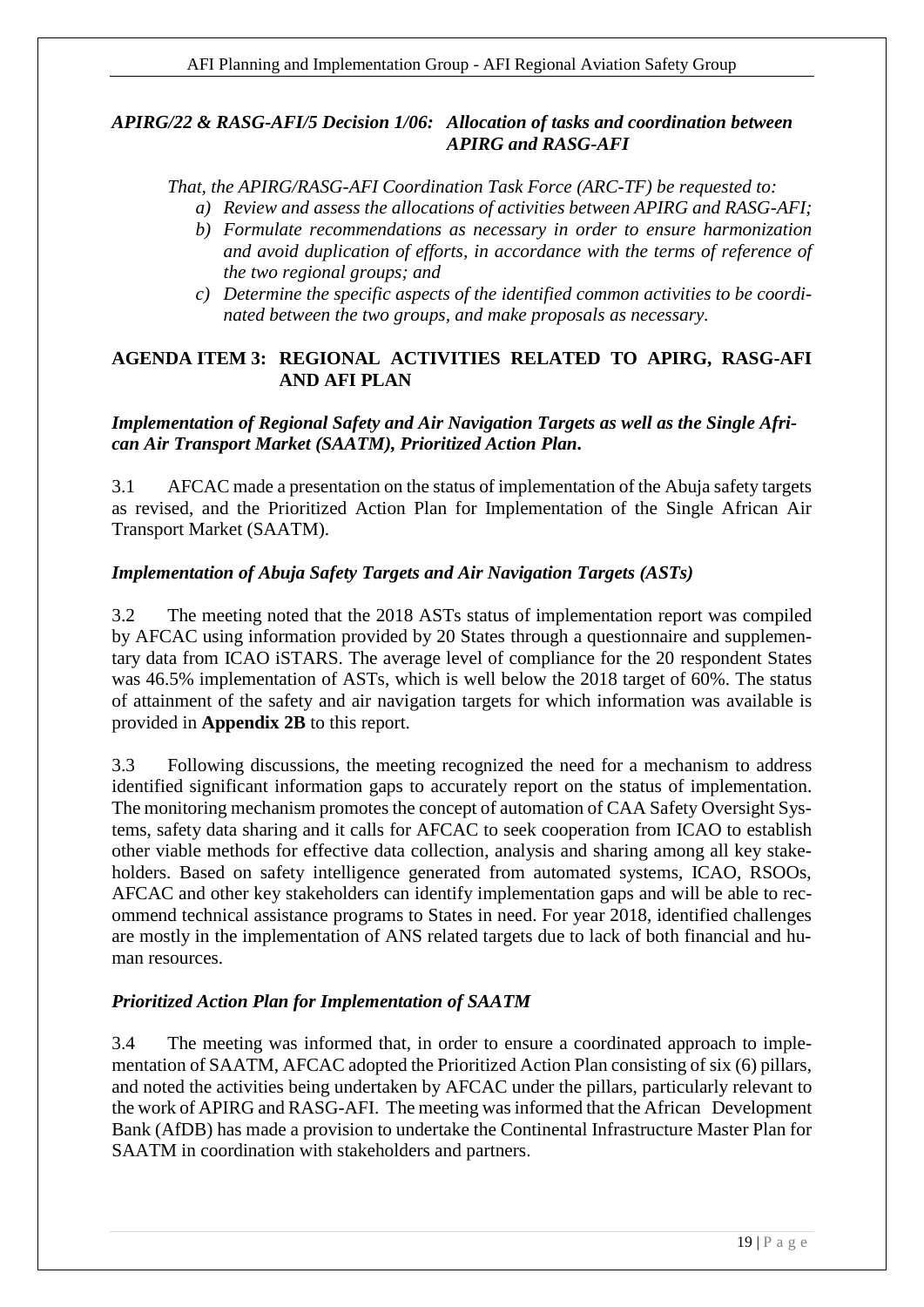***APIRG/22 & RASG-AFI/5 Decision 1/06: Allocation of tasks and coordination between APIRG and RASG-AFI***

*That, the APIRG/RASG-AFI Coordination Task Force (ARC-TF) be requested to:*

*a) Review and assess the allocations of activities between APIRG and RASG-AFI;*

*b) Formulate recommendations as necessary in order to ensure harmonization and avoid duplication of efforts, in accordance with the terms of reference of the two regional groups; and*

*c) Determine the specific aspects of the identified common activities to be coordinated between the two groups, and make proposals as necessary.*

## AGENDA ITEM 3: REGIONAL ACTIVITIES RELATED TO APIRG, RASG-AFI AND AFI PLAN

### *Implementation of Regional Safety and Air Navigation Targets as well as the Single African Air Transport Market (SAATM), Prioritized Action Plan.*

3.1 AFCAC made a presentation on the status of implementation of the Abuja safety targets as revised, and the Prioritized Action Plan for Implementation of the Single African Air Transport Market (SAATM).

### *Implementation of Abuja Safety Targets and Air Navigation Targets (ASTs)*

3.2 The meeting noted that the 2018 ASTs status of implementation report was compiled by AFCAC using information provided by 20 States through a questionnaire and supplementary data from ICAO iSTARS. The average level of compliance for the 20 respondent States was 46.5% implementation of ASTs, which is well below the 2018 target of 60%. The status of attainment of the safety and air navigation targets for which information was available is provided in **Appendix 2B** to this report.

3.3 Following discussions, the meeting recognized the need for a mechanism to address identified significant information gaps to accurately report on the status of implementation. The monitoring mechanism promotes the concept of automation of CAA Safety Oversight Systems, safety data sharing and it calls for AFCAC to seek cooperation from ICAO to establish other viable methods for effective data collection, analysis and sharing among all key stakeholders. Based on safety intelligence generated from automated systems, ICAO, RSOOs, AFCAC and other key stakeholders can identify implementation gaps and will be able to recommend technical assistance programs to States in need. For year 2018, identified challenges are mostly in the implementation of ANS related targets due to lack of both financial and human resources.

### *Prioritized Action Plan for Implementation of SAATM*

3.4 The meeting was informed that, in order to ensure a coordinated approach to implementation of SAATM, AFCAC adopted the Prioritized Action Plan consisting of six (6) pillars, and noted the activities being undertaken by AFCAC under the pillars, particularly relevant to the work of APIRG and RASG-AFI. The meeting was informed that the African Development Bank (AfDB) has made a provision to undertake the Continental Infrastructure Master Plan for SAATM in coordination with stakeholders and partners.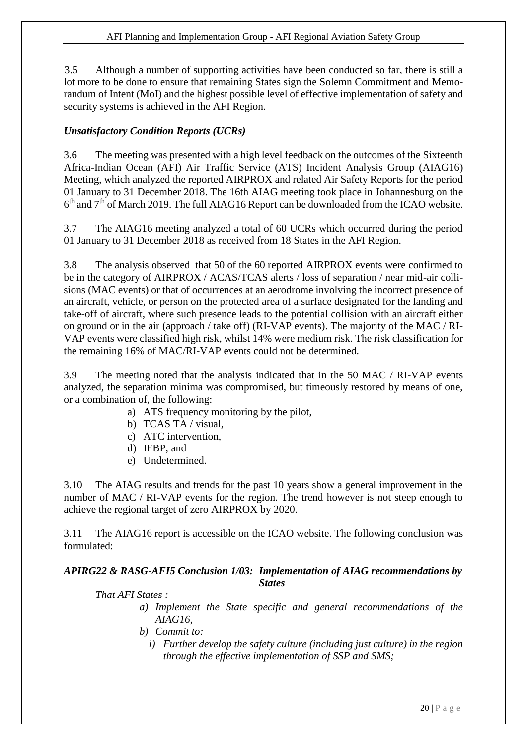3.5 Although a number of supporting activities have been conducted so far, there is still a lot more to be done to ensure that remaining States sign the Solemn Commitment and Memorandum of Intent (MoI) and the highest possible level of effective implementation of safety and security systems is achieved in the AFI Region.

***Unsatisfactory Condition Reports (UCRs)***

3.6 The meeting was presented with a high level feedback on the outcomes of the Sixteenth Africa-Indian Ocean (AFI) Air Traffic Service (ATS) Incident Analysis Group (AIAG16) Meeting, which analyzed the reported AIRPROX and related Air Safety Reports for the period 01 January to 31 December 2018. The 16th AIAG meeting took place in Johannesburg on the 6th and 7th of March 2019. The full AIAG16 Report can be downloaded from the ICAO website.

3.7 The AIAG16 meeting analyzed a total of 60 UCRs which occurred during the period 01 January to 31 December 2018 as received from 18 States in the AFI Region.

3.8 The analysis observed that 50 of the 60 reported AIRPROX events were confirmed to be in the category of AIRPROX / ACAS/TCAS alerts / loss of separation / near mid-air collisions (MAC events) or that of occurrences at an aerodrome involving the incorrect presence of an aircraft, vehicle, or person on the protected area of a surface designated for the landing and take-off of aircraft, where such presence leads to the potential collision with an aircraft either on ground or in the air (approach / take off) (RI-VAP events). The majority of the MAC / RI-VAP events were classified high risk, whilst 14% were medium risk. The risk classification for the remaining 16% of MAC/RI-VAP events could not be determined.

3.9 The meeting noted that the analysis indicated that in the 50 MAC / RI-VAP events analyzed, the separation minima was compromised, but timeously restored by means of one, or a combination of, the following:

a) ATS frequency monitoring by the pilot,
b) TCAS TA / visual,
c) ATC intervention,
d) IFBP, and
e) Undetermined.

3.10 The AIAG results and trends for the past 10 years show a general improvement in the number of MAC / RI-VAP events for the region. The trend however is not steep enough to achieve the regional target of zero AIRPROX by 2020.

3.11 The AIAG16 report is accessible on the ICAO website. The following conclusion was formulated:

***APIRG22 & RASG-AFI5 Conclusion 1/03: Implementation of AIAG recommendations by States***

*That AFI States :*

*a) Implement the State specific and general recommendations of the AIAG16,*

*b) Commit to:*

*i) Further develop the safety culture (including just culture) in the region through the effective implementation of SSP and SMS;*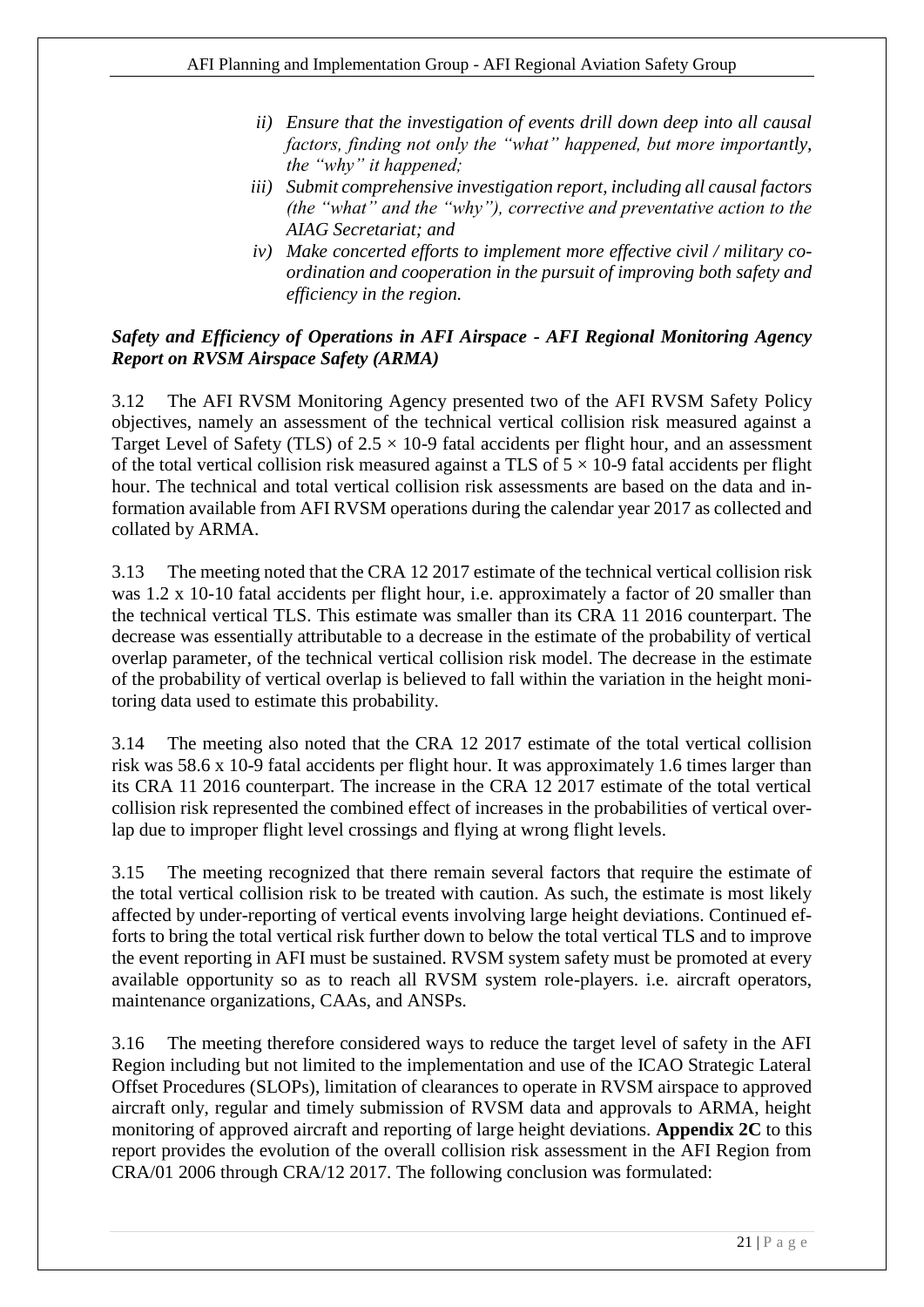ii) *Ensure that the investigation of events drill down deep into all causal factors, finding not only the "what" happened, but more importantly, the "why" it happened;*

iii) *Submit comprehensive investigation report, including all causal factors (the "what" and the "why"), corrective and preventative action to the AIAG Secretariat; and*

iv) *Make concerted efforts to implement more effective civil / military co-ordination and cooperation in the pursuit of improving both safety and efficiency in the region.*

***Safety and Efficiency of Operations in AFI Airspace - AFI Regional Monitoring Agency Report on RVSM Airspace Safety (ARMA)***

3.12 The AFI RVSM Monitoring Agency presented two of the AFI RVSM Safety Policy objectives, namely an assessment of the technical vertical collision risk measured against a Target Level of Safety (TLS) of $2.5 \times 10\text{-}9$ fatal accidents per flight hour, and an assessment of the total vertical collision risk measured against a TLS of $5 \times 10\text{-}9$ fatal accidents per flight hour. The technical and total vertical collision risk assessments are based on the data and information available from AFI RVSM operations during the calendar year 2017 as collected and collated by ARMA.

3.13 The meeting noted that the CRA 12 2017 estimate of the technical vertical collision risk was 1.2 x 10-10 fatal accidents per flight hour, i.e. approximately a factor of 20 smaller than the technical vertical TLS. This estimate was smaller than its CRA 11 2016 counterpart. The decrease was essentially attributable to a decrease in the estimate of the probability of vertical overlap parameter, of the technical vertical collision risk model. The decrease in the estimate of the probability of vertical overlap is believed to fall within the variation in the height monitoring data used to estimate this probability.

3.14 The meeting also noted that the CRA 12 2017 estimate of the total vertical collision risk was 58.6 x 10-9 fatal accidents per flight hour. It was approximately 1.6 times larger than its CRA 11 2016 counterpart. The increase in the CRA 12 2017 estimate of the total vertical collision risk represented the combined effect of increases in the probabilities of vertical overlap due to improper flight level crossings and flying at wrong flight levels.

3.15 The meeting recognized that there remain several factors that require the estimate of the total vertical collision risk to be treated with caution. As such, the estimate is most likely affected by under-reporting of vertical events involving large height deviations. Continued efforts to bring the total vertical risk further down to below the total vertical TLS and to improve the event reporting in AFI must be sustained. RVSM system safety must be promoted at every available opportunity so as to reach all RVSM system role-players. i.e. aircraft operators, maintenance organizations, CAAs, and ANSPs.

3.16 The meeting therefore considered ways to reduce the target level of safety in the AFI Region including but not limited to the implementation and use of the ICAO Strategic Lateral Offset Procedures (SLOPs), limitation of clearances to operate in RVSM airspace to approved aircraft only, regular and timely submission of RVSM data and approvals to ARMA, height monitoring of approved aircraft and reporting of large height deviations. **Appendix 2C** to this report provides the evolution of the overall collision risk assessment in the AFI Region from CRA/01 2006 through CRA/12 2017. The following conclusion was formulated: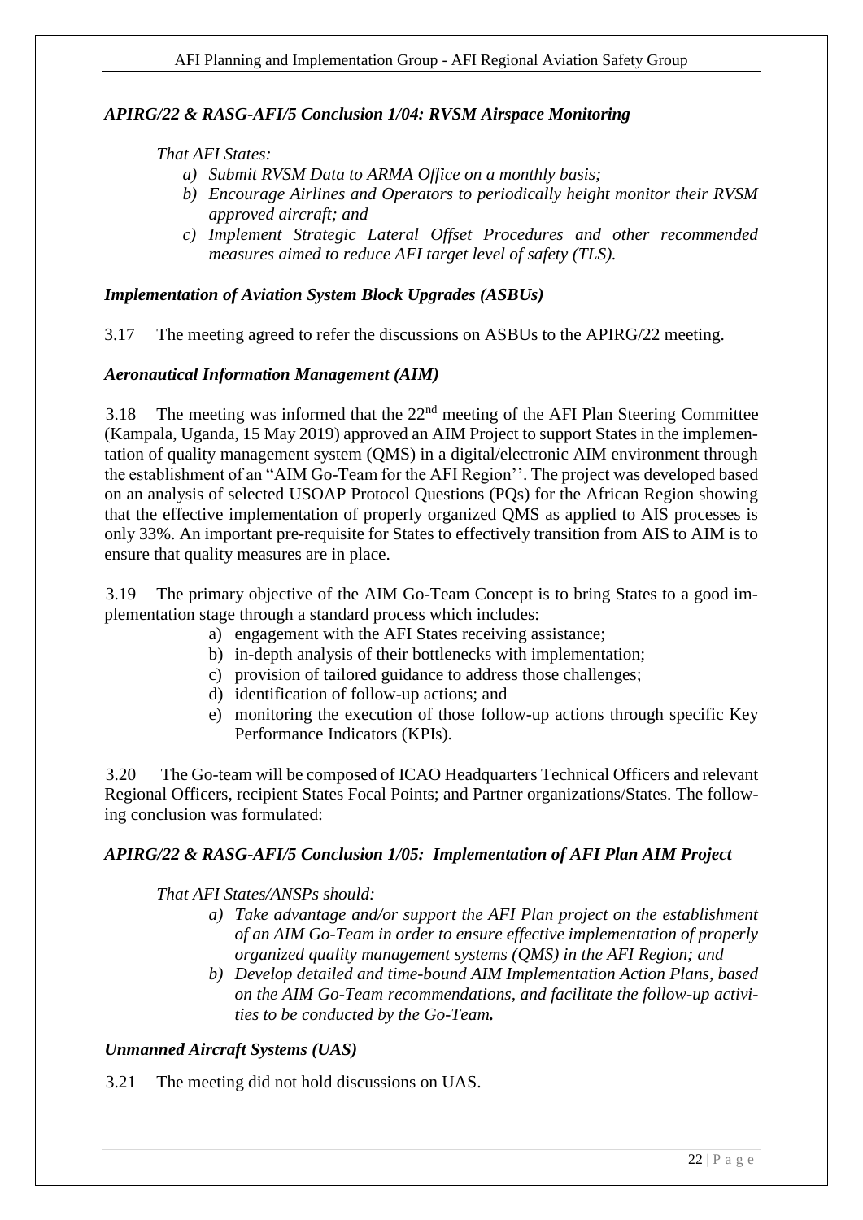***APIRG/22 & RASG-AFI/5 Conclusion 1/04: RVSM Airspace Monitoring***

*That AFI States:*

*a) Submit RVSM Data to ARMA Office on a monthly basis;*

*b) Encourage Airlines and Operators to periodically height monitor their RVSM approved aircraft; and*

*c) Implement Strategic Lateral Offset Procedures and other recommended measures aimed to reduce AFI target level of safety (TLS).*

***Implementation of Aviation System Block Upgrades (ASBUs)***

3.17 The meeting agreed to refer the discussions on ASBUs to the APIRG/22 meeting.

***Aeronautical Information Management (AIM)***

3.18 The meeting was informed that the 22nd meeting of the AFI Plan Steering Committee (Kampala, Uganda, 15 May 2019) approved an AIM Project to support States in the implementation of quality management system (QMS) in a digital/electronic AIM environment through the establishment of an "AIM Go-Team for the AFI Region''. The project was developed based on an analysis of selected USOAP Protocol Questions (PQs) for the African Region showing that the effective implementation of properly organized QMS as applied to AIS processes is only 33%. An important pre-requisite for States to effectively transition from AIS to AIM is to ensure that quality measures are in place.

3.19 The primary objective of the AIM Go-Team Concept is to bring States to a good implementation stage through a standard process which includes:

a) engagement with the AFI States receiving assistance;
b) in-depth analysis of their bottlenecks with implementation;
c) provision of tailored guidance to address those challenges;
d) identification of follow-up actions; and
e) monitoring the execution of those follow-up actions through specific Key Performance Indicators (KPIs).

3.20 The Go-team will be composed of ICAO Headquarters Technical Officers and relevant Regional Officers, recipient States Focal Points; and Partner organizations/States. The following conclusion was formulated:

***APIRG/22 & RASG-AFI/5 Conclusion 1/05: Implementation of AFI Plan AIM Project***

*That AFI States/ANSPs should:*

*a) Take advantage and/or support the AFI Plan project on the establishment of an AIM Go-Team in order to ensure effective implementation of properly organized quality management systems (QMS) in the AFI Region; and*

*b) Develop detailed and time-bound AIM Implementation Action Plans, based on the AIM Go-Team recommendations, and facilitate the follow-up activities to be conducted by the Go-Team.*

***Unmanned Aircraft Systems (UAS)***

3.21 The meeting did not hold discussions on UAS.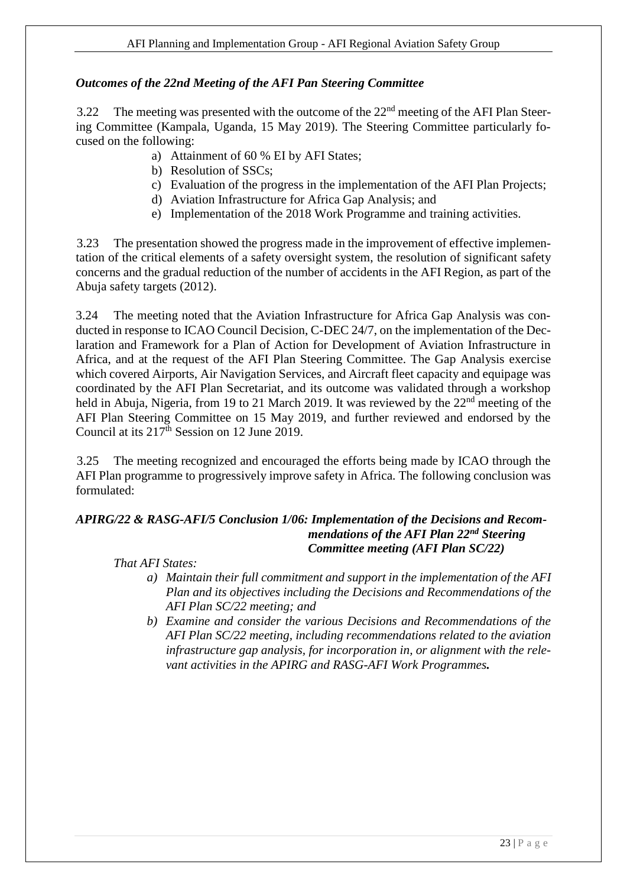### *Outcomes of the 22nd Meeting of the AFI Pan Steering Committee*

3.22 The meeting was presented with the outcome of the 22nd meeting of the AFI Plan Steering Committee (Kampala, Uganda, 15 May 2019). The Steering Committee particularly focused on the following:

a) Attainment of 60 % EI by AFI States;
b) Resolution of SSCs;
c) Evaluation of the progress in the implementation of the AFI Plan Projects;
d) Aviation Infrastructure for Africa Gap Analysis; and
e) Implementation of the 2018 Work Programme and training activities.

3.23 The presentation showed the progress made in the improvement of effective implementation of the critical elements of a safety oversight system, the resolution of significant safety concerns and the gradual reduction of the number of accidents in the AFI Region, as part of the Abuja safety targets (2012).

3.24 The meeting noted that the Aviation Infrastructure for Africa Gap Analysis was conducted in response to ICAO Council Decision, C-DEC 24/7, on the implementation of the Declaration and Framework for a Plan of Action for Development of Aviation Infrastructure in Africa, and at the request of the AFI Plan Steering Committee. The Gap Analysis exercise which covered Airports, Air Navigation Services, and Aircraft fleet capacity and equipage was coordinated by the AFI Plan Secretariat, and its outcome was validated through a workshop held in Abuja, Nigeria, from 19 to 21 March 2019. It was reviewed by the 22nd meeting of the AFI Plan Steering Committee on 15 May 2019, and further reviewed and endorsed by the Council at its 217th Session on 12 June 2019.

3.25 The meeting recognized and encouraged the efforts being made by ICAO through the AFI Plan programme to progressively improve safety in Africa. The following conclusion was formulated:

***APIRG/22 & RASG-AFI/5 Conclusion 1/06: Implementation of the Decisions and Recommendations of the AFI Plan 22nd Steering Committee meeting (AFI Plan SC/22)***

*That AFI States:*

*a) Maintain their full commitment and support in the implementation of the AFI Plan and its objectives including the Decisions and Recommendations of the AFI Plan SC/22 meeting; and*

*b) Examine and consider the various Decisions and Recommendations of the AFI Plan SC/22 meeting, including recommendations related to the aviation infrastructure gap analysis, for incorporation in, or alignment with the relevant activities in the APIRG and RASG-AFI Work Programmes.*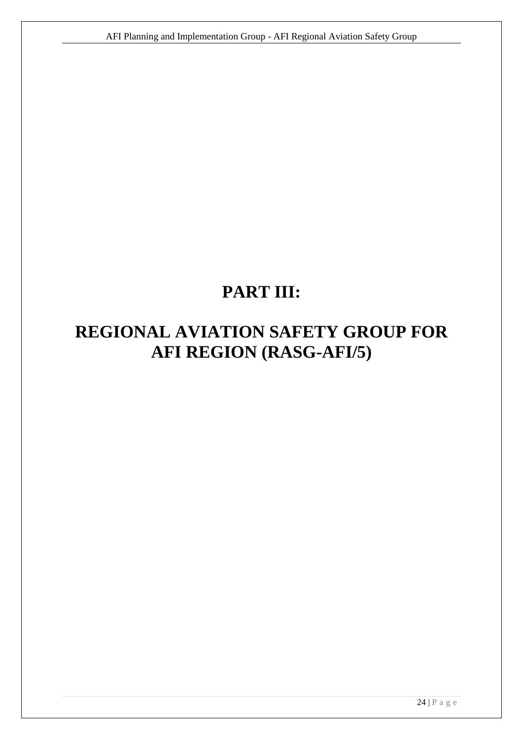# PART III:

# REGIONAL AVIATION SAFETY GROUP FOR AFI REGION (RASG-AFI/5)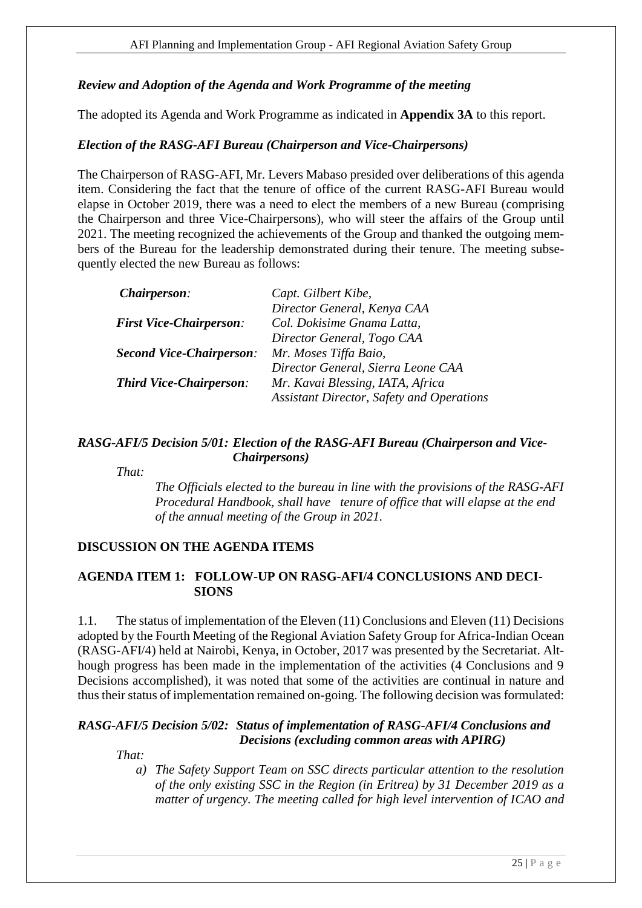### *Review and Adoption of the Agenda and Work Programme of the meeting*

The adopted its Agenda and Work Programme as indicated in **Appendix 3A** to this report.

### *Election of the RASG-AFI Bureau (Chairperson and Vice-Chairpersons)*

The Chairperson of RASG-AFI, Mr. Levers Mabaso presided over deliberations of this agenda item. Considering the fact that the tenure of office of the current RASG-AFI Bureau would elapse in October 2019, there was a need to elect the members of a new Bureau (comprising the Chairperson and three Vice-Chairpersons), who will steer the affairs of the Group until 2021. The meeting recognized the achievements of the Group and thanked the outgoing members of the Bureau for the leadership demonstrated during their tenure. The meeting subsequently elected the new Bureau as follows:

| | |
|---|---|
| ***Chairperson:*** | *Capt. Gilbert Kibe, Director General, Kenya CAA* |
| ***First Vice-Chairperson:*** | *Col. Dokisime Gnama Latta, Director General, Togo CAA* |
| ***Second Vice-Chairperson:*** | *Mr. Moses Tiffa Baio, Director General, Sierra Leone CAA* |
| ***Third Vice-Chairperson:*** | *Mr. Kavai Blessing, IATA, Africa Assistant Director, Safety and Operations* |

#### *RASG-AFI/5 Decision 5/01: Election of the RASG-AFI Bureau (Chairperson and Vice-Chairpersons)*

*That:*

*The Officials elected to the bureau in line with the provisions of the RASG-AFI Procedural Handbook, shall have tenure of office that will elapse at the end of the annual meeting of the Group in 2021.*

## DISCUSSION ON THE AGENDA ITEMS

### AGENDA ITEM 1: FOLLOW-UP ON RASG-AFI/4 CONCLUSIONS AND DECISIONS

1.1. The status of implementation of the Eleven (11) Conclusions and Eleven (11) Decisions adopted by the Fourth Meeting of the Regional Aviation Safety Group for Africa-Indian Ocean (RASG-AFI/4) held at Nairobi, Kenya, in October, 2017 was presented by the Secretariat. Although progress has been made in the implementation of the activities (4 Conclusions and 9 Decisions accomplished), it was noted that some of the activities are continual in nature and thus their status of implementation remained on-going. The following decision was formulated:

#### *RASG-AFI/5 Decision 5/02: Status of implementation of RASG-AFI/4 Conclusions and Decisions (excluding common areas with APIRG)*

*That:*

*a) The Safety Support Team on SSC directs particular attention to the resolution of the only existing SSC in the Region (in Eritrea) by 31 December 2019 as a matter of urgency. The meeting called for high level intervention of ICAO and*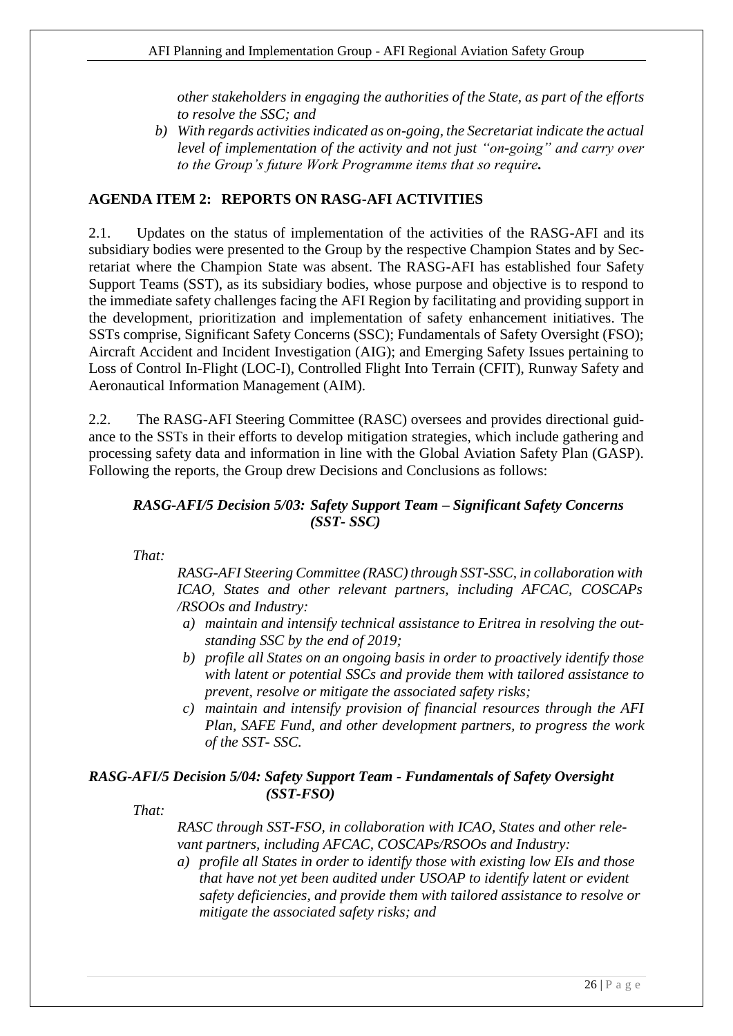*other stakeholders in engaging the authorities of the State, as part of the efforts to resolve the SSC; and*

*b) With regards activities indicated as on-going, the Secretariat indicate the actual level of implementation of the activity and not just "on-going" and carry over to the Group's future Work Programme items that so require.*

## AGENDA ITEM 2: REPORTS ON RASG-AFI ACTIVITIES

2.1. Updates on the status of implementation of the activities of the RASG-AFI and its subsidiary bodies were presented to the Group by the respective Champion States and by Secretariat where the Champion State was absent. The RASG-AFI has established four Safety Support Teams (SST), as its subsidiary bodies, whose purpose and objective is to respond to the immediate safety challenges facing the AFI Region by facilitating and providing support in the development, prioritization and implementation of safety enhancement initiatives. The SSTs comprise, Significant Safety Concerns (SSC); Fundamentals of Safety Oversight (FSO); Aircraft Accident and Incident Investigation (AIG); and Emerging Safety Issues pertaining to Loss of Control In-Flight (LOC-I), Controlled Flight Into Terrain (CFIT), Runway Safety and Aeronautical Information Management (AIM).

2.2. The RASG-AFI Steering Committee (RASC) oversees and provides directional guidance to the SSTs in their efforts to develop mitigation strategies, which include gathering and processing safety data and information in line with the Global Aviation Safety Plan (GASP). Following the reports, the Group drew Decisions and Conclusions as follows:

### *RASG-AFI/5 Decision 5/03: Safety Support Team – Significant Safety Concerns (SST- SSC)*

*That:*

*RASG-AFI Steering Committee (RASC) through SST-SSC, in collaboration with ICAO, States and other relevant partners, including AFCAC, COSCAPs /RSOOs and Industry:*

*a) maintain and intensify technical assistance to Eritrea in resolving the outstanding SSC by the end of 2019;*

*b) profile all States on an ongoing basis in order to proactively identify those with latent or potential SSCs and provide them with tailored assistance to prevent, resolve or mitigate the associated safety risks;*

*c) maintain and intensify provision of financial resources through the AFI Plan, SAFE Fund, and other development partners, to progress the work of the SST- SSC.*

### *RASG-AFI/5 Decision 5/04: Safety Support Team - Fundamentals of Safety Oversight (SST-FSO)*

*That:*

*RASC through SST-FSO, in collaboration with ICAO, States and other relevant partners, including AFCAC, COSCAPs/RSOOs and Industry:*

*a) profile all States in order to identify those with existing low EIs and those that have not yet been audited under USOAP to identify latent or evident safety deficiencies, and provide them with tailored assistance to resolve or mitigate the associated safety risks; and*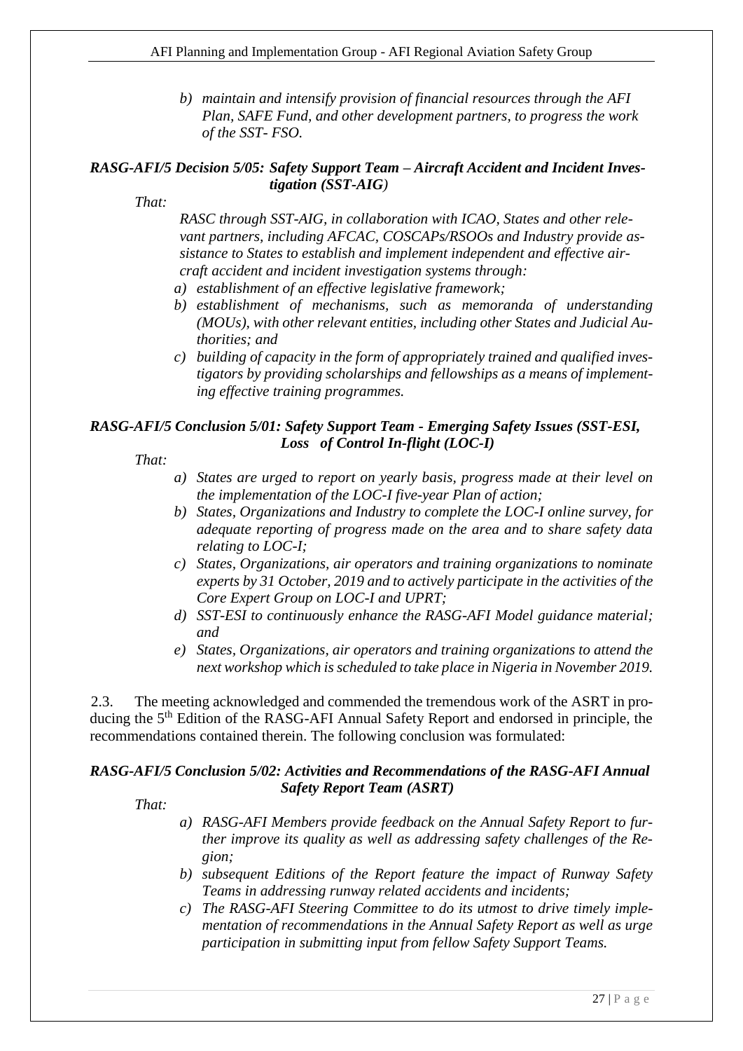b) *maintain and intensify provision of financial resources through the AFI Plan, SAFE Fund, and other development partners, to progress the work of the SST- FSO.*

***RASG-AFI/5 Decision 5/05: Safety Support Team – Aircraft Accident and Incident Investigation (SST-AIG)***

*That:*

*RASC through SST-AIG, in collaboration with ICAO, States and other relevant partners, including AFCAC, COSCAPs/RSOOs and Industry provide assistance to States to establish and implement independent and effective aircraft accident and incident investigation systems through:*

a) *establishment of an effective legislative framework;*
b) *establishment of mechanisms, such as memoranda of understanding (MOUs), with other relevant entities, including other States and Judicial Authorities; and*
c) *building of capacity in the form of appropriately trained and qualified investigators by providing scholarships and fellowships as a means of implementing effective training programmes.*

***RASG-AFI/5 Conclusion 5/01: Safety Support Team - Emerging Safety Issues (SST-ESI, Loss of Control In-flight (LOC-I)***

*That:*

a) *States are urged to report on yearly basis, progress made at their level on the implementation of the LOC-I five-year Plan of action;*
b) *States, Organizations and Industry to complete the LOC-I online survey, for adequate reporting of progress made on the area and to share safety data relating to LOC-I;*
c) *States, Organizations, air operators and training organizations to nominate experts by 31 October, 2019 and to actively participate in the activities of the Core Expert Group on LOC-I and UPRT;*
d) *SST-ESI to continuously enhance the RASG-AFI Model guidance material; and*
e) *States, Organizations, air operators and training organizations to attend the next workshop which is scheduled to take place in Nigeria in November 2019.*

2.3. The meeting acknowledged and commended the tremendous work of the ASRT in producing the 5th Edition of the RASG-AFI Annual Safety Report and endorsed in principle, the recommendations contained therein. The following conclusion was formulated:

***RASG-AFI/5 Conclusion 5/02: Activities and Recommendations of the RASG-AFI Annual Safety Report Team (ASRT)***

*That:*

a) *RASG-AFI Members provide feedback on the Annual Safety Report to further improve its quality as well as addressing safety challenges of the Region;*
b) *subsequent Editions of the Report feature the impact of Runway Safety Teams in addressing runway related accidents and incidents;*
c) *The RASG-AFI Steering Committee to do its utmost to drive timely implementation of recommendations in the Annual Safety Report as well as urge participation in submitting input from fellow Safety Support Teams.*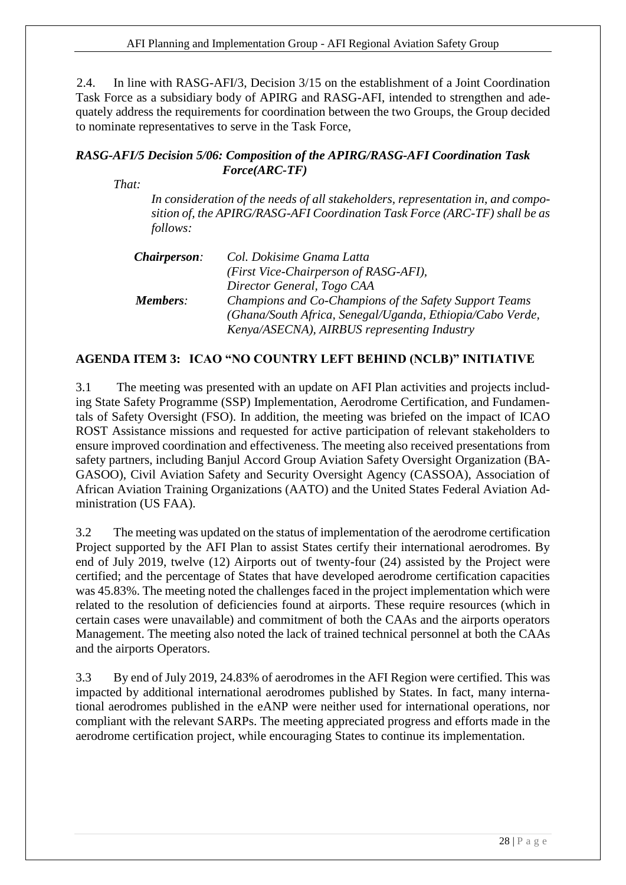2.4. In line with RASG-AFI/3, Decision 3/15 on the establishment of a Joint Coordination Task Force as a subsidiary body of APIRG and RASG-AFI, intended to strengthen and adequately address the requirements for coordination between the two Groups, the Group decided to nominate representatives to serve in the Task Force,

***RASG-AFI/5 Decision 5/06: Composition of the APIRG/RASG-AFI Coordination Task Force(ARC-TF)***

*That:*

*In consideration of the needs of all stakeholders, representation in, and composition of, the APIRG/RASG-AFI Coordination Task Force (ARC-TF) shall be as follows:*

| | |
|---|---|
| ***Chairperson:*** | *Col. Dokisime Gnama Latta (First Vice-Chairperson of RASG-AFI), Director General, Togo CAA* |
| ***Members:*** | *Champions and Co-Champions of the Safety Support Teams (Ghana/South Africa, Senegal/Uganda, Ethiopia/Cabo Verde, Kenya/ASECNA), AIRBUS representing Industry* |

## AGENDA ITEM 3: ICAO "NO COUNTRY LEFT BEHIND (NCLB)" INITIATIVE

3.1 The meeting was presented with an update on AFI Plan activities and projects including State Safety Programme (SSP) Implementation, Aerodrome Certification, and Fundamentals of Safety Oversight (FSO). In addition, the meeting was briefed on the impact of ICAO ROST Assistance missions and requested for active participation of relevant stakeholders to ensure improved coordination and effectiveness. The meeting also received presentations from safety partners, including Banjul Accord Group Aviation Safety Oversight Organization (BAGASOO), Civil Aviation Safety and Security Oversight Agency (CASSOA), Association of African Aviation Training Organizations (AATO) and the United States Federal Aviation Administration (US FAA).

3.2 The meeting was updated on the status of implementation of the aerodrome certification Project supported by the AFI Plan to assist States certify their international aerodromes. By end of July 2019, twelve (12) Airports out of twenty-four (24) assisted by the Project were certified; and the percentage of States that have developed aerodrome certification capacities was 45.83%. The meeting noted the challenges faced in the project implementation which were related to the resolution of deficiencies found at airports. These require resources (which in certain cases were unavailable) and commitment of both the CAAs and the airports operators Management. The meeting also noted the lack of trained technical personnel at both the CAAs and the airports Operators.

3.3 By end of July 2019, 24.83% of aerodromes in the AFI Region were certified. This was impacted by additional international aerodromes published by States. In fact, many international aerodromes published in the eANP were neither used for international operations, nor compliant with the relevant SARPs. The meeting appreciated progress and efforts made in the aerodrome certification project, while encouraging States to continue its implementation.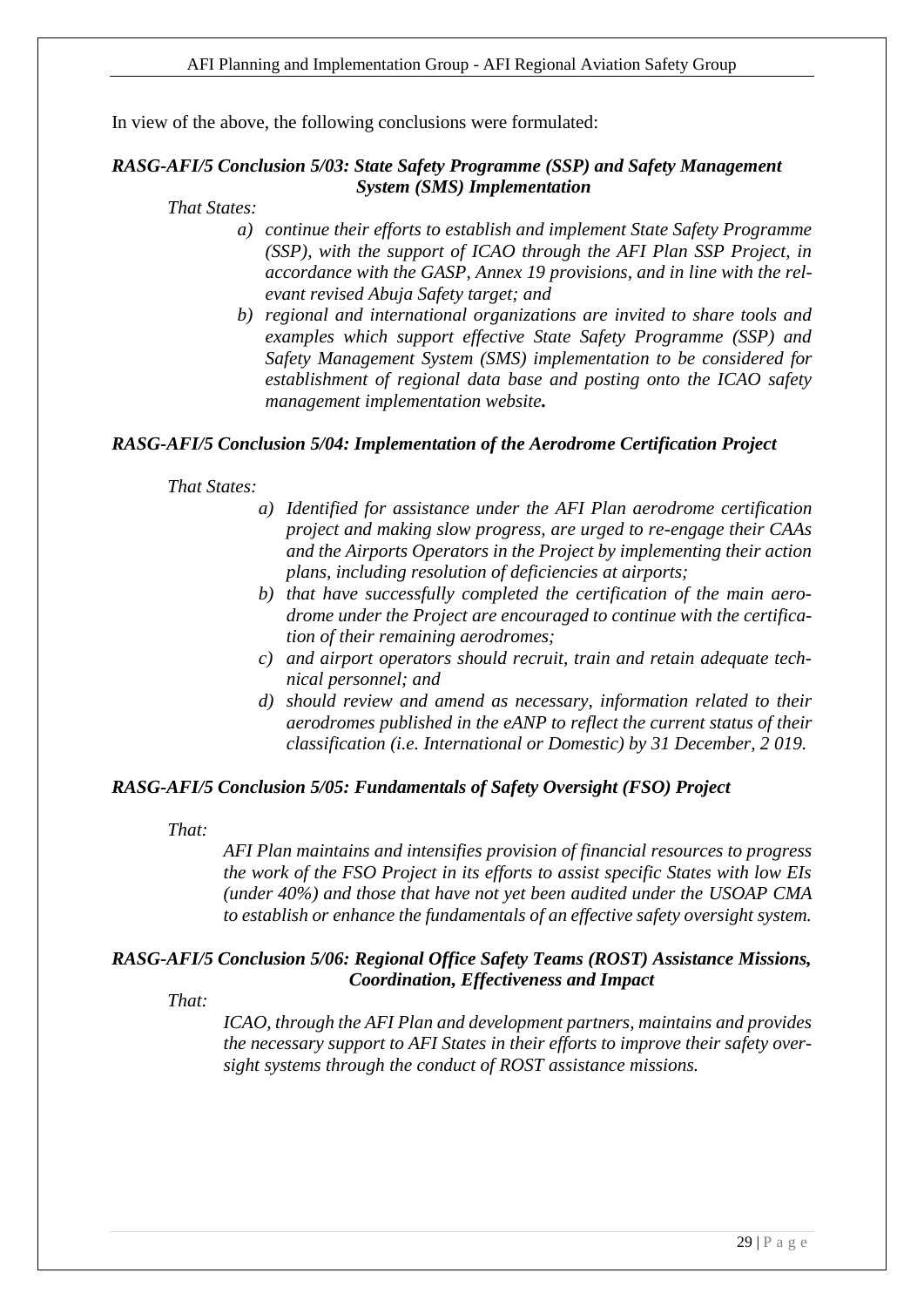In view of the above, the following conclusions were formulated:

***RASG-AFI/5 Conclusion 5/03: State Safety Programme (SSP) and Safety Management System (SMS) Implementation***

*That States:*

*a) continue their efforts to establish and implement State Safety Programme (SSP), with the support of ICAO through the AFI Plan SSP Project, in accordance with the GASP, Annex 19 provisions, and in line with the relevant revised Abuja Safety target; and*

*b) regional and international organizations are invited to share tools and examples which support effective State Safety Programme (SSP) and Safety Management System (SMS) implementation to be considered for establishment of regional data base and posting onto the ICAO safety management implementation website.*

***RASG-AFI/5 Conclusion 5/04: Implementation of the Aerodrome Certification Project***

*That States:*

*a) Identified for assistance under the AFI Plan aerodrome certification project and making slow progress, are urged to re-engage their CAAs and the Airports Operators in the Project by implementing their action plans, including resolution of deficiencies at airports;*

*b) that have successfully completed the certification of the main aerodrome under the Project are encouraged to continue with the certification of their remaining aerodromes;*

*c) and airport operators should recruit, train and retain adequate technical personnel; and*

*d) should review and amend as necessary, information related to their aerodromes published in the eANP to reflect the current status of their classification (i.e. International or Domestic) by 31 December, 2 019.*

***RASG-AFI/5 Conclusion 5/05: Fundamentals of Safety Oversight (FSO) Project***

*That:*

*AFI Plan maintains and intensifies provision of financial resources to progress the work of the FSO Project in its efforts to assist specific States with low EIs (under 40%) and those that have not yet been audited under the USOAP CMA to establish or enhance the fundamentals of an effective safety oversight system.*

***RASG-AFI/5 Conclusion 5/06: Regional Office Safety Teams (ROST) Assistance Missions, Coordination, Effectiveness and Impact***

*That:*

*ICAO, through the AFI Plan and development partners, maintains and provides the necessary support to AFI States in their efforts to improve their safety oversight systems through the conduct of ROST assistance missions.*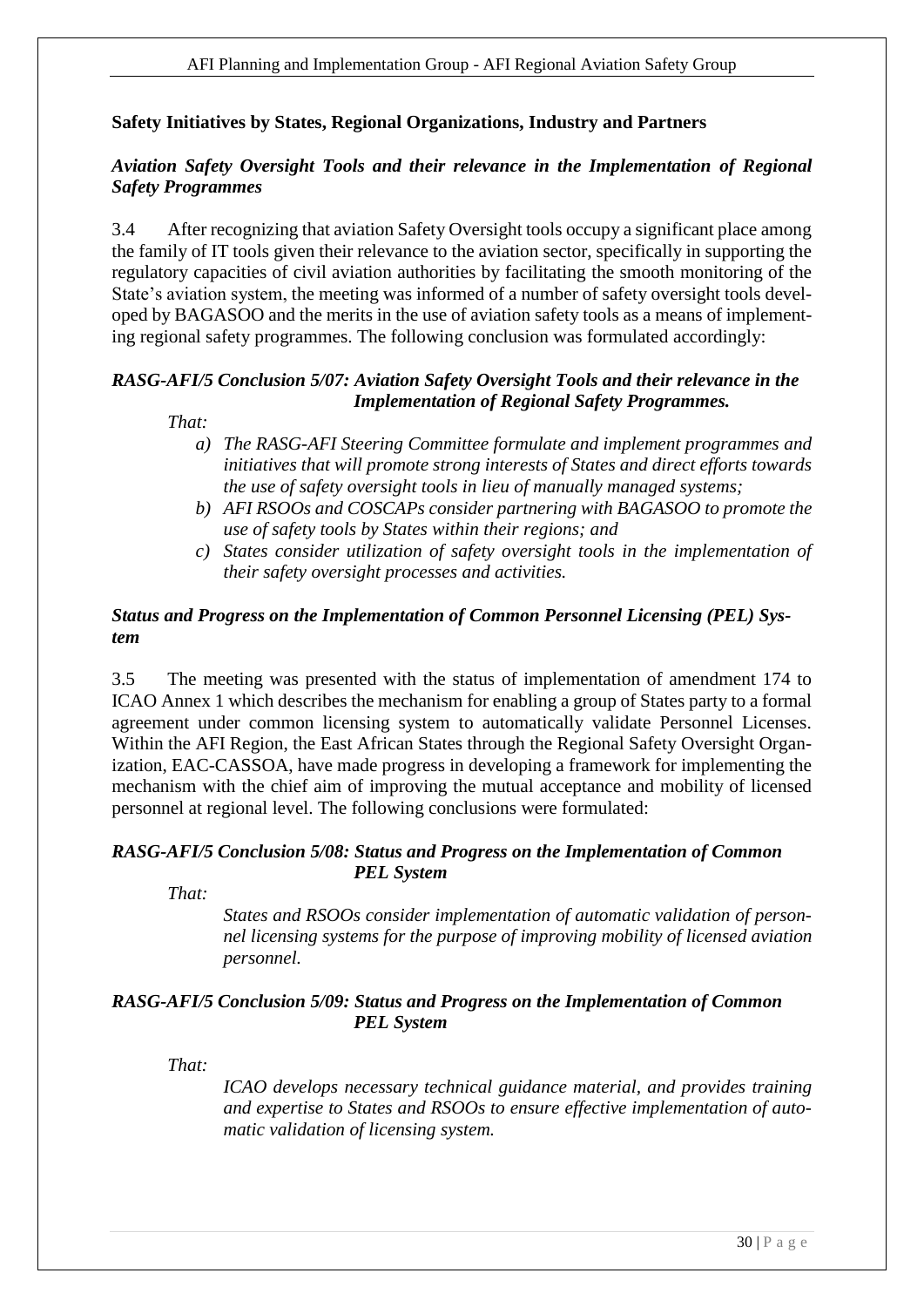### Safety Initiatives by States, Regional Organizations, Industry and Partners

#### *Aviation Safety Oversight Tools and their relevance in the Implementation of Regional Safety Programmes*

3.4 After recognizing that aviation Safety Oversight tools occupy a significant place among the family of IT tools given their relevance to the aviation sector, specifically in supporting the regulatory capacities of civil aviation authorities by facilitating the smooth monitoring of the State's aviation system, the meeting was informed of a number of safety oversight tools developed by BAGASOO and the merits in the use of aviation safety tools as a means of implementing regional safety programmes. The following conclusion was formulated accordingly:

***RASG-AFI/5 Conclusion 5/07: Aviation Safety Oversight Tools and their relevance in the Implementation of Regional Safety Programmes.***

*That:*

*a) The RASG-AFI Steering Committee formulate and implement programmes and initiatives that will promote strong interests of States and direct efforts towards the use of safety oversight tools in lieu of manually managed systems;*

*b) AFI RSOOs and COSCAPs consider partnering with BAGASOO to promote the use of safety tools by States within their regions; and*

*c) States consider utilization of safety oversight tools in the implementation of their safety oversight processes and activities.*

#### *Status and Progress on the Implementation of Common Personnel Licensing (PEL) System*

3.5 The meeting was presented with the status of implementation of amendment 174 to ICAO Annex 1 which describes the mechanism for enabling a group of States party to a formal agreement under common licensing system to automatically validate Personnel Licenses. Within the AFI Region, the East African States through the Regional Safety Oversight Organization, EAC-CASSOA, have made progress in developing a framework for implementing the mechanism with the chief aim of improving the mutual acceptance and mobility of licensed personnel at regional level. The following conclusions were formulated:

***RASG-AFI/5 Conclusion 5/08: Status and Progress on the Implementation of Common PEL System***

*That:*

*States and RSOOs consider implementation of automatic validation of personnel licensing systems for the purpose of improving mobility of licensed aviation personnel.*

***RASG-AFI/5 Conclusion 5/09: Status and Progress on the Implementation of Common PEL System***

*That:*

*ICAO develops necessary technical guidance material, and provides training and expertise to States and RSOOs to ensure effective implementation of automatic validation of licensing system.*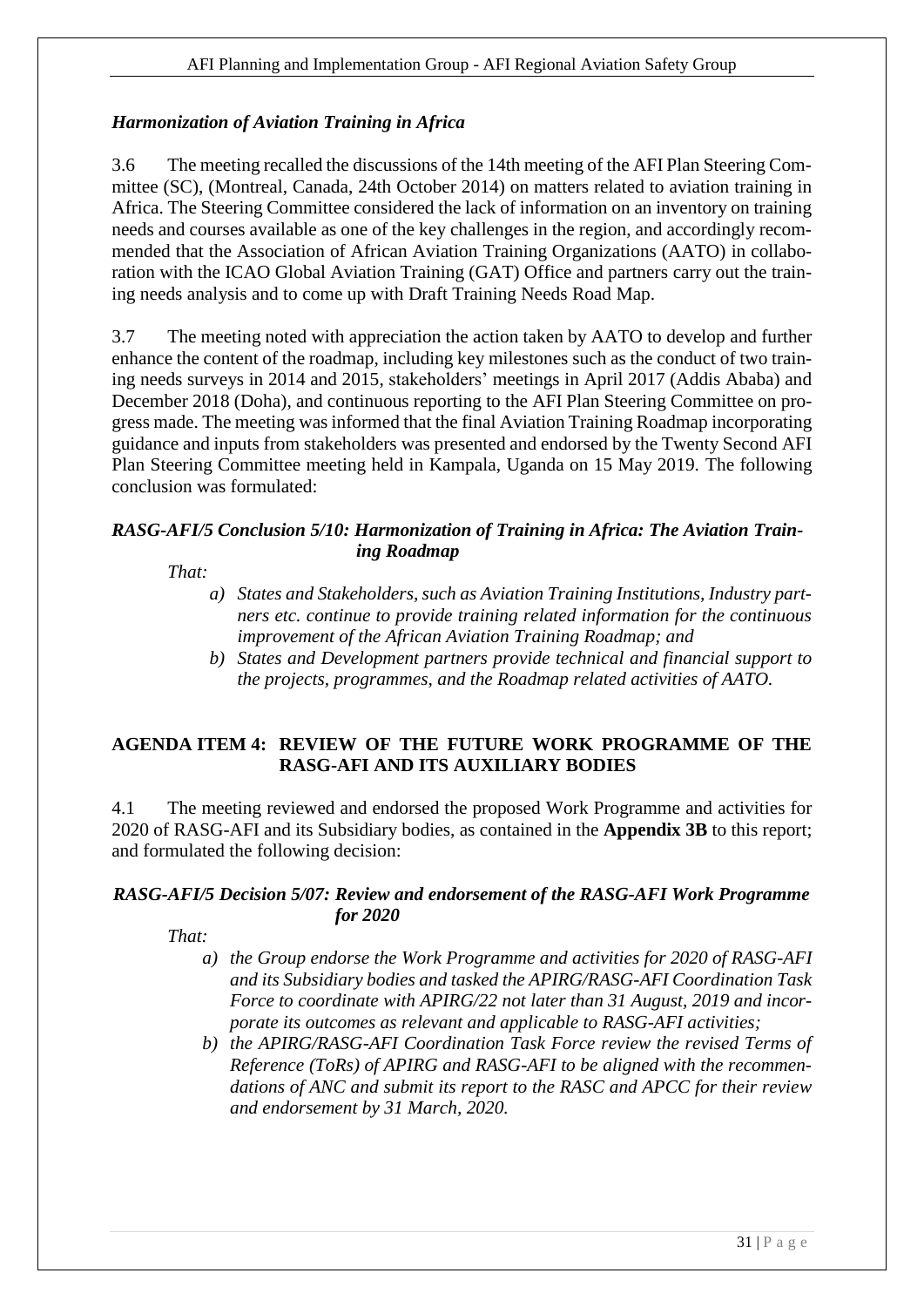### *Harmonization of Aviation Training in Africa*

3.6 The meeting recalled the discussions of the 14th meeting of the AFI Plan Steering Committee (SC), (Montreal, Canada, 24th October 2014) on matters related to aviation training in Africa. The Steering Committee considered the lack of information on an inventory on training needs and courses available as one of the key challenges in the region, and accordingly recommended that the Association of African Aviation Training Organizations (AATO) in collaboration with the ICAO Global Aviation Training (GAT) Office and partners carry out the training needs analysis and to come up with Draft Training Needs Road Map.

3.7 The meeting noted with appreciation the action taken by AATO to develop and further enhance the content of the roadmap, including key milestones such as the conduct of two training needs surveys in 2014 and 2015, stakeholders' meetings in April 2017 (Addis Ababa) and December 2018 (Doha), and continuous reporting to the AFI Plan Steering Committee on progress made. The meeting was informed that the final Aviation Training Roadmap incorporating guidance and inputs from stakeholders was presented and endorsed by the Twenty Second AFI Plan Steering Committee meeting held in Kampala, Uganda on 15 May 2019. The following conclusion was formulated:

***RASG-AFI/5 Conclusion 5/10: Harmonization of Training in Africa: The Aviation Training Roadmap***

*That:*

*a) States and Stakeholders, such as Aviation Training Institutions, Industry partners etc. continue to provide training related information for the continuous improvement of the African Aviation Training Roadmap; and*

*b) States and Development partners provide technical and financial support to the projects, programmes, and the Roadmap related activities of AATO.*

## AGENDA ITEM 4: REVIEW OF THE FUTURE WORK PROGRAMME OF THE RASG-AFI AND ITS AUXILIARY BODIES

4.1 The meeting reviewed and endorsed the proposed Work Programme and activities for 2020 of RASG-AFI and its Subsidiary bodies, as contained in the **Appendix 3B** to this report; and formulated the following decision:

***RASG-AFI/5 Decision 5/07: Review and endorsement of the RASG-AFI Work Programme for 2020***

*That:*

*a) the Group endorse the Work Programme and activities for 2020 of RASG-AFI and its Subsidiary bodies and tasked the APIRG/RASG-AFI Coordination Task Force to coordinate with APIRG/22 not later than 31 August, 2019 and incorporate its outcomes as relevant and applicable to RASG-AFI activities;*

*b) the APIRG/RASG-AFI Coordination Task Force review the revised Terms of Reference (ToRs) of APIRG and RASG-AFI to be aligned with the recommendations of ANC and submit its report to the RASC and APCC for their review and endorsement by 31 March, 2020.*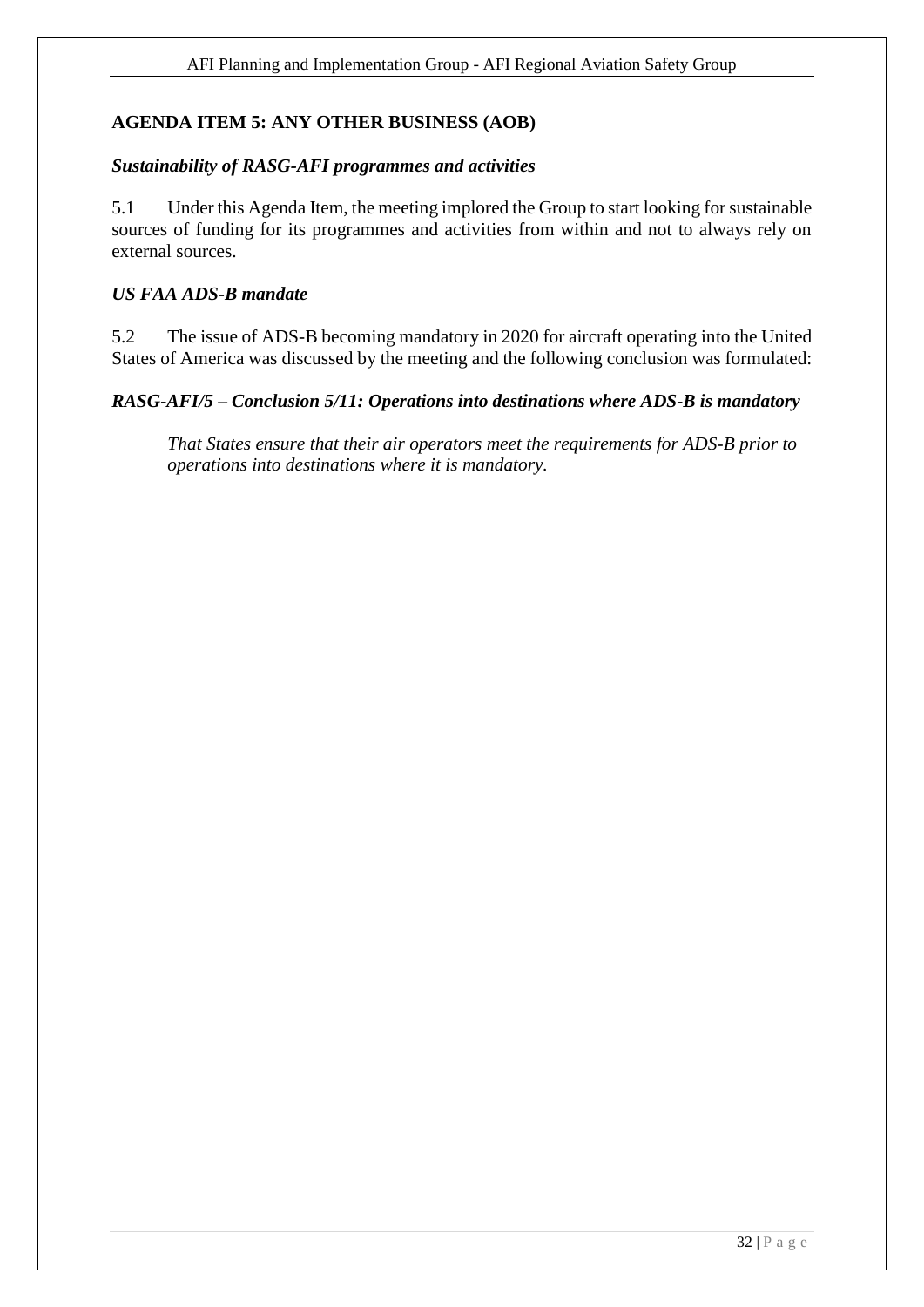## AGENDA ITEM 5: ANY OTHER BUSINESS (AOB)

### *Sustainability of RASG-AFI programmes and activities*

5.1 Under this Agenda Item, the meeting implored the Group to start looking for sustainable sources of funding for its programmes and activities from within and not to always rely on external sources.

### *US FAA ADS-B mandate*

5.2 The issue of ADS-B becoming mandatory in 2020 for aircraft operating into the United States of America was discussed by the meeting and the following conclusion was formulated:

***RASG-AFI/5 – Conclusion 5/11: Operations into destinations where ADS-B is mandatory***

> *That States ensure that their air operators meet the requirements for ADS-B prior to operations into destinations where it is mandatory.*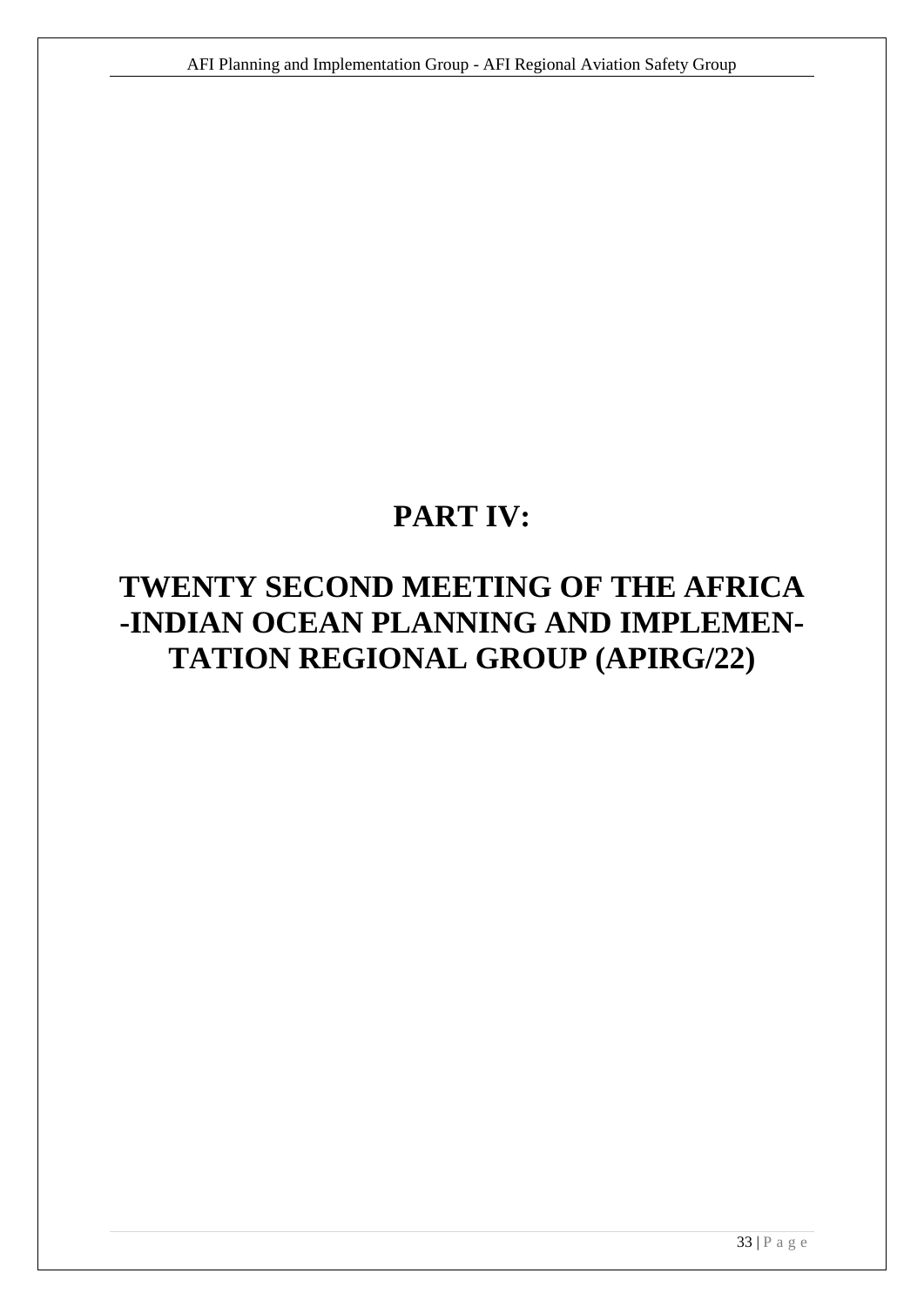# PART IV:

# TWENTY SECOND MEETING OF THE AFRICA -INDIAN OCEAN PLANNING AND IMPLEMENTATION REGIONAL GROUP (APIRG/22)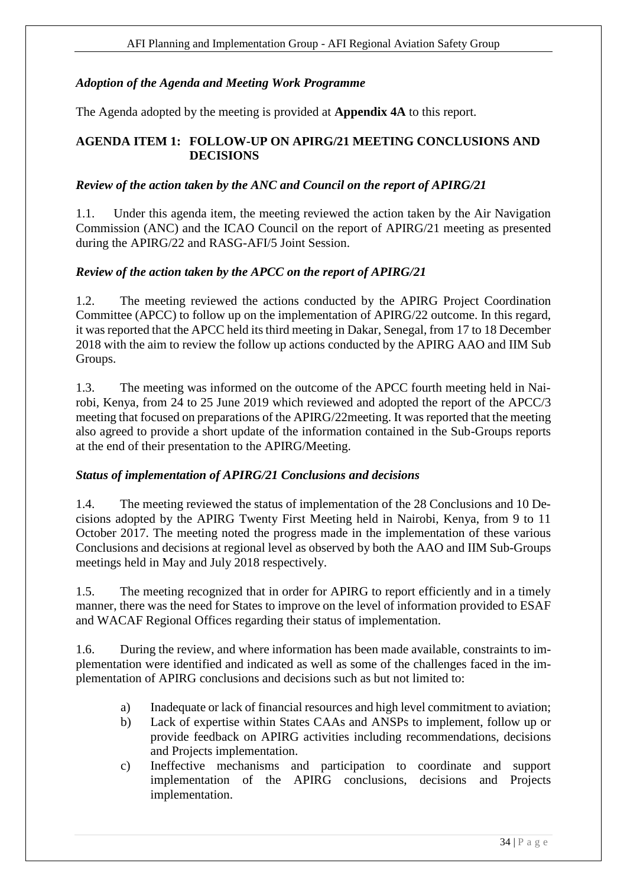*Adoption of the Agenda and Meeting Work Programme*

The Agenda adopted by the meeting is provided at **Appendix 4A** to this report.

## AGENDA ITEM 1: FOLLOW-UP ON APIRG/21 MEETING CONCLUSIONS AND DECISIONS

*Review of the action taken by the ANC and Council on the report of APIRG/21*

1.1. Under this agenda item, the meeting reviewed the action taken by the Air Navigation Commission (ANC) and the ICAO Council on the report of APIRG/21 meeting as presented during the APIRG/22 and RASG-AFI/5 Joint Session.

*Review of the action taken by the APCC on the report of APIRG/21*

1.2. The meeting reviewed the actions conducted by the APIRG Project Coordination Committee (APCC) to follow up on the implementation of APIRG/22 outcome. In this regard, it was reported that the APCC held its third meeting in Dakar, Senegal, from 17 to 18 December 2018 with the aim to review the follow up actions conducted by the APIRG AAO and IIM Sub Groups.

1.3. The meeting was informed on the outcome of the APCC fourth meeting held in Nairobi, Kenya, from 24 to 25 June 2019 which reviewed and adopted the report of the APCC/3 meeting that focused on preparations of the APIRG/22meeting. It was reported that the meeting also agreed to provide a short update of the information contained in the Sub-Groups reports at the end of their presentation to the APIRG/Meeting.

*Status of implementation of APIRG/21 Conclusions and decisions*

1.4. The meeting reviewed the status of implementation of the 28 Conclusions and 10 Decisions adopted by the APIRG Twenty First Meeting held in Nairobi, Kenya, from 9 to 11 October 2017. The meeting noted the progress made in the implementation of these various Conclusions and decisions at regional level as observed by both the AAO and IIM Sub-Groups meetings held in May and July 2018 respectively.

1.5. The meeting recognized that in order for APIRG to report efficiently and in a timely manner, there was the need for States to improve on the level of information provided to ESAF and WACAF Regional Offices regarding their status of implementation.

1.6. During the review, and where information has been made available, constraints to implementation were identified and indicated as well as some of the challenges faced in the implementation of APIRG conclusions and decisions such as but not limited to:

a) Inadequate or lack of financial resources and high level commitment to aviation;
b) Lack of expertise within States CAAs and ANSPs to implement, follow up or provide feedback on APIRG activities including recommendations, decisions and Projects implementation.
c) Ineffective mechanisms and participation to coordinate and support implementation of the APIRG conclusions, decisions and Projects implementation.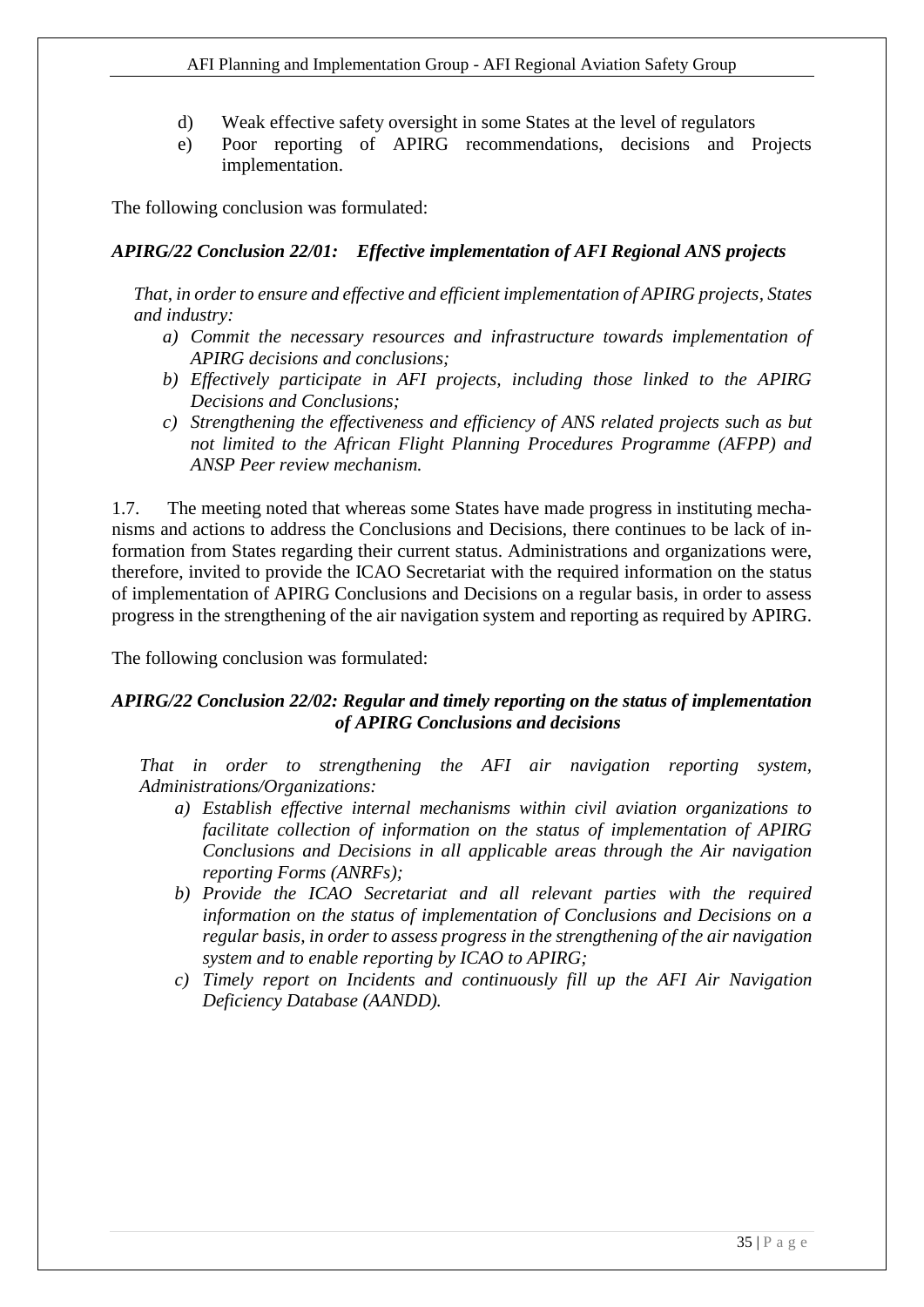d) Weak effective safety oversight in some States at the level of regulators
e) Poor reporting of APIRG recommendations, decisions and Projects implementation.

The following conclusion was formulated:

***APIRG/22 Conclusion 22/01: Effective implementation of AFI Regional ANS projects***

*That, in order to ensure and effective and efficient implementation of APIRG projects, States and industry:*

*a) Commit the necessary resources and infrastructure towards implementation of APIRG decisions and conclusions;*
*b) Effectively participate in AFI projects, including those linked to the APIRG Decisions and Conclusions;*
*c) Strengthening the effectiveness and efficiency of ANS related projects such as but not limited to the African Flight Planning Procedures Programme (AFPP) and ANSP Peer review mechanism.*

1.7. The meeting noted that whereas some States have made progress in instituting mechanisms and actions to address the Conclusions and Decisions, there continues to be lack of information from States regarding their current status. Administrations and organizations were, therefore, invited to provide the ICAO Secretariat with the required information on the status of implementation of APIRG Conclusions and Decisions on a regular basis, in order to assess progress in the strengthening of the air navigation system and reporting as required by APIRG.

The following conclusion was formulated:

***APIRG/22 Conclusion 22/02: Regular and timely reporting on the status of implementation of APIRG Conclusions and decisions***

*That in order to strengthening the AFI air navigation reporting system, Administrations/Organizations:*

*a) Establish effective internal mechanisms within civil aviation organizations to facilitate collection of information on the status of implementation of APIRG Conclusions and Decisions in all applicable areas through the Air navigation reporting Forms (ANRFs);*
*b) Provide the ICAO Secretariat and all relevant parties with the required information on the status of implementation of Conclusions and Decisions on a regular basis, in order to assess progress in the strengthening of the air navigation system and to enable reporting by ICAO to APIRG;*
*c) Timely report on Incidents and continuously fill up the AFI Air Navigation Deficiency Database (AANDD).*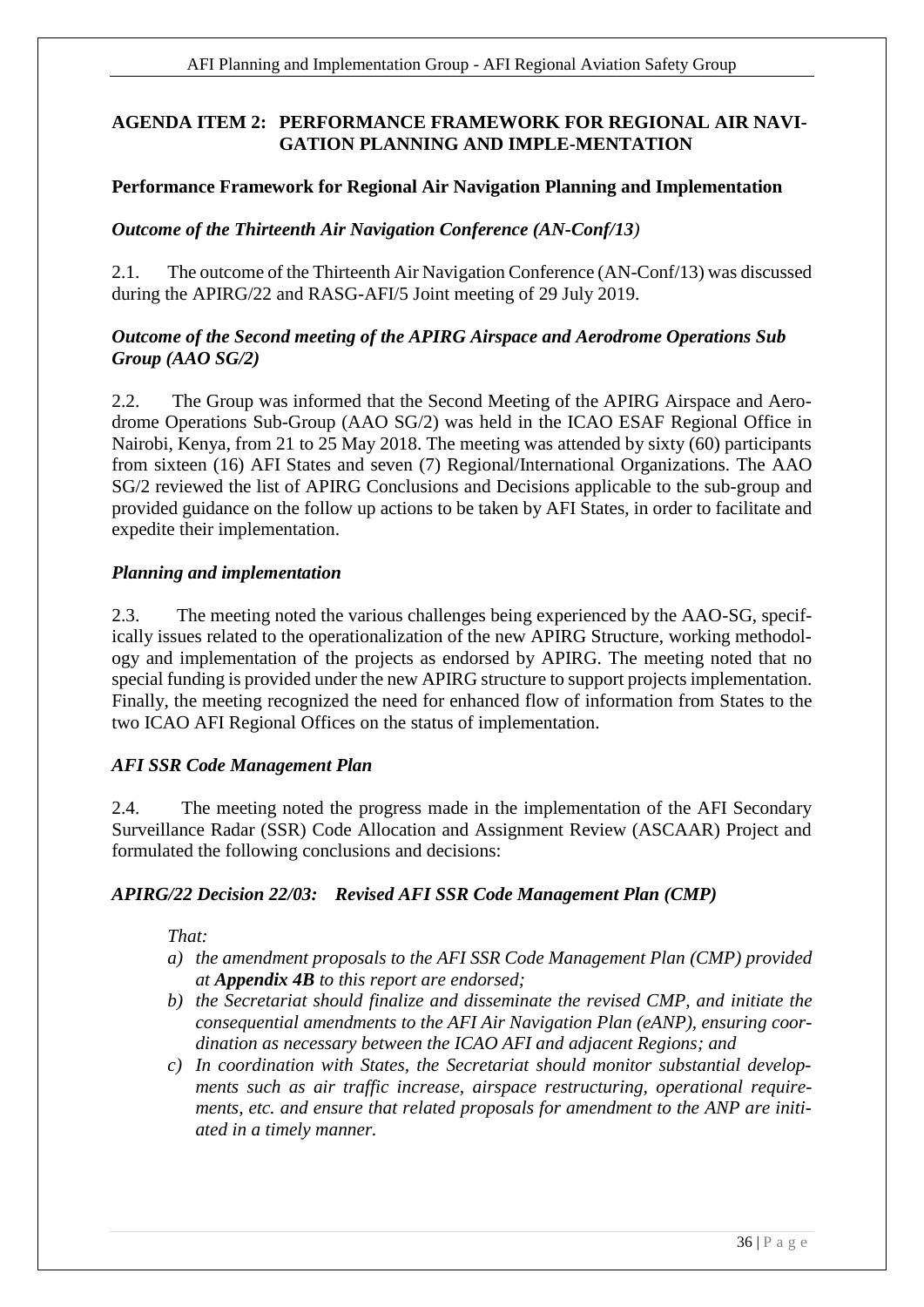## AGENDA ITEM 2: PERFORMANCE FRAMEWORK FOR REGIONAL AIR NAVIGATION PLANNING AND IMPLE-MENTATION

### Performance Framework for Regional Air Navigation Planning and Implementation

#### *Outcome of the Thirteenth Air Navigation Conference (AN-Conf/13)*

2.1. The outcome of the Thirteenth Air Navigation Conference (AN-Conf/13) was discussed during the APIRG/22 and RASG-AFI/5 Joint meeting of 29 July 2019.

#### *Outcome of the Second meeting of the APIRG Airspace and Aerodrome Operations Sub Group (AAO SG/2)*

2.2. The Group was informed that the Second Meeting of the APIRG Airspace and Aerodrome Operations Sub-Group (AAO SG/2) was held in the ICAO ESAF Regional Office in Nairobi, Kenya, from 21 to 25 May 2018. The meeting was attended by sixty (60) participants from sixteen (16) AFI States and seven (7) Regional/International Organizations. The AAO SG/2 reviewed the list of APIRG Conclusions and Decisions applicable to the sub-group and provided guidance on the follow up actions to be taken by AFI States, in order to facilitate and expedite their implementation.

#### *Planning and implementation*

2.3. The meeting noted the various challenges being experienced by the AAO-SG, specifically issues related to the operationalization of the new APIRG Structure, working methodology and implementation of the projects as endorsed by APIRG. The meeting noted that no special funding is provided under the new APIRG structure to support projects implementation. Finally, the meeting recognized the need for enhanced flow of information from States to the two ICAO AFI Regional Offices on the status of implementation.

#### *AFI SSR Code Management Plan*

2.4. The meeting noted the progress made in the implementation of the AFI Secondary Surveillance Radar (SSR) Code Allocation and Assignment Review (ASCAAR) Project and formulated the following conclusions and decisions:

#### *APIRG/22 Decision 22/03: Revised AFI SSR Code Management Plan (CMP)*

*That:*

- *a) the amendment proposals to the AFI SSR Code Management Plan (CMP) provided at **Appendix 4B** to this report are endorsed;*
- *b) the Secretariat should finalize and disseminate the revised CMP, and initiate the consequential amendments to the AFI Air Navigation Plan (eANP), ensuring coordination as necessary between the ICAO AFI and adjacent Regions; and*
- *c) In coordination with States, the Secretariat should monitor substantial developments such as air traffic increase, airspace restructuring, operational requirements, etc. and ensure that related proposals for amendment to the ANP are initiated in a timely manner.*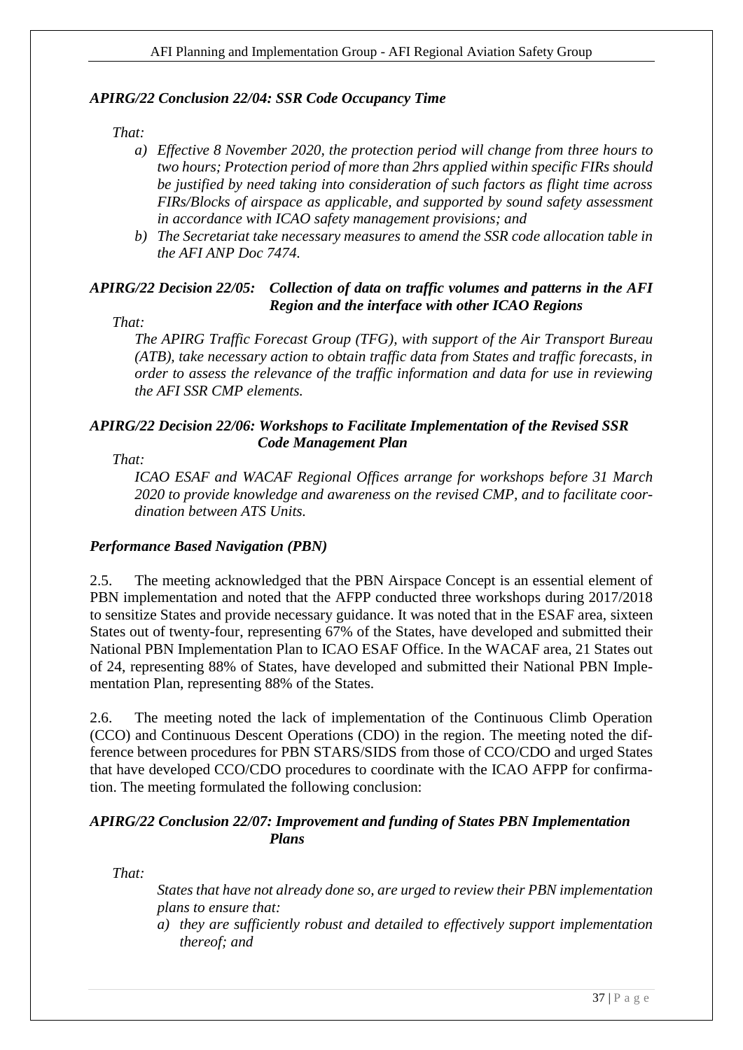***APIRG/22 Conclusion 22/04: SSR Code Occupancy Time***

*That:*

*a) Effective 8 November 2020, the protection period will change from three hours to two hours; Protection period of more than 2hrs applied within specific FIRs should be justified by need taking into consideration of such factors as flight time across FIRs/Blocks of airspace as applicable, and supported by sound safety assessment in accordance with ICAO safety management provisions; and*

*b) The Secretariat take necessary measures to amend the SSR code allocation table in the AFI ANP Doc 7474.*

***APIRG/22 Decision 22/05: Collection of data on traffic volumes and patterns in the AFI Region and the interface with other ICAO Regions***

*That:*

*The APIRG Traffic Forecast Group (TFG), with support of the Air Transport Bureau (ATB), take necessary action to obtain traffic data from States and traffic forecasts, in order to assess the relevance of the traffic information and data for use in reviewing the AFI SSR CMP elements.*

***APIRG/22 Decision 22/06: Workshops to Facilitate Implementation of the Revised SSR Code Management Plan***

*That:*

*ICAO ESAF and WACAF Regional Offices arrange for workshops before 31 March 2020 to provide knowledge and awareness on the revised CMP, and to facilitate coordination between ATS Units.*

***Performance Based Navigation (PBN)***

2.5. The meeting acknowledged that the PBN Airspace Concept is an essential element of PBN implementation and noted that the AFPP conducted three workshops during 2017/2018 to sensitize States and provide necessary guidance. It was noted that in the ESAF area, sixteen States out of twenty-four, representing 67% of the States, have developed and submitted their National PBN Implementation Plan to ICAO ESAF Office. In the WACAF area, 21 States out of 24, representing 88% of States, have developed and submitted their National PBN Implementation Plan, representing 88% of the States.

2.6. The meeting noted the lack of implementation of the Continuous Climb Operation (CCO) and Continuous Descent Operations (CDO) in the region. The meeting noted the difference between procedures for PBN STARS/SIDS from those of CCO/CDO and urged States that have developed CCO/CDO procedures to coordinate with the ICAO AFPP for confirmation. The meeting formulated the following conclusion:

***APIRG/22 Conclusion 22/07: Improvement and funding of States PBN Implementation Plans***

*That:*

*States that have not already done so, are urged to review their PBN implementation plans to ensure that:*

*a) they are sufficiently robust and detailed to effectively support implementation thereof; and*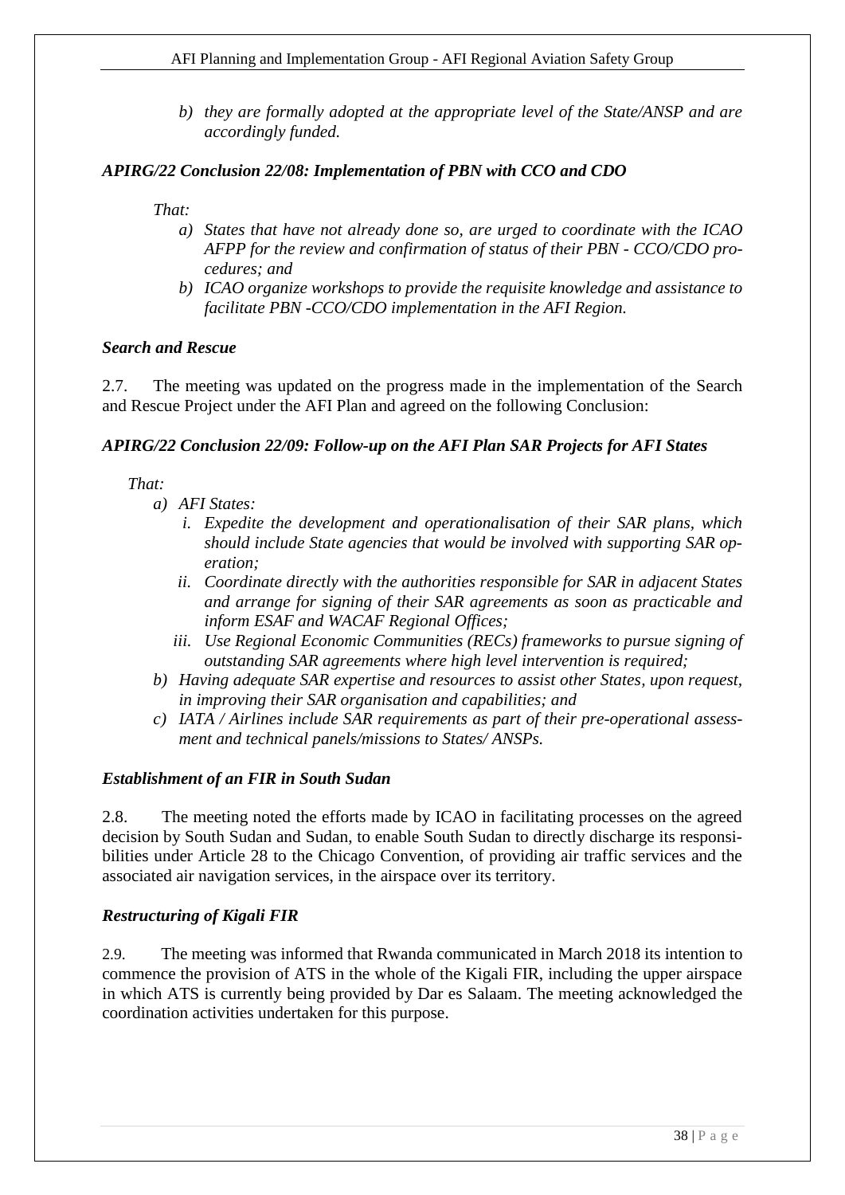*b) they are formally adopted at the appropriate level of the State/ANSP and are accordingly funded.*

***APIRG/22 Conclusion 22/08: Implementation of PBN with CCO and CDO***

*That:*

*a) States that have not already done so, are urged to coordinate with the ICAO AFPP for the review and confirmation of status of their PBN - CCO/CDO procedures; and*

*b) ICAO organize workshops to provide the requisite knowledge and assistance to facilitate PBN -CCO/CDO implementation in the AFI Region.*

***Search and Rescue***

2.7. The meeting was updated on the progress made in the implementation of the Search and Rescue Project under the AFI Plan and agreed on the following Conclusion:

***APIRG/22 Conclusion 22/09: Follow-up on the AFI Plan SAR Projects for AFI States***

*That:*

*a) AFI States:*

*i. Expedite the development and operationalisation of their SAR plans, which should include State agencies that would be involved with supporting SAR operation;*

*ii. Coordinate directly with the authorities responsible for SAR in adjacent States and arrange for signing of their SAR agreements as soon as practicable and inform ESAF and WACAF Regional Offices;*

*iii. Use Regional Economic Communities (RECs) frameworks to pursue signing of outstanding SAR agreements where high level intervention is required;*

*b) Having adequate SAR expertise and resources to assist other States, upon request, in improving their SAR organisation and capabilities; and*

*c) IATA / Airlines include SAR requirements as part of their pre-operational assessment and technical panels/missions to States/ ANSPs.*

***Establishment of an FIR in South Sudan***

2.8. The meeting noted the efforts made by ICAO in facilitating processes on the agreed decision by South Sudan and Sudan, to enable South Sudan to directly discharge its responsibilities under Article 28 to the Chicago Convention, of providing air traffic services and the associated air navigation services, in the airspace over its territory.

***Restructuring of Kigali FIR***

2.9. The meeting was informed that Rwanda communicated in March 2018 its intention to commence the provision of ATS in the whole of the Kigali FIR, including the upper airspace in which ATS is currently being provided by Dar es Salaam. The meeting acknowledged the coordination activities undertaken for this purpose.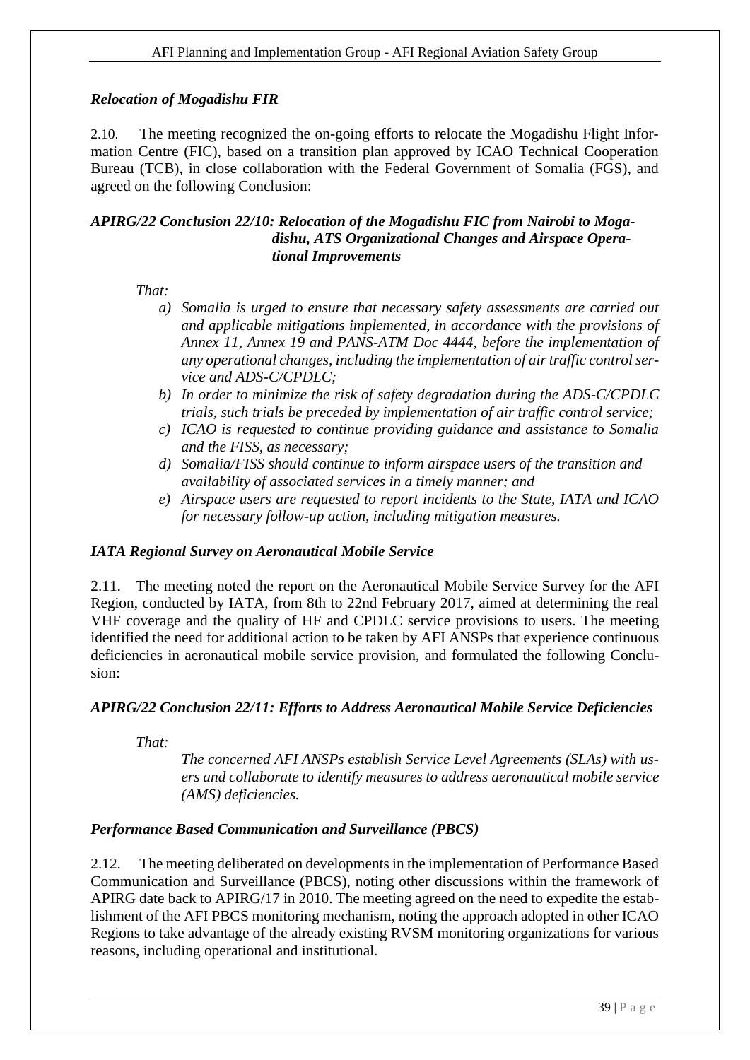### *Relocation of Mogadishu FIR*

2.10. The meeting recognized the on-going efforts to relocate the Mogadishu Flight Information Centre (FIC), based on a transition plan approved by ICAO Technical Cooperation Bureau (TCB), in close collaboration with the Federal Government of Somalia (FGS), and agreed on the following Conclusion:

***APIRG/22 Conclusion 22/10: Relocation of the Mogadishu FIC from Nairobi to Mogadishu, ATS Organizational Changes and Airspace Operational Improvements***

*That:*

- *a) Somalia is urged to ensure that necessary safety assessments are carried out and applicable mitigations implemented, in accordance with the provisions of Annex 11, Annex 19 and PANS-ATM Doc 4444, before the implementation of any operational changes, including the implementation of air traffic control service and ADS-C/CPDLC;*
- *b) In order to minimize the risk of safety degradation during the ADS-C/CPDLC trials, such trials be preceded by implementation of air traffic control service;*
- *c) ICAO is requested to continue providing guidance and assistance to Somalia and the FISS, as necessary;*
- *d) Somalia/FISS should continue to inform airspace users of the transition and availability of associated services in a timely manner; and*
- *e) Airspace users are requested to report incidents to the State, IATA and ICAO for necessary follow-up action, including mitigation measures.*

### *IATA Regional Survey on Aeronautical Mobile Service*

2.11. The meeting noted the report on the Aeronautical Mobile Service Survey for the AFI Region, conducted by IATA, from 8th to 22nd February 2017, aimed at determining the real VHF coverage and the quality of HF and CPDLC service provisions to users. The meeting identified the need for additional action to be taken by AFI ANSPs that experience continuous deficiencies in aeronautical mobile service provision, and formulated the following Conclusion:

***APIRG/22 Conclusion 22/11: Efforts to Address Aeronautical Mobile Service Deficiencies***

*That:*

*The concerned AFI ANSPs establish Service Level Agreements (SLAs) with users and collaborate to identify measures to address aeronautical mobile service (AMS) deficiencies.*

### *Performance Based Communication and Surveillance (PBCS)*

2.12. The meeting deliberated on developments in the implementation of Performance Based Communication and Surveillance (PBCS), noting other discussions within the framework of APIRG date back to APIRG/17 in 2010. The meeting agreed on the need to expedite the establishment of the AFI PBCS monitoring mechanism, noting the approach adopted in other ICAO Regions to take advantage of the already existing RVSM monitoring organizations for various reasons, including operational and institutional.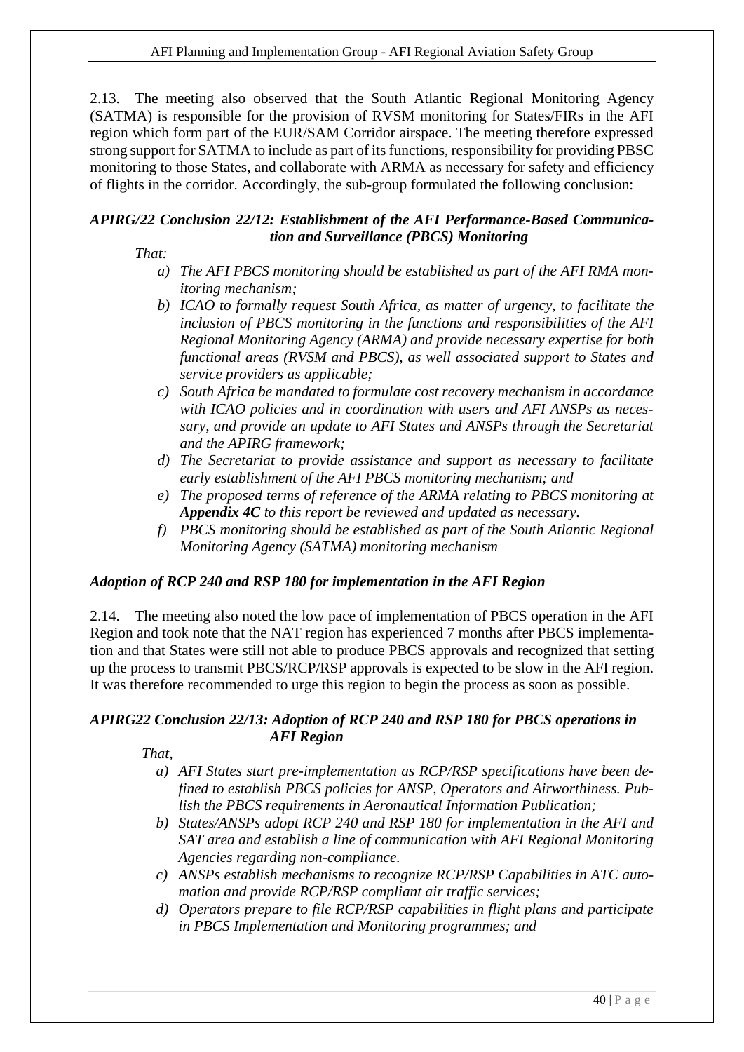2.13. The meeting also observed that the South Atlantic Regional Monitoring Agency (SATMA) is responsible for the provision of RVSM monitoring for States/FIRs in the AFI region which form part of the EUR/SAM Corridor airspace. The meeting therefore expressed strong support for SATMA to include as part of its functions, responsibility for providing PBSC monitoring to those States, and collaborate with ARMA as necessary for safety and efficiency of flights in the corridor. Accordingly, the sub-group formulated the following conclusion:

***APIRG/22 Conclusion 22/12: Establishment of the AFI Performance-Based Communication and Surveillance (PBCS) Monitoring***

*That:*

*a) The AFI PBCS monitoring should be established as part of the AFI RMA monitoring mechanism;*

*b) ICAO to formally request South Africa, as matter of urgency, to facilitate the inclusion of PBCS monitoring in the functions and responsibilities of the AFI Regional Monitoring Agency (ARMA) and provide necessary expertise for both functional areas (RVSM and PBCS), as well associated support to States and service providers as applicable;*

*c) South Africa be mandated to formulate cost recovery mechanism in accordance with ICAO policies and in coordination with users and AFI ANSPs as necessary, and provide an update to AFI States and ANSPs through the Secretariat and the APIRG framework;*

*d) The Secretariat to provide assistance and support as necessary to facilitate early establishment of the AFI PBCS monitoring mechanism; and*

*e) The proposed terms of reference of the ARMA relating to PBCS monitoring at **Appendix 4C** to this report be reviewed and updated as necessary.*

*f) PBCS monitoring should be established as part of the South Atlantic Regional Monitoring Agency (SATMA) monitoring mechanism*

***Adoption of RCP 240 and RSP 180 for implementation in the AFI Region***

2.14. The meeting also noted the low pace of implementation of PBCS operation in the AFI Region and took note that the NAT region has experienced 7 months after PBCS implementation and that States were still not able to produce PBCS approvals and recognized that setting up the process to transmit PBCS/RCP/RSP approvals is expected to be slow in the AFI region. It was therefore recommended to urge this region to begin the process as soon as possible.

***APIRG22 Conclusion 22/13: Adoption of RCP 240 and RSP 180 for PBCS operations in AFI Region***

*That,*

*a) AFI States start pre-implementation as RCP/RSP specifications have been defined to establish PBCS policies for ANSP, Operators and Airworthiness. Publish the PBCS requirements in Aeronautical Information Publication;*

*b) States/ANSPs adopt RCP 240 and RSP 180 for implementation in the AFI and SAT area and establish a line of communication with AFI Regional Monitoring Agencies regarding non-compliance.*

*c) ANSPs establish mechanisms to recognize RCP/RSP Capabilities in ATC automation and provide RCP/RSP compliant air traffic services;*

*d) Operators prepare to file RCP/RSP capabilities in flight plans and participate in PBCS Implementation and Monitoring programmes; and*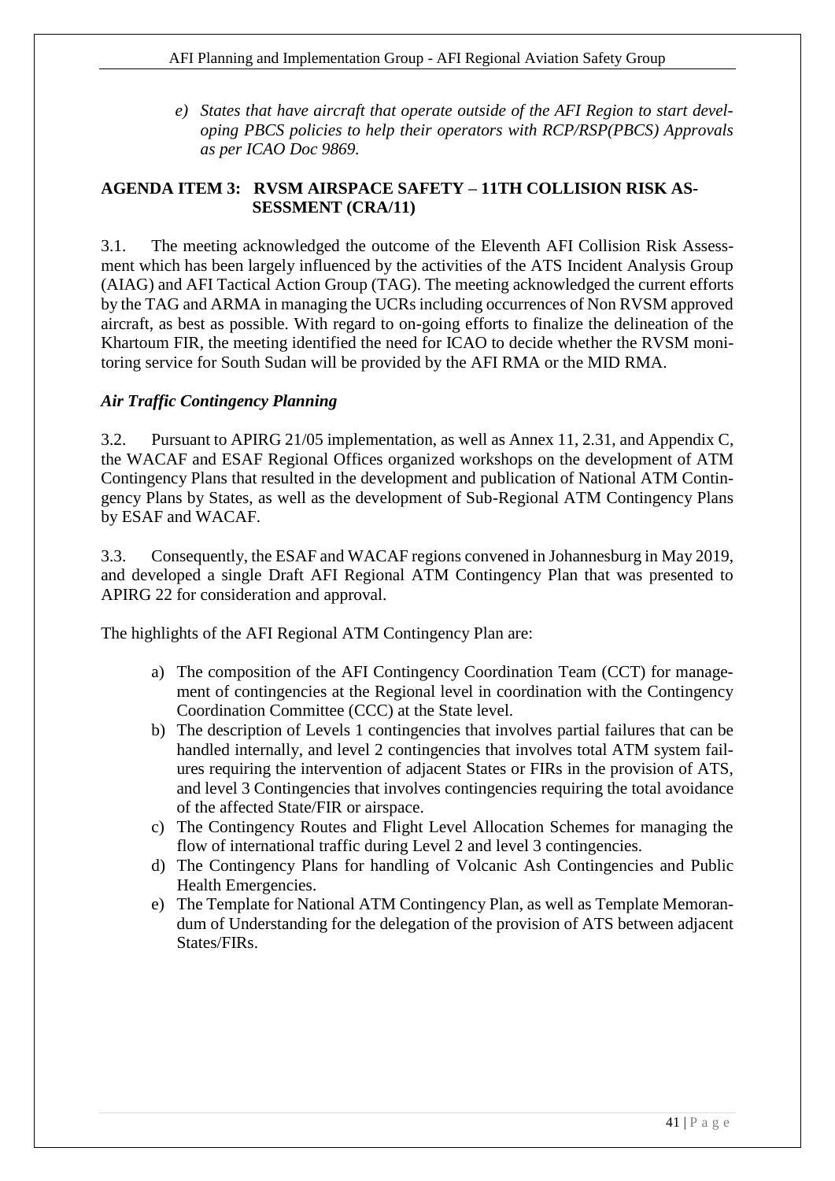*e) States that have aircraft that operate outside of the AFI Region to start developing PBCS policies to help their operators with RCP/RSP(PBCS) Approvals as per ICAO Doc 9869.*

## AGENDA ITEM 3: RVSM AIRSPACE SAFETY – 11TH COLLISION RISK ASSESSMENT (CRA/11)

3.1. The meeting acknowledged the outcome of the Eleventh AFI Collision Risk Assessment which has been largely influenced by the activities of the ATS Incident Analysis Group (AIAG) and AFI Tactical Action Group (TAG). The meeting acknowledged the current efforts by the TAG and ARMA in managing the UCRs including occurrences of Non RVSM approved aircraft, as best as possible. With regard to on-going efforts to finalize the delineation of the Khartoum FIR, the meeting identified the need for ICAO to decide whether the RVSM monitoring service for South Sudan will be provided by the AFI RMA or the MID RMA.

### *Air Traffic Contingency Planning*

3.2. Pursuant to APIRG 21/05 implementation, as well as Annex 11, 2.31, and Appendix C, the WACAF and ESAF Regional Offices organized workshops on the development of ATM Contingency Plans that resulted in the development and publication of National ATM Contingency Plans by States, as well as the development of Sub-Regional ATM Contingency Plans by ESAF and WACAF.

3.3. Consequently, the ESAF and WACAF regions convened in Johannesburg in May 2019, and developed a single Draft AFI Regional ATM Contingency Plan that was presented to APIRG 22 for consideration and approval.

The highlights of the AFI Regional ATM Contingency Plan are:

a) The composition of the AFI Contingency Coordination Team (CCT) for management of contingencies at the Regional level in coordination with the Contingency Coordination Committee (CCC) at the State level.
b) The description of Levels 1 contingencies that involves partial failures that can be handled internally, and level 2 contingencies that involves total ATM system failures requiring the intervention of adjacent States or FIRs in the provision of ATS, and level 3 Contingencies that involves contingencies requiring the total avoidance of the affected State/FIR or airspace.
c) The Contingency Routes and Flight Level Allocation Schemes for managing the flow of international traffic during Level 2 and level 3 contingencies.
d) The Contingency Plans for handling of Volcanic Ash Contingencies and Public Health Emergencies.
e) The Template for National ATM Contingency Plan, as well as Template Memorandum of Understanding for the delegation of the provision of ATS between adjacent States/FIRs.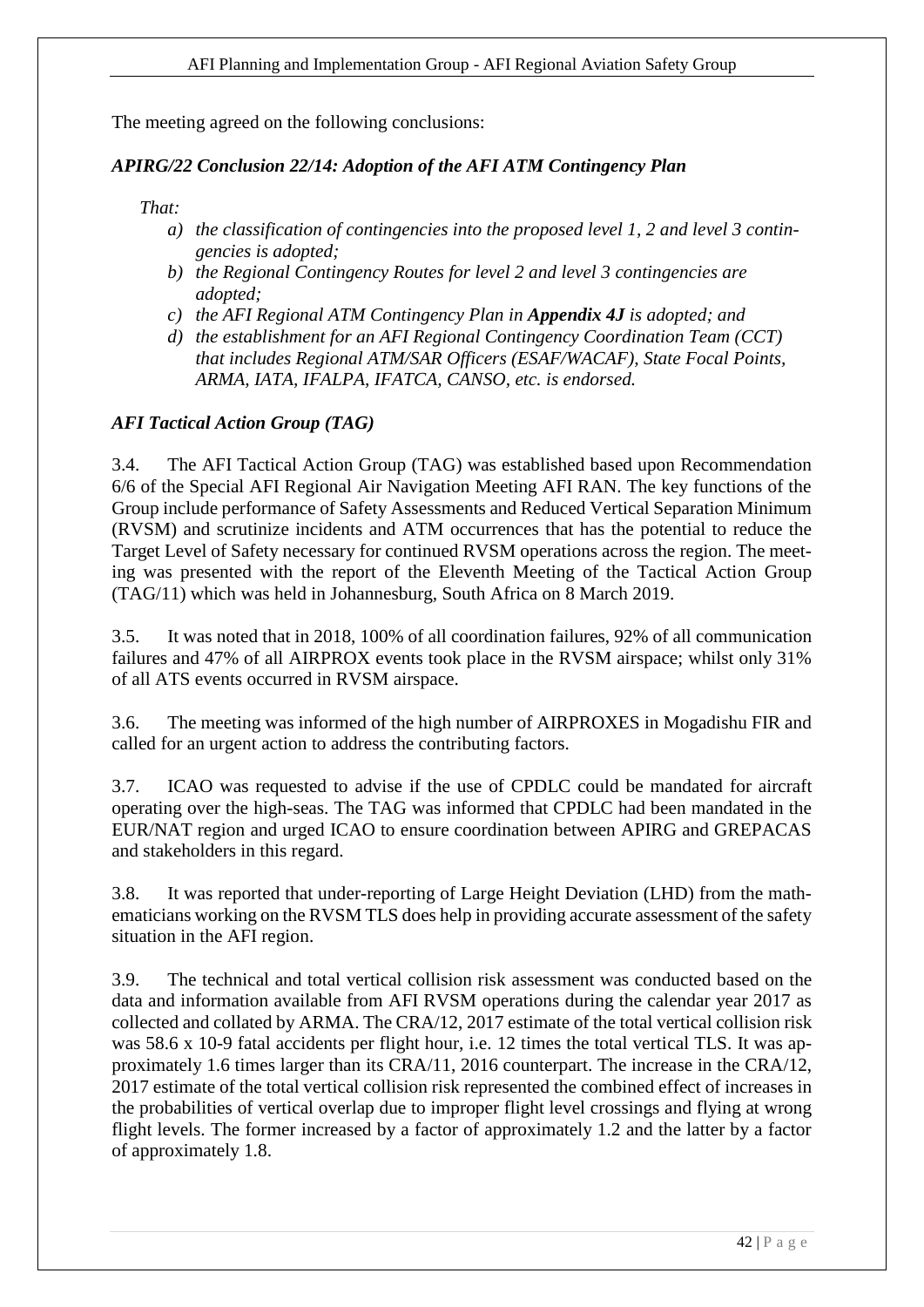The meeting agreed on the following conclusions:

***APIRG/22 Conclusion 22/14: Adoption of the AFI ATM Contingency Plan***

*That:*

*a) the classification of contingencies into the proposed level 1, 2 and level 3 contingencies is adopted;*

*b) the Regional Contingency Routes for level 2 and level 3 contingencies are adopted;*

*c) the AFI Regional ATM Contingency Plan in **Appendix 4J** is adopted; and*

*d) the establishment for an AFI Regional Contingency Coordination Team (CCT) that includes Regional ATM/SAR Officers (ESAF/WACAF), State Focal Points, ARMA, IATA, IFALPA, IFATCA, CANSO, etc. is endorsed.*

***AFI Tactical Action Group (TAG)***

3.4. The AFI Tactical Action Group (TAG) was established based upon Recommendation 6/6 of the Special AFI Regional Air Navigation Meeting AFI RAN. The key functions of the Group include performance of Safety Assessments and Reduced Vertical Separation Minimum (RVSM) and scrutinize incidents and ATM occurrences that has the potential to reduce the Target Level of Safety necessary for continued RVSM operations across the region. The meeting was presented with the report of the Eleventh Meeting of the Tactical Action Group (TAG/11) which was held in Johannesburg, South Africa on 8 March 2019.

3.5. It was noted that in 2018, 100% of all coordination failures, 92% of all communication failures and 47% of all AIRPROX events took place in the RVSM airspace; whilst only 31% of all ATS events occurred in RVSM airspace.

3.6. The meeting was informed of the high number of AIRPROXES in Mogadishu FIR and called for an urgent action to address the contributing factors.

3.7. ICAO was requested to advise if the use of CPDLC could be mandated for aircraft operating over the high-seas. The TAG was informed that CPDLC had been mandated in the EUR/NAT region and urged ICAO to ensure coordination between APIRG and GREPACAS and stakeholders in this regard.

3.8. It was reported that under-reporting of Large Height Deviation (LHD) from the mathematicians working on the RVSM TLS does help in providing accurate assessment of the safety situation in the AFI region.

3.9. The technical and total vertical collision risk assessment was conducted based on the data and information available from AFI RVSM operations during the calendar year 2017 as collected and collated by ARMA. The CRA/12, 2017 estimate of the total vertical collision risk was 58.6 x 10-9 fatal accidents per flight hour, i.e. 12 times the total vertical TLS. It was approximately 1.6 times larger than its CRA/11, 2016 counterpart. The increase in the CRA/12, 2017 estimate of the total vertical collision risk represented the combined effect of increases in the probabilities of vertical overlap due to improper flight level crossings and flying at wrong flight levels. The former increased by a factor of approximately 1.2 and the latter by a factor of approximately 1.8.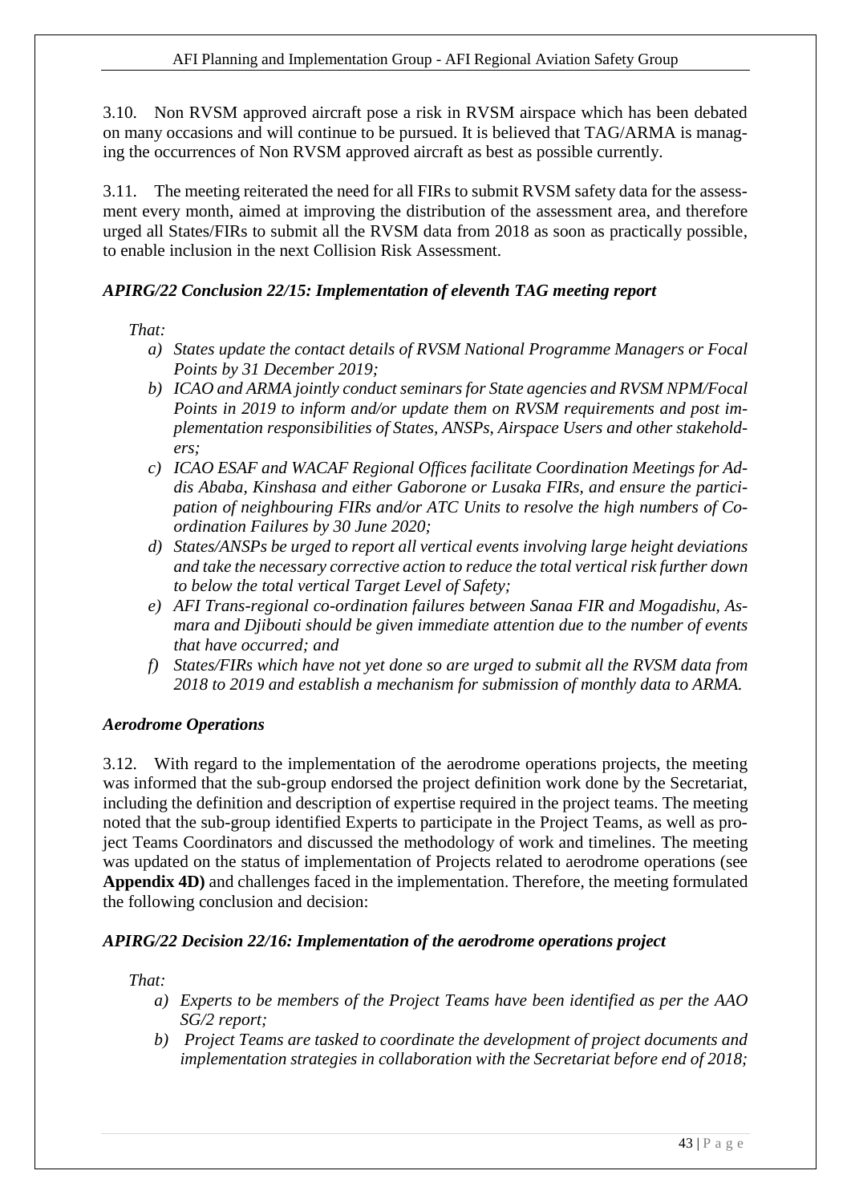3.10. Non RVSM approved aircraft pose a risk in RVSM airspace which has been debated on many occasions and will continue to be pursued. It is believed that TAG/ARMA is managing the occurrences of Non RVSM approved aircraft as best as possible currently.

3.11. The meeting reiterated the need for all FIRs to submit RVSM safety data for the assessment every month, aimed at improving the distribution of the assessment area, and therefore urged all States/FIRs to submit all the RVSM data from 2018 as soon as practically possible, to enable inclusion in the next Collision Risk Assessment.

### *APIRG/22 Conclusion 22/15: Implementation of eleventh TAG meeting report*

*That:*

- *a) States update the contact details of RVSM National Programme Managers or Focal Points by 31 December 2019;*
- *b) ICAO and ARMA jointly conduct seminars for State agencies and RVSM NPM/Focal Points in 2019 to inform and/or update them on RVSM requirements and post implementation responsibilities of States, ANSPs, Airspace Users and other stakeholders;*
- *c) ICAO ESAF and WACAF Regional Offices facilitate Coordination Meetings for Addis Ababa, Kinshasa and either Gaborone or Lusaka FIRs, and ensure the participation of neighbouring FIRs and/or ATC Units to resolve the high numbers of Coordination Failures by 30 June 2020;*
- *d) States/ANSPs be urged to report all vertical events involving large height deviations and take the necessary corrective action to reduce the total vertical risk further down to below the total vertical Target Level of Safety;*
- *e) AFI Trans-regional co-ordination failures between Sanaa FIR and Mogadishu, Asmara and Djibouti should be given immediate attention due to the number of events that have occurred; and*
- *f) States/FIRs which have not yet done so are urged to submit all the RVSM data from 2018 to 2019 and establish a mechanism for submission of monthly data to ARMA.*

### *Aerodrome Operations*

3.12. With regard to the implementation of the aerodrome operations projects, the meeting was informed that the sub-group endorsed the project definition work done by the Secretariat, including the definition and description of expertise required in the project teams. The meeting noted that the sub-group identified Experts to participate in the Project Teams, as well as project Teams Coordinators and discussed the methodology of work and timelines. The meeting was updated on the status of implementation of Projects related to aerodrome operations (see **Appendix 4D)** and challenges faced in the implementation. Therefore, the meeting formulated the following conclusion and decision:

### *APIRG/22 Decision 22/16: Implementation of the aerodrome operations project*

*That:*

- *a) Experts to be members of the Project Teams have been identified as per the AAO SG/2 report;*
- *b) Project Teams are tasked to coordinate the development of project documents and implementation strategies in collaboration with the Secretariat before end of 2018;*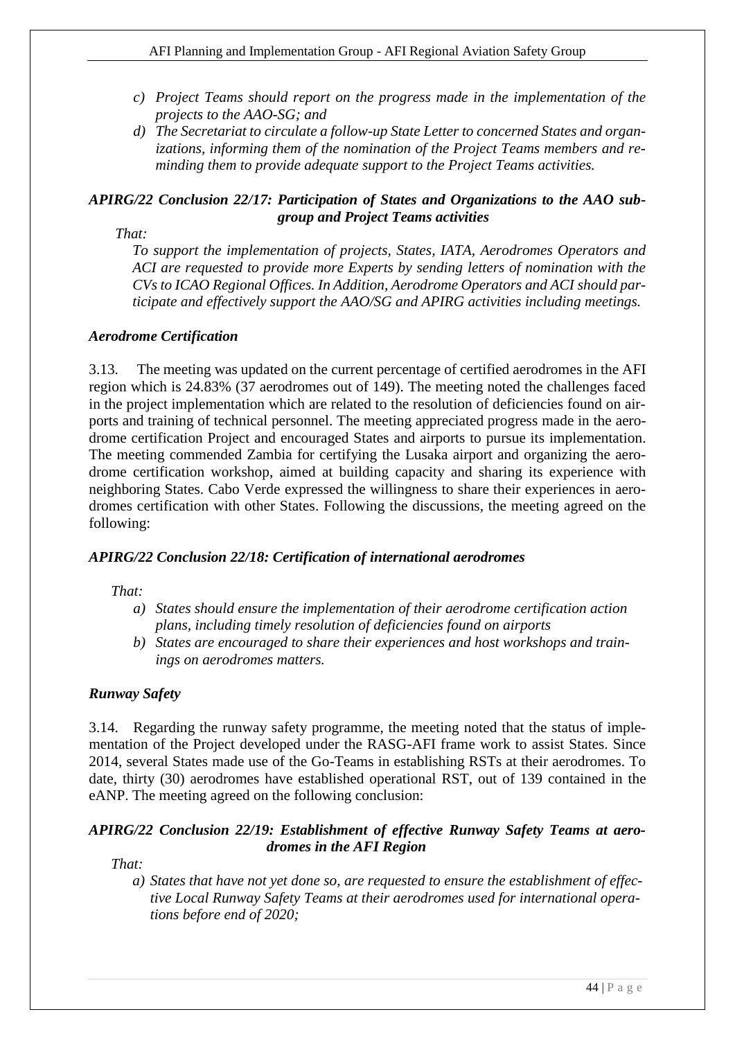*c) Project Teams should report on the progress made in the implementation of the projects to the AAO-SG; and*

*d) The Secretariat to circulate a follow-up State Letter to concerned States and organizations, informing them of the nomination of the Project Teams members and reminding them to provide adequate support to the Project Teams activities.*

***APIRG/22 Conclusion 22/17: Participation of States and Organizations to the AAO subgroup and Project Teams activities***

*That:*

*To support the implementation of projects, States, IATA, Aerodromes Operators and ACI are requested to provide more Experts by sending letters of nomination with the CVs to ICAO Regional Offices. In Addition, Aerodrome Operators and ACI should participate and effectively support the AAO/SG and APIRG activities including meetings.*

***Aerodrome Certification***

3.13. The meeting was updated on the current percentage of certified aerodromes in the AFI region which is 24.83% (37 aerodromes out of 149). The meeting noted the challenges faced in the project implementation which are related to the resolution of deficiencies found on airports and training of technical personnel. The meeting appreciated progress made in the aerodrome certification Project and encouraged States and airports to pursue its implementation. The meeting commended Zambia for certifying the Lusaka airport and organizing the aerodrome certification workshop, aimed at building capacity and sharing its experience with neighboring States. Cabo Verde expressed the willingness to share their experiences in aerodromes certification with other States. Following the discussions, the meeting agreed on the following:

***APIRG/22 Conclusion 22/18: Certification of international aerodromes***

*That:*

*a) States should ensure the implementation of their aerodrome certification action plans, including timely resolution of deficiencies found on airports*

*b) States are encouraged to share their experiences and host workshops and trainings on aerodromes matters.*

***Runway Safety***

3.14. Regarding the runway safety programme, the meeting noted that the status of implementation of the Project developed under the RASG-AFI frame work to assist States. Since 2014, several States made use of the Go-Teams in establishing RSTs at their aerodromes. To date, thirty (30) aerodromes have established operational RST, out of 139 contained in the eANP. The meeting agreed on the following conclusion:

***APIRG/22 Conclusion 22/19: Establishment of effective Runway Safety Teams at aerodromes in the AFI Region***

*That:*

*a) States that have not yet done so, are requested to ensure the establishment of effective Local Runway Safety Teams at their aerodromes used for international operations before end of 2020;*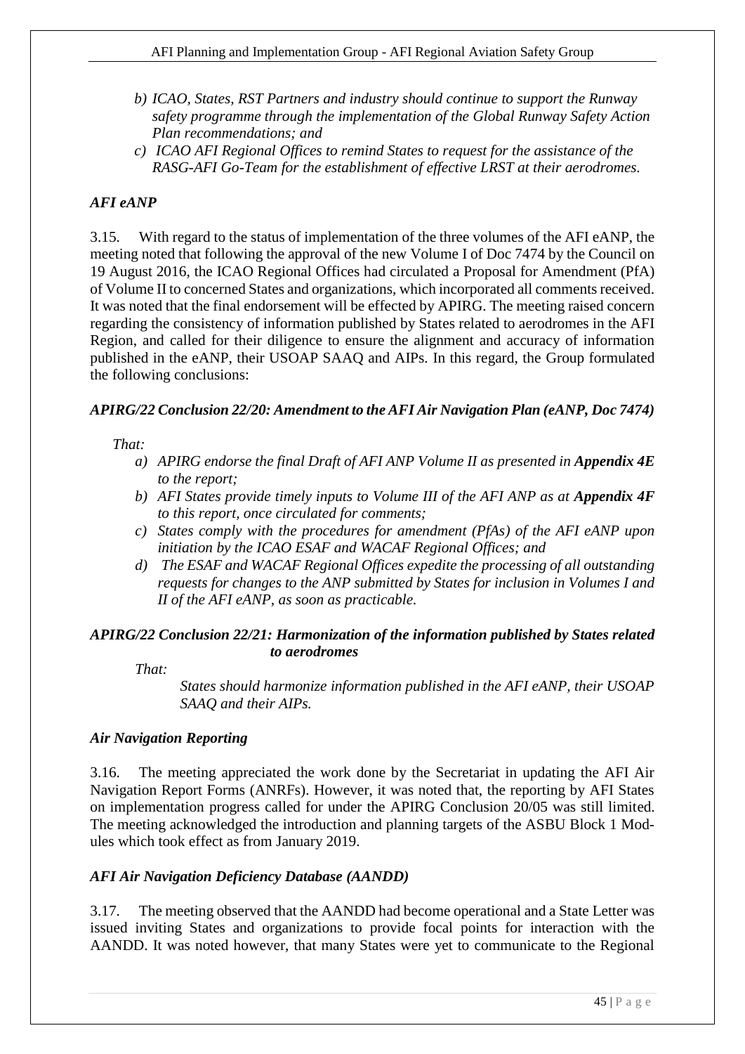- *b) ICAO, States, RST Partners and industry should continue to support the Runway safety programme through the implementation of the Global Runway Safety Action Plan recommendations; and*
- *c) ICAO AFI Regional Offices to remind States to request for the assistance of the RASG-AFI Go-Team for the establishment of effective LRST at their aerodromes.*

### *AFI eANP*

3.15. With regard to the status of implementation of the three volumes of the AFI eANP, the meeting noted that following the approval of the new Volume I of Doc 7474 by the Council on 19 August 2016, the ICAO Regional Offices had circulated a Proposal for Amendment (PfA) of Volume II to concerned States and organizations, which incorporated all comments received. It was noted that the final endorsement will be effected by APIRG. The meeting raised concern regarding the consistency of information published by States related to aerodromes in the AFI Region, and called for their diligence to ensure the alignment and accuracy of information published in the eANP, their USOAP SAAQ and AIPs. In this regard, the Group formulated the following conclusions:

#### *APIRG/22 Conclusion 22/20: Amendment to the AFI Air Navigation Plan (eANP, Doc 7474)*

*That:*

- *a) APIRG endorse the final Draft of AFI ANP Volume II as presented in **Appendix 4E** to the report;*
- *b) AFI States provide timely inputs to Volume III of the AFI ANP as at **Appendix 4F** to this report, once circulated for comments;*
- *c) States comply with the procedures for amendment (PfAs) of the AFI eANP upon initiation by the ICAO ESAF and WACAF Regional Offices; and*
- *d) The ESAF and WACAF Regional Offices expedite the processing of all outstanding requests for changes to the ANP submitted by States for inclusion in Volumes I and II of the AFI eANP, as soon as practicable.*

#### *APIRG/22 Conclusion 22/21: Harmonization of the information published by States related to aerodromes*

*That:*

*States should harmonize information published in the AFI eANP, their USOAP SAAQ and their AIPs.*

### *Air Navigation Reporting*

3.16. The meeting appreciated the work done by the Secretariat in updating the AFI Air Navigation Report Forms (ANRFs). However, it was noted that, the reporting by AFI States on implementation progress called for under the APIRG Conclusion 20/05 was still limited. The meeting acknowledged the introduction and planning targets of the ASBU Block 1 Modules which took effect as from January 2019.

### *AFI Air Navigation Deficiency Database (AANDD)*

3.17. The meeting observed that the AANDD had become operational and a State Letter was issued inviting States and organizations to provide focal points for interaction with the AANDD. It was noted however, that many States were yet to communicate to the Regional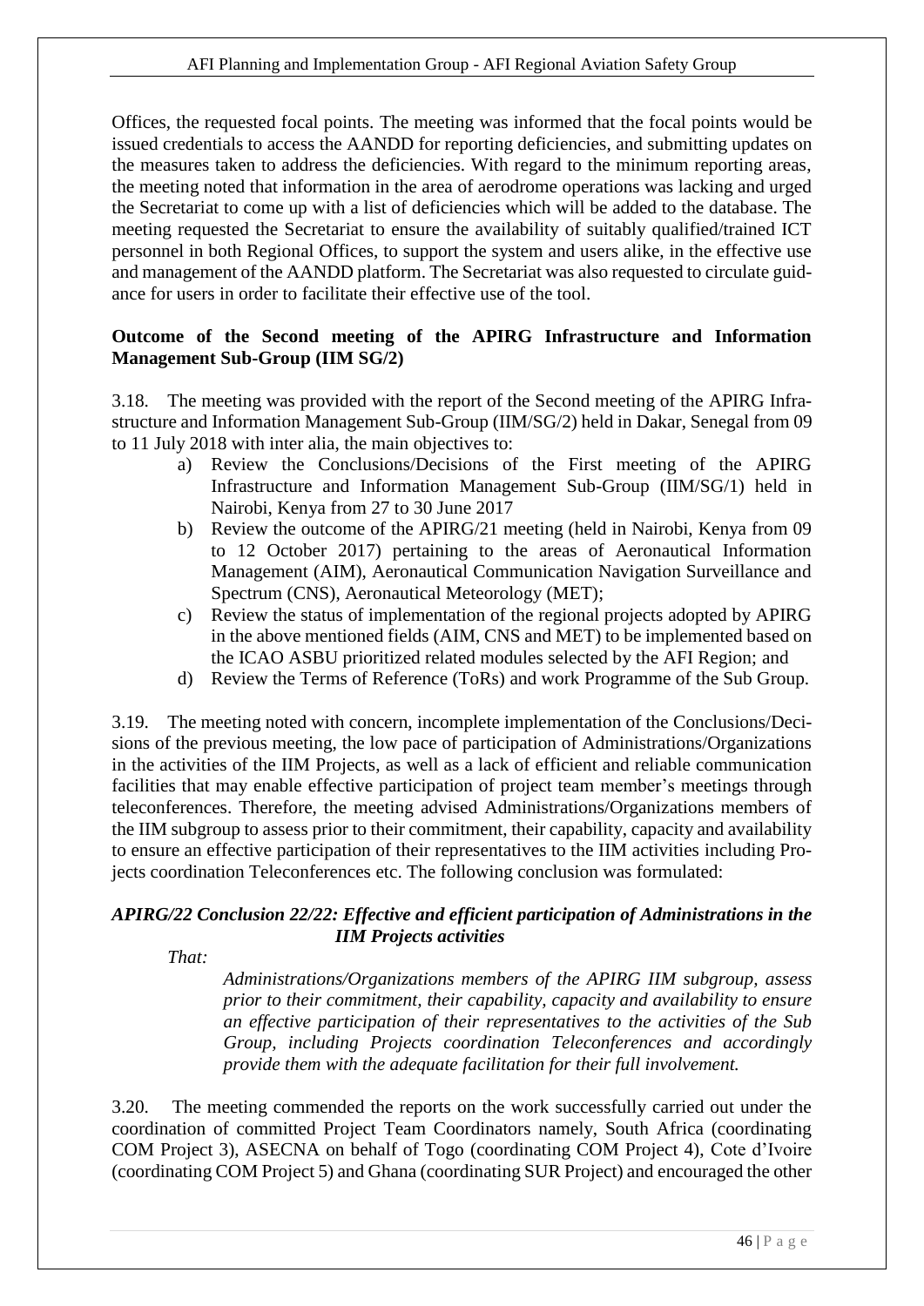Offices, the requested focal points. The meeting was informed that the focal points would be issued credentials to access the AANDD for reporting deficiencies, and submitting updates on the measures taken to address the deficiencies. With regard to the minimum reporting areas, the meeting noted that information in the area of aerodrome operations was lacking and urged the Secretariat to come up with a list of deficiencies which will be added to the database. The meeting requested the Secretariat to ensure the availability of suitably qualified/trained ICT personnel in both Regional Offices, to support the system and users alike, in the effective use and management of the AANDD platform. The Secretariat was also requested to circulate guidance for users in order to facilitate their effective use of the tool.

**Outcome of the Second meeting of the APIRG Infrastructure and Information Management Sub-Group (IIM SG/2)**

3.18. The meeting was provided with the report of the Second meeting of the APIRG Infrastructure and Information Management Sub-Group (IIM/SG/2) held in Dakar, Senegal from 09 to 11 July 2018 with inter alia, the main objectives to:

a) Review the Conclusions/Decisions of the First meeting of the APIRG Infrastructure and Information Management Sub-Group (IIM/SG/1) held in Nairobi, Kenya from 27 to 30 June 2017
b) Review the outcome of the APIRG/21 meeting (held in Nairobi, Kenya from 09 to 12 October 2017) pertaining to the areas of Aeronautical Information Management (AIM), Aeronautical Communication Navigation Surveillance and Spectrum (CNS), Aeronautical Meteorology (MET);
c) Review the status of implementation of the regional projects adopted by APIRG in the above mentioned fields (AIM, CNS and MET) to be implemented based on the ICAO ASBU prioritized related modules selected by the AFI Region; and
d) Review the Terms of Reference (ToRs) and work Programme of the Sub Group.

3.19. The meeting noted with concern, incomplete implementation of the Conclusions/Decisions of the previous meeting, the low pace of participation of Administrations/Organizations in the activities of the IIM Projects, as well as a lack of efficient and reliable communication facilities that may enable effective participation of project team member's meetings through teleconferences. Therefore, the meeting advised Administrations/Organizations members of the IIM subgroup to assess prior to their commitment, their capability, capacity and availability to ensure an effective participation of their representatives to the IIM activities including Projects coordination Teleconferences etc. The following conclusion was formulated:

***APIRG/22 Conclusion 22/22: Effective and efficient participation of Administrations in the IIM Projects activities***

*That:*

*Administrations/Organizations members of the APIRG IIM subgroup, assess prior to their commitment, their capability, capacity and availability to ensure an effective participation of their representatives to the activities of the Sub Group, including Projects coordination Teleconferences and accordingly provide them with the adequate facilitation for their full involvement.*

3.20. The meeting commended the reports on the work successfully carried out under the coordination of committed Project Team Coordinators namely, South Africa (coordinating COM Project 3), ASECNA on behalf of Togo (coordinating COM Project 4), Cote d'Ivoire (coordinating COM Project 5) and Ghana (coordinating SUR Project) and encouraged the other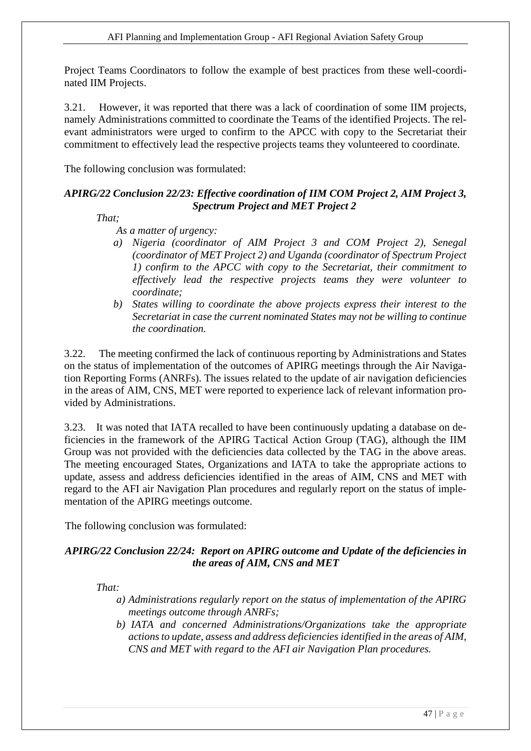Project Teams Coordinators to follow the example of best practices from these well-coordinated IIM Projects.

3.21. However, it was reported that there was a lack of coordination of some IIM projects, namely Administrations committed to coordinate the Teams of the identified Projects. The relevant administrators were urged to confirm to the APCC with copy to the Secretariat their commitment to effectively lead the respective projects teams they volunteered to coordinate.

The following conclusion was formulated:

***APIRG/22 Conclusion 22/23: Effective coordination of IIM COM Project 2, AIM Project 3, Spectrum Project and MET Project 2***

*That;*

*As a matter of urgency:*

*a) Nigeria (coordinator of AIM Project 3 and COM Project 2), Senegal (coordinator of MET Project 2) and Uganda (coordinator of Spectrum Project 1) confirm to the APCC with copy to the Secretariat, their commitment to effectively lead the respective projects teams they were volunteer to coordinate;*

*b) States willing to coordinate the above projects express their interest to the Secretariat in case the current nominated States may not be willing to continue the coordination.*

3.22. The meeting confirmed the lack of continuous reporting by Administrations and States on the status of implementation of the outcomes of APIRG meetings through the Air Navigation Reporting Forms (ANRFs). The issues related to the update of air navigation deficiencies in the areas of AIM, CNS, MET were reported to experience lack of relevant information provided by Administrations.

3.23. It was noted that IATA recalled to have been continuously updating a database on deficiencies in the framework of the APIRG Tactical Action Group (TAG), although the IIM Group was not provided with the deficiencies data collected by the TAG in the above areas. The meeting encouraged States, Organizations and IATA to take the appropriate actions to update, assess and address deficiencies identified in the areas of AIM, CNS and MET with regard to the AFI air Navigation Plan procedures and regularly report on the status of implementation of the APIRG meetings outcome.

The following conclusion was formulated:

***APIRG/22 Conclusion 22/24: Report on APIRG outcome and Update of the deficiencies in the areas of AIM, CNS and MET***

*That:*

*a) Administrations regularly report on the status of implementation of the APIRG meetings outcome through ANRFs;*

*b) IATA and concerned Administrations/Organizations take the appropriate actions to update, assess and address deficiencies identified in the areas of AIM, CNS and MET with regard to the AFI air Navigation Plan procedures.*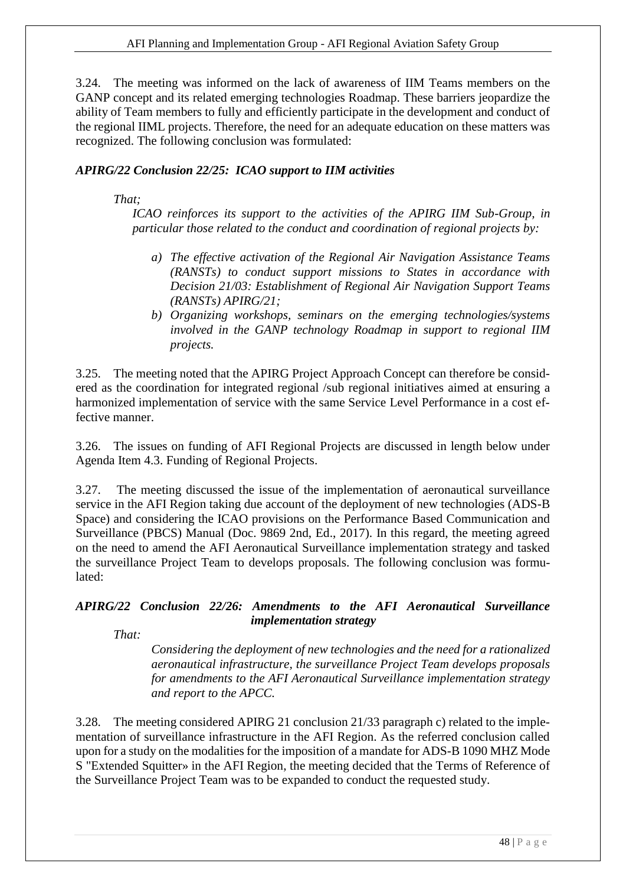3.24. The meeting was informed on the lack of awareness of IIM Teams members on the GANP concept and its related emerging technologies Roadmap. These barriers jeopardize the ability of Team members to fully and efficiently participate in the development and conduct of the regional IIML projects. Therefore, the need for an adequate education on these matters was recognized. The following conclusion was formulated:

***APIRG/22 Conclusion 22/25: ICAO support to IIM activities***

*That;*

*ICAO reinforces its support to the activities of the APIRG IIM Sub-Group, in particular those related to the conduct and coordination of regional projects by:*

*a) The effective activation of the Regional Air Navigation Assistance Teams (RANSTs) to conduct support missions to States in accordance with Decision 21/03: Establishment of Regional Air Navigation Support Teams (RANSTs) APIRG/21;*

*b) Organizing workshops, seminars on the emerging technologies/systems involved in the GANP technology Roadmap in support to regional IIM projects.*

3.25. The meeting noted that the APIRG Project Approach Concept can therefore be considered as the coordination for integrated regional /sub regional initiatives aimed at ensuring a harmonized implementation of service with the same Service Level Performance in a cost effective manner.

3.26. The issues on funding of AFI Regional Projects are discussed in length below under Agenda Item 4.3. Funding of Regional Projects.

3.27. The meeting discussed the issue of the implementation of aeronautical surveillance service in the AFI Region taking due account of the deployment of new technologies (ADS-B Space) and considering the ICAO provisions on the Performance Based Communication and Surveillance (PBCS) Manual (Doc. 9869 2nd, Ed., 2017). In this regard, the meeting agreed on the need to amend the AFI Aeronautical Surveillance implementation strategy and tasked the surveillance Project Team to develops proposals. The following conclusion was formulated:

***APIRG/22 Conclusion 22/26: Amendments to the AFI Aeronautical Surveillance implementation strategy***

*That:*

*Considering the deployment of new technologies and the need for a rationalized aeronautical infrastructure, the surveillance Project Team develops proposals for amendments to the AFI Aeronautical Surveillance implementation strategy and report to the APCC.*

3.28. The meeting considered APIRG 21 conclusion 21/33 paragraph c) related to the implementation of surveillance infrastructure in the AFI Region. As the referred conclusion called upon for a study on the modalities for the imposition of a mandate for ADS-B 1090 MHZ Mode S "Extended Squitter» in the AFI Region, the meeting decided that the Terms of Reference of the Surveillance Project Team was to be expanded to conduct the requested study.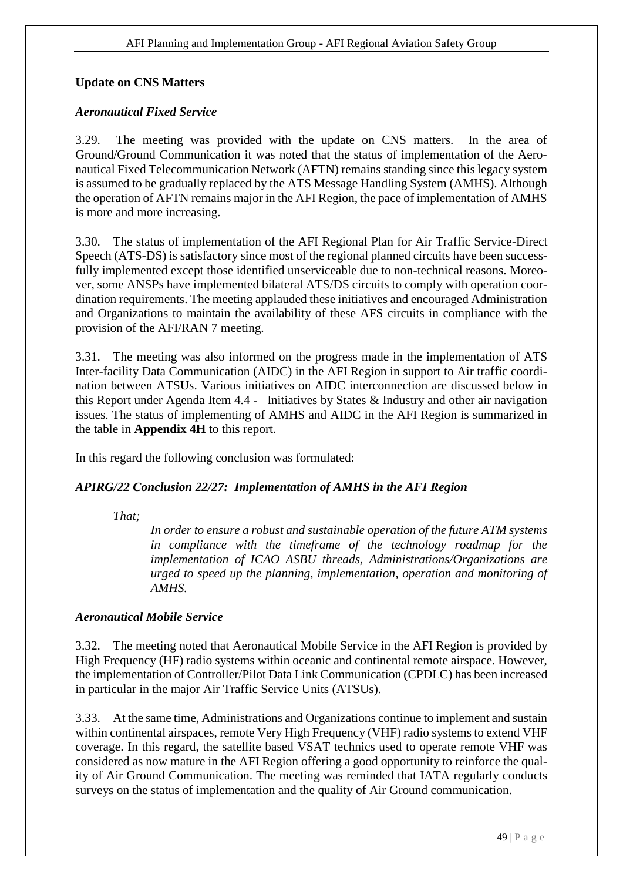## Update on CNS Matters

### *Aeronautical Fixed Service*

3.29. The meeting was provided with the update on CNS matters. In the area of Ground/Ground Communication it was noted that the status of implementation of the Aeronautical Fixed Telecommunication Network (AFTN) remains standing since this legacy system is assumed to be gradually replaced by the ATS Message Handling System (AMHS). Although the operation of AFTN remains major in the AFI Region, the pace of implementation of AMHS is more and more increasing.

3.30. The status of implementation of the AFI Regional Plan for Air Traffic Service-Direct Speech (ATS-DS) is satisfactory since most of the regional planned circuits have been successfully implemented except those identified unserviceable due to non-technical reasons. Moreover, some ANSPs have implemented bilateral ATS/DS circuits to comply with operation coordination requirements. The meeting applauded these initiatives and encouraged Administration and Organizations to maintain the availability of these AFS circuits in compliance with the provision of the AFI/RAN 7 meeting.

3.31. The meeting was also informed on the progress made in the implementation of ATS Inter-facility Data Communication (AIDC) in the AFI Region in support to Air traffic coordination between ATSUs. Various initiatives on AIDC interconnection are discussed below in this Report under Agenda Item 4.4 - Initiatives by States & Industry and other air navigation issues. The status of implementing of AMHS and AIDC in the AFI Region is summarized in the table in **Appendix 4H** to this report.

In this regard the following conclusion was formulated:

***APIRG/22 Conclusion 22/27: Implementation of AMHS in the AFI Region***

*That;*

> *In order to ensure a robust and sustainable operation of the future ATM systems in compliance with the timeframe of the technology roadmap for the implementation of ICAO ASBU threads, Administrations/Organizations are urged to speed up the planning, implementation, operation and monitoring of AMHS.*

### *Aeronautical Mobile Service*

3.32. The meeting noted that Aeronautical Mobile Service in the AFI Region is provided by High Frequency (HF) radio systems within oceanic and continental remote airspace. However, the implementation of Controller/Pilot Data Link Communication (CPDLC) has been increased in particular in the major Air Traffic Service Units (ATSUs).

3.33. At the same time, Administrations and Organizations continue to implement and sustain within continental airspaces, remote Very High Frequency (VHF) radio systems to extend VHF coverage. In this regard, the satellite based VSAT technics used to operate remote VHF was considered as now mature in the AFI Region offering a good opportunity to reinforce the quality of Air Ground Communication. The meeting was reminded that IATA regularly conducts surveys on the status of implementation and the quality of Air Ground communication.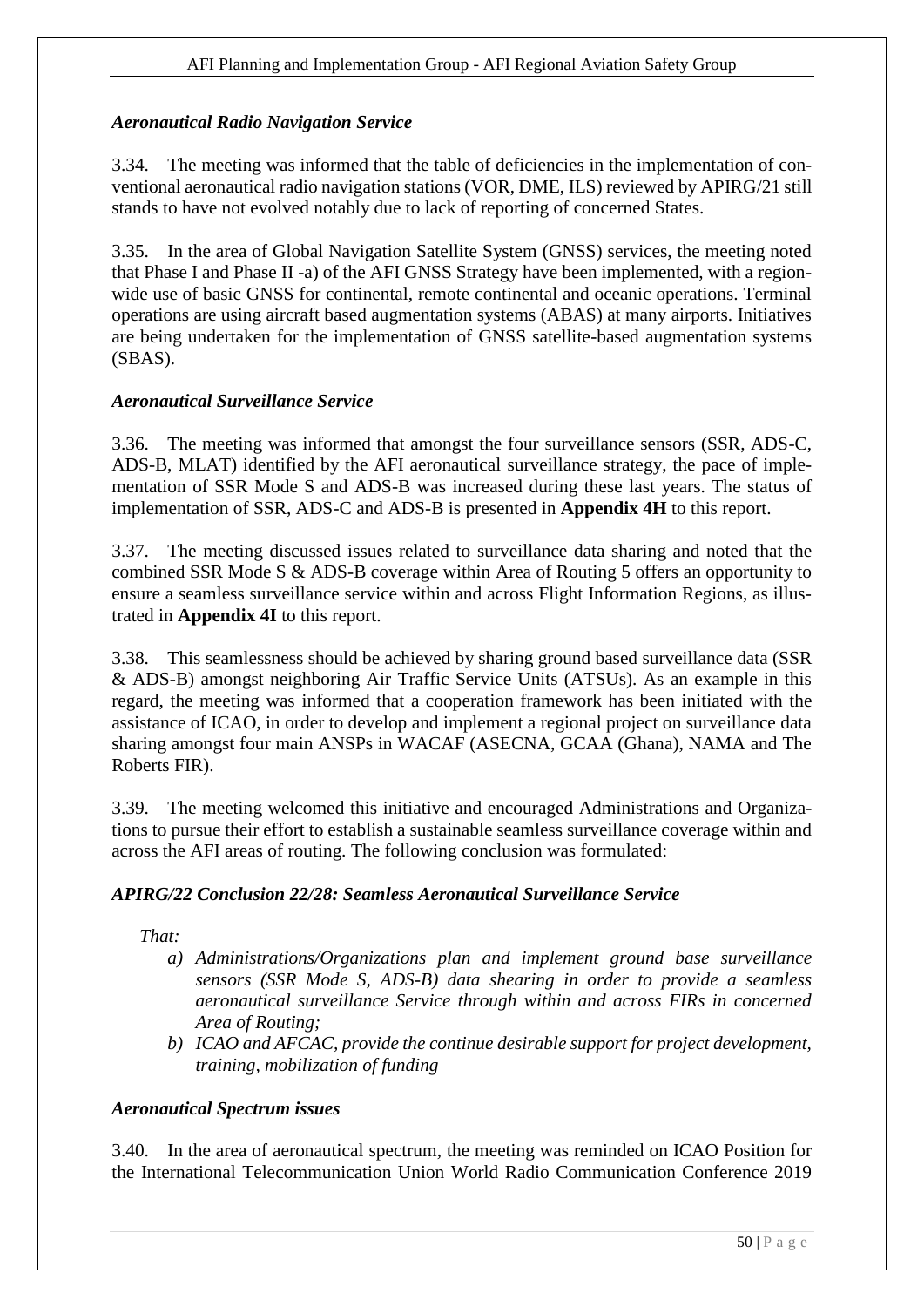### *Aeronautical Radio Navigation Service*

3.34. The meeting was informed that the table of deficiencies in the implementation of conventional aeronautical radio navigation stations (VOR, DME, ILS) reviewed by APIRG/21 still stands to have not evolved notably due to lack of reporting of concerned States.

3.35. In the area of Global Navigation Satellite System (GNSS) services, the meeting noted that Phase I and Phase II -a) of the AFI GNSS Strategy have been implemented, with a region-wide use of basic GNSS for continental, remote continental and oceanic operations. Terminal operations are using aircraft based augmentation systems (ABAS) at many airports. Initiatives are being undertaken for the implementation of GNSS satellite-based augmentation systems (SBAS).

### *Aeronautical Surveillance Service*

3.36. The meeting was informed that amongst the four surveillance sensors (SSR, ADS-C, ADS-B, MLAT) identified by the AFI aeronautical surveillance strategy, the pace of implementation of SSR Mode S and ADS-B was increased during these last years. The status of implementation of SSR, ADS-C and ADS-B is presented in **Appendix 4H** to this report.

3.37. The meeting discussed issues related to surveillance data sharing and noted that the combined SSR Mode S & ADS-B coverage within Area of Routing 5 offers an opportunity to ensure a seamless surveillance service within and across Flight Information Regions, as illustrated in **Appendix 4I** to this report.

3.38. This seamlessness should be achieved by sharing ground based surveillance data (SSR & ADS-B) amongst neighboring Air Traffic Service Units (ATSUs). As an example in this regard, the meeting was informed that a cooperation framework has been initiated with the assistance of ICAO, in order to develop and implement a regional project on surveillance data sharing amongst four main ANSPs in WACAF (ASECNA, GCAA (Ghana), NAMA and The Roberts FIR).

3.39. The meeting welcomed this initiative and encouraged Administrations and Organizations to pursue their effort to establish a sustainable seamless surveillance coverage within and across the AFI areas of routing. The following conclusion was formulated:

### *APIRG/22 Conclusion 22/28: Seamless Aeronautical Surveillance Service*

*That:*

*a) Administrations/Organizations plan and implement ground base surveillance sensors (SSR Mode S, ADS-B) data shearing in order to provide a seamless aeronautical surveillance Service through within and across FIRs in concerned Area of Routing;*

*b) ICAO and AFCAC, provide the continue desirable support for project development, training, mobilization of funding*

### *Aeronautical Spectrum issues*

3.40. In the area of aeronautical spectrum, the meeting was reminded on ICAO Position for the International Telecommunication Union World Radio Communication Conference 2019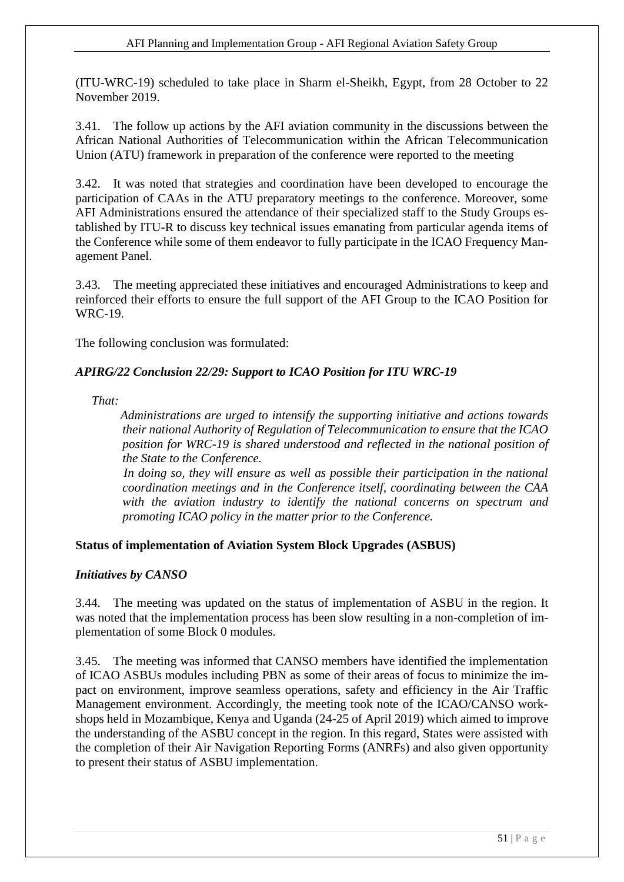(ITU-WRC-19) scheduled to take place in Sharm el-Sheikh, Egypt, from 28 October to 22 November 2019.

3.41. The follow up actions by the AFI aviation community in the discussions between the African National Authorities of Telecommunication within the African Telecommunication Union (ATU) framework in preparation of the conference were reported to the meeting

3.42. It was noted that strategies and coordination have been developed to encourage the participation of CAAs in the ATU preparatory meetings to the conference. Moreover, some AFI Administrations ensured the attendance of their specialized staff to the Study Groups established by ITU-R to discuss key technical issues emanating from particular agenda items of the Conference while some of them endeavor to fully participate in the ICAO Frequency Management Panel.

3.43. The meeting appreciated these initiatives and encouraged Administrations to keep and reinforced their efforts to ensure the full support of the AFI Group to the ICAO Position for WRC-19.

The following conclusion was formulated:

***APIRG/22 Conclusion 22/29: Support to ICAO Position for ITU WRC-19***

*That:*

*Administrations are urged to intensify the supporting initiative and actions towards their national Authority of Regulation of Telecommunication to ensure that the ICAO position for WRC-19 is shared understood and reflected in the national position of the State to the Conference.*

*In doing so, they will ensure as well as possible their participation in the national coordination meetings and in the Conference itself, coordinating between the CAA with the aviation industry to identify the national concerns on spectrum and promoting ICAO policy in the matter prior to the Conference.*

**Status of implementation of Aviation System Block Upgrades (ASBUS)**

***Initiatives by CANSO***

3.44. The meeting was updated on the status of implementation of ASBU in the region. It was noted that the implementation process has been slow resulting in a non-completion of implementation of some Block 0 modules.

3.45. The meeting was informed that CANSO members have identified the implementation of ICAO ASBUs modules including PBN as some of their areas of focus to minimize the impact on environment, improve seamless operations, safety and efficiency in the Air Traffic Management environment. Accordingly, the meeting took note of the ICAO/CANSO workshops held in Mozambique, Kenya and Uganda (24-25 of April 2019) which aimed to improve the understanding of the ASBU concept in the region. In this regard, States were assisted with the completion of their Air Navigation Reporting Forms (ANRFs) and also given opportunity to present their status of ASBU implementation.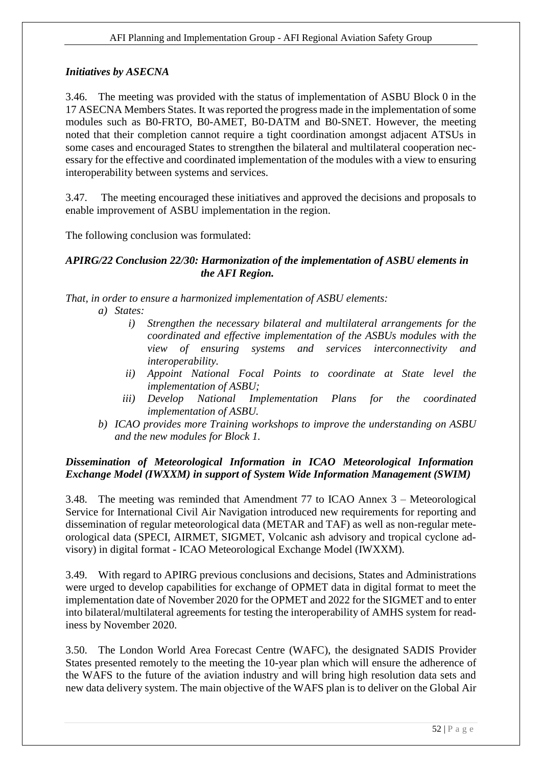### *Initiatives by ASECNA*

3.46. The meeting was provided with the status of implementation of ASBU Block 0 in the 17 ASECNA Members States. It was reported the progress made in the implementation of some modules such as B0-FRTO, B0-AMET, B0-DATM and B0-SNET. However, the meeting noted that their completion cannot require a tight coordination amongst adjacent ATSUs in some cases and encouraged States to strengthen the bilateral and multilateral cooperation necessary for the effective and coordinated implementation of the modules with a view to ensuring interoperability between systems and services.

3.47. The meeting encouraged these initiatives and approved the decisions and proposals to enable improvement of ASBU implementation in the region.

The following conclusion was formulated:

***APIRG/22 Conclusion 22/30: Harmonization of the implementation of ASBU elements in the AFI Region.***

*That, in order to ensure a harmonized implementation of ASBU elements:*

*a) States:*

*i) Strengthen the necessary bilateral and multilateral arrangements for the coordinated and effective implementation of the ASBUs modules with the view of ensuring systems and services interconnectivity and interoperability.*

*ii) Appoint National Focal Points to coordinate at State level the implementation of ASBU;*

*iii) Develop National Implementation Plans for the coordinated implementation of ASBU.*

*b) ICAO provides more Training workshops to improve the understanding on ASBU and the new modules for Block 1.*

### *Dissemination of Meteorological Information in ICAO Meteorological Information Exchange Model (IWXXM) in support of System Wide Information Management (SWIM)*

3.48. The meeting was reminded that Amendment 77 to ICAO Annex 3 – Meteorological Service for International Civil Air Navigation introduced new requirements for reporting and dissemination of regular meteorological data (METAR and TAF) as well as non-regular meteorological data (SPECI, AIRMET, SIGMET, Volcanic ash advisory and tropical cyclone advisory) in digital format - ICAO Meteorological Exchange Model (IWXXM).

3.49. With regard to APIRG previous conclusions and decisions, States and Administrations were urged to develop capabilities for exchange of OPMET data in digital format to meet the implementation date of November 2020 for the OPMET and 2022 for the SIGMET and to enter into bilateral/multilateral agreements for testing the interoperability of AMHS system for readiness by November 2020.

3.50. The London World Area Forecast Centre (WAFC), the designated SADIS Provider States presented remotely to the meeting the 10-year plan which will ensure the adherence of the WAFS to the future of the aviation industry and will bring high resolution data sets and new data delivery system. The main objective of the WAFS plan is to deliver on the Global Air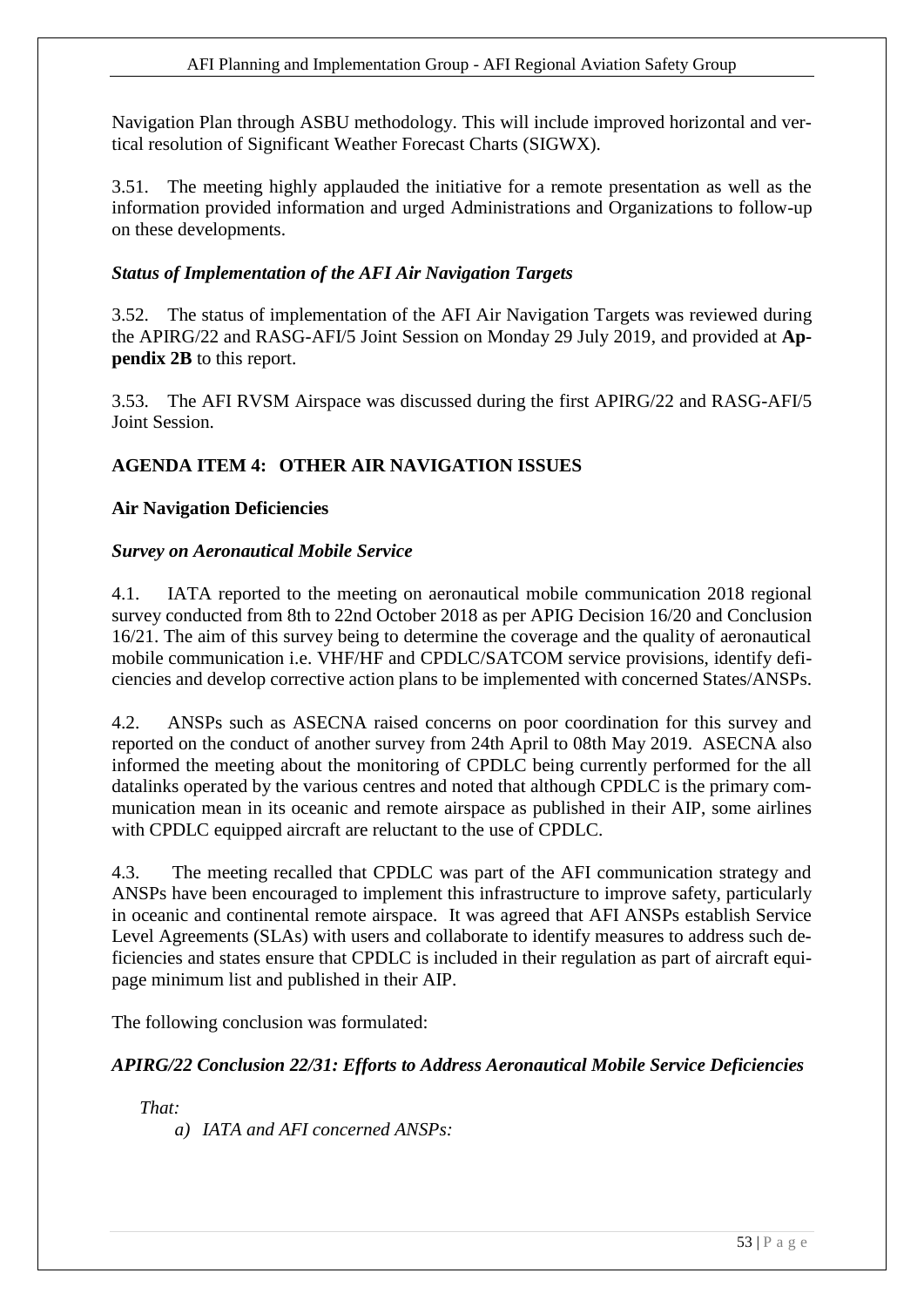Navigation Plan through ASBU methodology. This will include improved horizontal and vertical resolution of Significant Weather Forecast Charts (SIGWX).

3.51. The meeting highly applauded the initiative for a remote presentation as well as the information provided information and urged Administrations and Organizations to follow-up on these developments.

### *Status of Implementation of the AFI Air Navigation Targets*

3.52. The status of implementation of the AFI Air Navigation Targets was reviewed during the APIRG/22 and RASG-AFI/5 Joint Session on Monday 29 July 2019, and provided at **Appendix 2B** to this report.

3.53. The AFI RVSM Airspace was discussed during the first APIRG/22 and RASG-AFI/5 Joint Session.

## AGENDA ITEM 4: OTHER AIR NAVIGATION ISSUES

### Air Navigation Deficiencies

### *Survey on Aeronautical Mobile Service*

4.1. IATA reported to the meeting on aeronautical mobile communication 2018 regional survey conducted from 8th to 22nd October 2018 as per APIG Decision 16/20 and Conclusion 16/21. The aim of this survey being to determine the coverage and the quality of aeronautical mobile communication i.e. VHF/HF and CPDLC/SATCOM service provisions, identify deficiencies and develop corrective action plans to be implemented with concerned States/ANSPs.

4.2. ANSPs such as ASECNA raised concerns on poor coordination for this survey and reported on the conduct of another survey from 24th April to 08th May 2019. ASECNA also informed the meeting about the monitoring of CPDLC being currently performed for the all datalinks operated by the various centres and noted that although CPDLC is the primary communication mean in its oceanic and remote airspace as published in their AIP, some airlines with CPDLC equipped aircraft are reluctant to the use of CPDLC.

4.3. The meeting recalled that CPDLC was part of the AFI communication strategy and ANSPs have been encouraged to implement this infrastructure to improve safety, particularly in oceanic and continental remote airspace. It was agreed that AFI ANSPs establish Service Level Agreements (SLAs) with users and collaborate to identify measures to address such deficiencies and states ensure that CPDLC is included in their regulation as part of aircraft equipage minimum list and published in their AIP.

The following conclusion was formulated:

### *APIRG/22 Conclusion 22/31: Efforts to Address Aeronautical Mobile Service Deficiencies*

*That:*

*a) IATA and AFI concerned ANSPs:*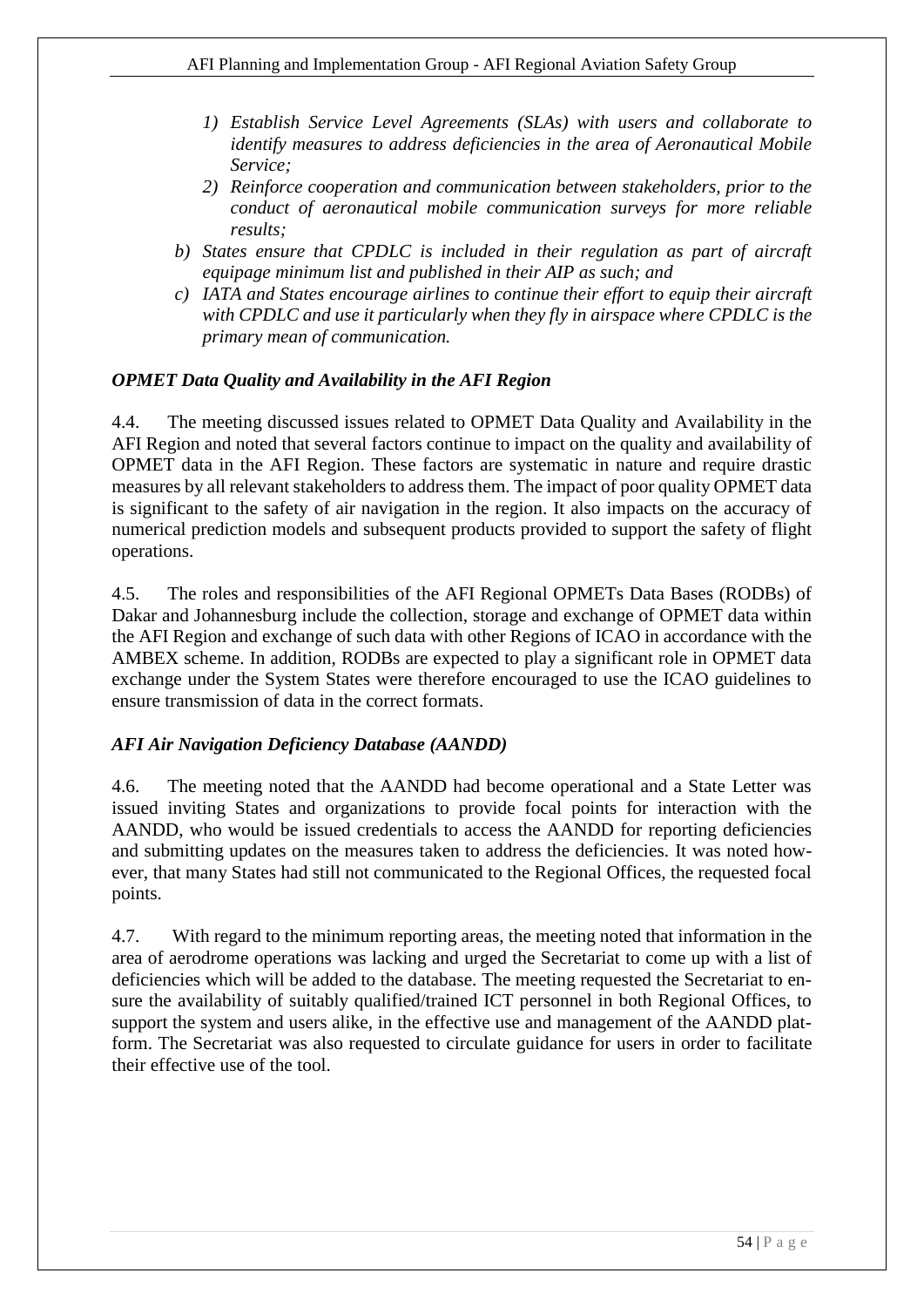*1) Establish Service Level Agreements (SLAs) with users and collaborate to identify measures to address deficiencies in the area of Aeronautical Mobile Service;*

*2) Reinforce cooperation and communication between stakeholders, prior to the conduct of aeronautical mobile communication surveys for more reliable results;*

*b) States ensure that CPDLC is included in their regulation as part of aircraft equipage minimum list and published in their AIP as such; and*

*c) IATA and States encourage airlines to continue their effort to equip their aircraft with CPDLC and use it particularly when they fly in airspace where CPDLC is the primary mean of communication.*

### *OPMET Data Quality and Availability in the AFI Region*

4.4. The meeting discussed issues related to OPMET Data Quality and Availability in the AFI Region and noted that several factors continue to impact on the quality and availability of OPMET data in the AFI Region. These factors are systematic in nature and require drastic measures by all relevant stakeholders to address them. The impact of poor quality OPMET data is significant to the safety of air navigation in the region. It also impacts on the accuracy of numerical prediction models and subsequent products provided to support the safety of flight operations.

4.5. The roles and responsibilities of the AFI Regional OPMETs Data Bases (RODBs) of Dakar and Johannesburg include the collection, storage and exchange of OPMET data within the AFI Region and exchange of such data with other Regions of ICAO in accordance with the AMBEX scheme. In addition, RODBs are expected to play a significant role in OPMET data exchange under the System States were therefore encouraged to use the ICAO guidelines to ensure transmission of data in the correct formats.

### *AFI Air Navigation Deficiency Database (AANDD)*

4.6. The meeting noted that the AANDD had become operational and a State Letter was issued inviting States and organizations to provide focal points for interaction with the AANDD, who would be issued credentials to access the AANDD for reporting deficiencies and submitting updates on the measures taken to address the deficiencies. It was noted however, that many States had still not communicated to the Regional Offices, the requested focal points.

4.7. With regard to the minimum reporting areas, the meeting noted that information in the area of aerodrome operations was lacking and urged the Secretariat to come up with a list of deficiencies which will be added to the database. The meeting requested the Secretariat to ensure the availability of suitably qualified/trained ICT personnel in both Regional Offices, to support the system and users alike, in the effective use and management of the AANDD platform. The Secretariat was also requested to circulate guidance for users in order to facilitate their effective use of the tool.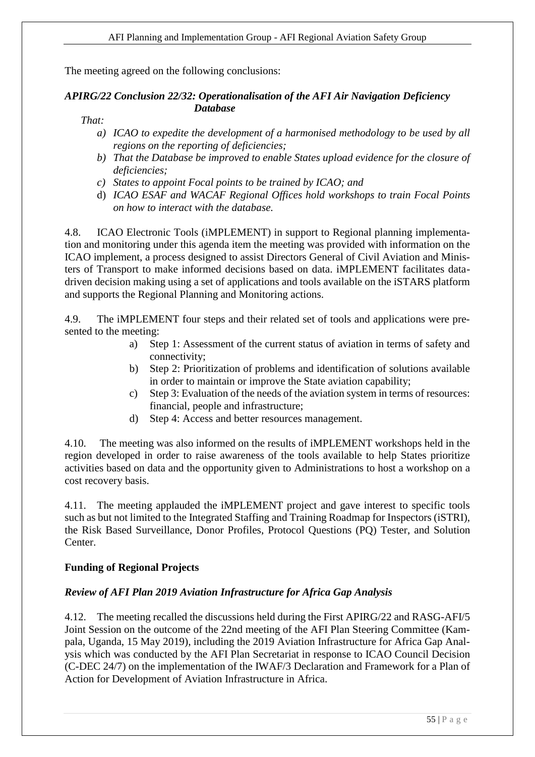The meeting agreed on the following conclusions:

***APIRG/22 Conclusion 22/32: Operationalisation of the AFI Air Navigation Deficiency Database***

*That:*

- *a) ICAO to expedite the development of a harmonised methodology to be used by all regions on the reporting of deficiencies;*
- *b) That the Database be improved to enable States upload evidence for the closure of deficiencies;*
- *c) States to appoint Focal points to be trained by ICAO; and*
- d) *ICAO ESAF and WACAF Regional Offices hold workshops to train Focal Points on how to interact with the database.*

4.8. ICAO Electronic Tools (iMPLEMENT) in support to Regional planning implementation and monitoring under this agenda item the meeting was provided with information on the ICAO implement, a process designed to assist Directors General of Civil Aviation and Ministers of Transport to make informed decisions based on data. iMPLEMENT facilitates data-driven decision making using a set of applications and tools available on the iSTARS platform and supports the Regional Planning and Monitoring actions.

4.9. The iMPLEMENT four steps and their related set of tools and applications were presented to the meeting:

- a) Step 1: Assessment of the current status of aviation in terms of safety and connectivity;
- b) Step 2: Prioritization of problems and identification of solutions available in order to maintain or improve the State aviation capability;
- c) Step 3: Evaluation of the needs of the aviation system in terms of resources: financial, people and infrastructure;
- d) Step 4: Access and better resources management.

4.10. The meeting was also informed on the results of iMPLEMENT workshops held in the region developed in order to raise awareness of the tools available to help States prioritize activities based on data and the opportunity given to Administrations to host a workshop on a cost recovery basis.

4.11. The meeting applauded the iMPLEMENT project and gave interest to specific tools such as but not limited to the Integrated Staffing and Training Roadmap for Inspectors (iSTRI), the Risk Based Surveillance, Donor Profiles, Protocol Questions (PQ) Tester, and Solution Center.

**Funding of Regional Projects**

***Review of AFI Plan 2019 Aviation Infrastructure for Africa Gap Analysis***

4.12. The meeting recalled the discussions held during the First APIRG/22 and RASG-AFI/5 Joint Session on the outcome of the 22nd meeting of the AFI Plan Steering Committee (Kampala, Uganda, 15 May 2019), including the 2019 Aviation Infrastructure for Africa Gap Analysis which was conducted by the AFI Plan Secretariat in response to ICAO Council Decision (C-DEC 24/7) on the implementation of the IWAF/3 Declaration and Framework for a Plan of Action for Development of Aviation Infrastructure in Africa.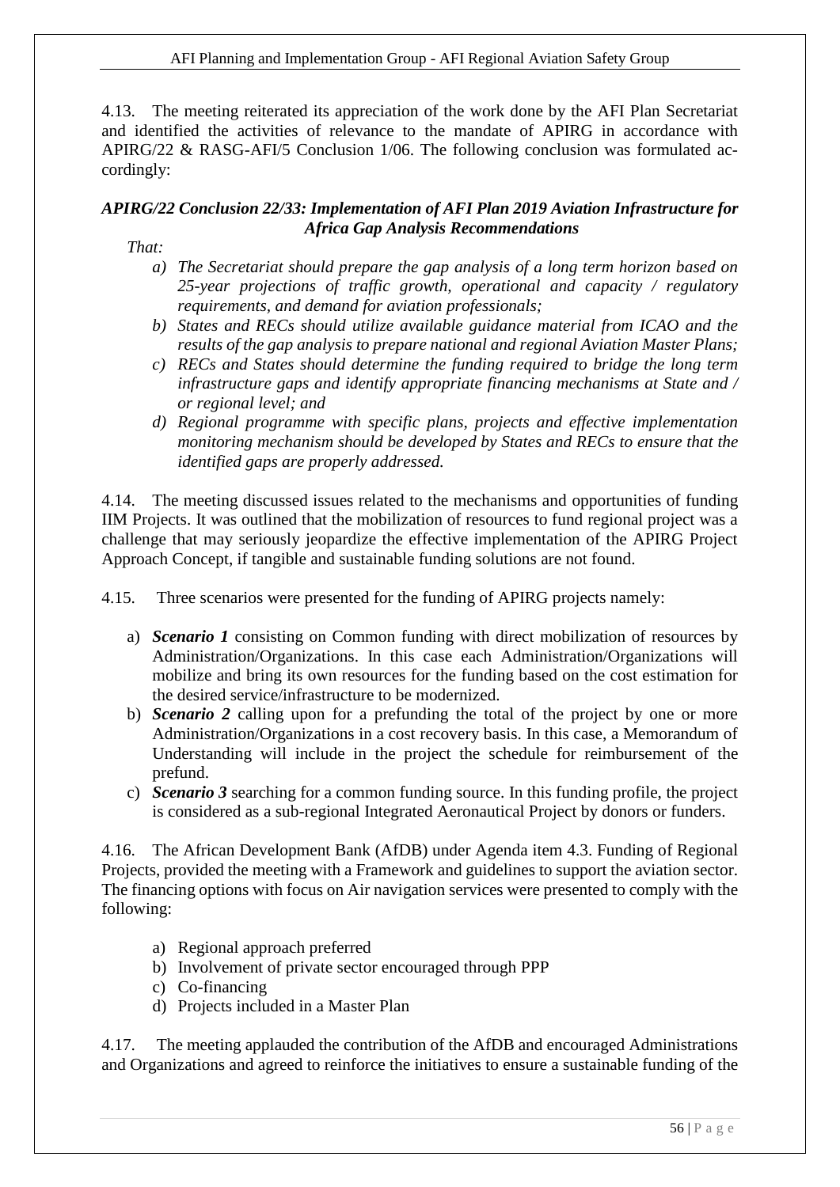4.13. The meeting reiterated its appreciation of the work done by the AFI Plan Secretariat and identified the activities of relevance to the mandate of APIRG in accordance with APIRG/22 & RASG-AFI/5 Conclusion 1/06. The following conclusion was formulated accordingly:

***APIRG/22 Conclusion 22/33: Implementation of AFI Plan 2019 Aviation Infrastructure for Africa Gap Analysis Recommendations***

*That:*

*a) The Secretariat should prepare the gap analysis of a long term horizon based on 25-year projections of traffic growth, operational and capacity / regulatory requirements, and demand for aviation professionals;*

*b) States and RECs should utilize available guidance material from ICAO and the results of the gap analysis to prepare national and regional Aviation Master Plans;*

*c) RECs and States should determine the funding required to bridge the long term infrastructure gaps and identify appropriate financing mechanisms at State and / or regional level; and*

*d) Regional programme with specific plans, projects and effective implementation monitoring mechanism should be developed by States and RECs to ensure that the identified gaps are properly addressed.*

4.14. The meeting discussed issues related to the mechanisms and opportunities of funding IIM Projects. It was outlined that the mobilization of resources to fund regional project was a challenge that may seriously jeopardize the effective implementation of the APIRG Project Approach Concept, if tangible and sustainable funding solutions are not found.

4.15. Three scenarios were presented for the funding of APIRG projects namely:

a) ***Scenario 1*** consisting on Common funding with direct mobilization of resources by Administration/Organizations. In this case each Administration/Organizations will mobilize and bring its own resources for the funding based on the cost estimation for the desired service/infrastructure to be modernized.

b) ***Scenario 2*** calling upon for a prefunding the total of the project by one or more Administration/Organizations in a cost recovery basis. In this case, a Memorandum of Understanding will include in the project the schedule for reimbursement of the prefund.

c) ***Scenario 3*** searching for a common funding source. In this funding profile, the project is considered as a sub-regional Integrated Aeronautical Project by donors or funders.

4.16. The African Development Bank (AfDB) under Agenda item 4.3. Funding of Regional Projects, provided the meeting with a Framework and guidelines to support the aviation sector. The financing options with focus on Air navigation services were presented to comply with the following:

a) Regional approach preferred
b) Involvement of private sector encouraged through PPP
c) Co-financing
d) Projects included in a Master Plan

4.17. The meeting applauded the contribution of the AfDB and encouraged Administrations and Organizations and agreed to reinforce the initiatives to ensure a sustainable funding of the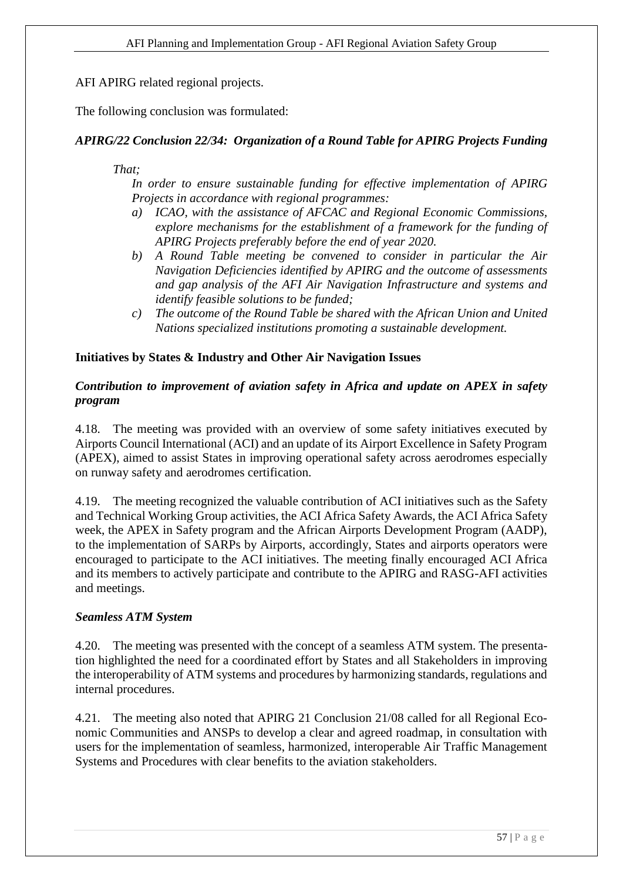AFI APIRG related regional projects.

The following conclusion was formulated:

***APIRG/22 Conclusion 22/34: Organization of a Round Table for APIRG Projects Funding***

*That;*

*In order to ensure sustainable funding for effective implementation of APIRG Projects in accordance with regional programmes:*

*a) ICAO, with the assistance of AFCAC and Regional Economic Commissions, explore mechanisms for the establishment of a framework for the funding of APIRG Projects preferably before the end of year 2020.*

*b) A Round Table meeting be convened to consider in particular the Air Navigation Deficiencies identified by APIRG and the outcome of assessments and gap analysis of the AFI Air Navigation Infrastructure and systems and identify feasible solutions to be funded;*

*c) The outcome of the Round Table be shared with the African Union and United Nations specialized institutions promoting a sustainable development.*

**Initiatives by States & Industry and Other Air Navigation Issues**

***Contribution to improvement of aviation safety in Africa and update on APEX in safety program***

4.18. The meeting was provided with an overview of some safety initiatives executed by Airports Council International (ACI) and an update of its Airport Excellence in Safety Program (APEX), aimed to assist States in improving operational safety across aerodromes especially on runway safety and aerodromes certification.

4.19. The meeting recognized the valuable contribution of ACI initiatives such as the Safety and Technical Working Group activities, the ACI Africa Safety Awards, the ACI Africa Safety week, the APEX in Safety program and the African Airports Development Program (AADP), to the implementation of SARPs by Airports, accordingly, States and airports operators were encouraged to participate to the ACI initiatives. The meeting finally encouraged ACI Africa and its members to actively participate and contribute to the APIRG and RASG-AFI activities and meetings.

***Seamless ATM System***

4.20. The meeting was presented with the concept of a seamless ATM system. The presentation highlighted the need for a coordinated effort by States and all Stakeholders in improving the interoperability of ATM systems and procedures by harmonizing standards, regulations and internal procedures.

4.21. The meeting also noted that APIRG 21 Conclusion 21/08 called for all Regional Economic Communities and ANSPs to develop a clear and agreed roadmap, in consultation with users for the implementation of seamless, harmonized, interoperable Air Traffic Management Systems and Procedures with clear benefits to the aviation stakeholders.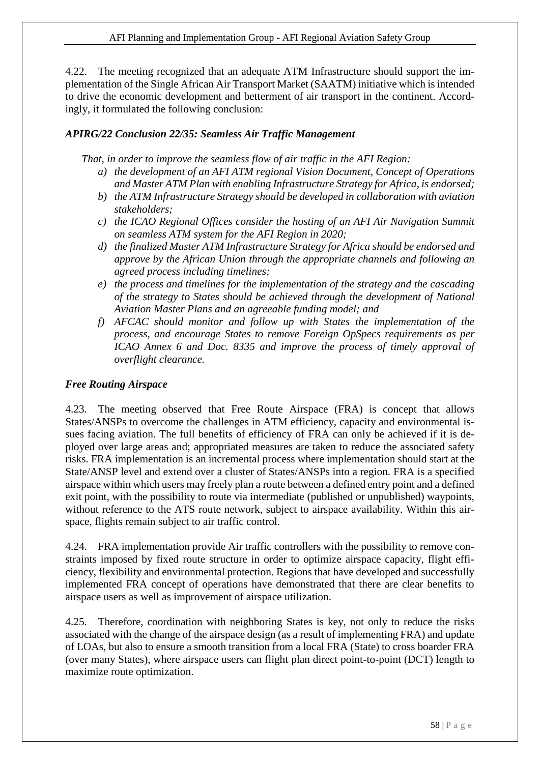4.22. The meeting recognized that an adequate ATM Infrastructure should support the implementation of the Single African Air Transport Market (SAATM) initiative which is intended to drive the economic development and betterment of air transport in the continent. Accordingly, it formulated the following conclusion:

***APIRG/22 Conclusion 22/35: Seamless Air Traffic Management***

*That, in order to improve the seamless flow of air traffic in the AFI Region:*

*a) the development of an AFI ATM regional Vision Document, Concept of Operations and Master ATM Plan with enabling Infrastructure Strategy for Africa, is endorsed;*

*b) the ATM Infrastructure Strategy should be developed in collaboration with aviation stakeholders;*

*c) the ICAO Regional Offices consider the hosting of an AFI Air Navigation Summit on seamless ATM system for the AFI Region in 2020;*

*d) the finalized Master ATM Infrastructure Strategy for Africa should be endorsed and approve by the African Union through the appropriate channels and following an agreed process including timelines;*

*e) the process and timelines for the implementation of the strategy and the cascading of the strategy to States should be achieved through the development of National Aviation Master Plans and an agreeable funding model; and*

*f) AFCAC should monitor and follow up with States the implementation of the process, and encourage States to remove Foreign OpSpecs requirements as per ICAO Annex 6 and Doc. 8335 and improve the process of timely approval of overflight clearance.*

***Free Routing Airspace***

4.23. The meeting observed that Free Route Airspace (FRA) is concept that allows States/ANSPs to overcome the challenges in ATM efficiency, capacity and environmental issues facing aviation. The full benefits of efficiency of FRA can only be achieved if it is deployed over large areas and; appropriated measures are taken to reduce the associated safety risks. FRA implementation is an incremental process where implementation should start at the State/ANSP level and extend over a cluster of States/ANSPs into a region. FRA is a specified airspace within which users may freely plan a route between a defined entry point and a defined exit point, with the possibility to route via intermediate (published or unpublished) waypoints, without reference to the ATS route network, subject to airspace availability. Within this airspace, flights remain subject to air traffic control.

4.24. FRA implementation provide Air traffic controllers with the possibility to remove constraints imposed by fixed route structure in order to optimize airspace capacity, flight efficiency, flexibility and environmental protection. Regions that have developed and successfully implemented FRA concept of operations have demonstrated that there are clear benefits to airspace users as well as improvement of airspace utilization.

4.25. Therefore, coordination with neighboring States is key, not only to reduce the risks associated with the change of the airspace design (as a result of implementing FRA) and update of LOAs, but also to ensure a smooth transition from a local FRA (State) to cross boarder FRA (over many States), where airspace users can flight plan direct point-to-point (DCT) length to maximize route optimization.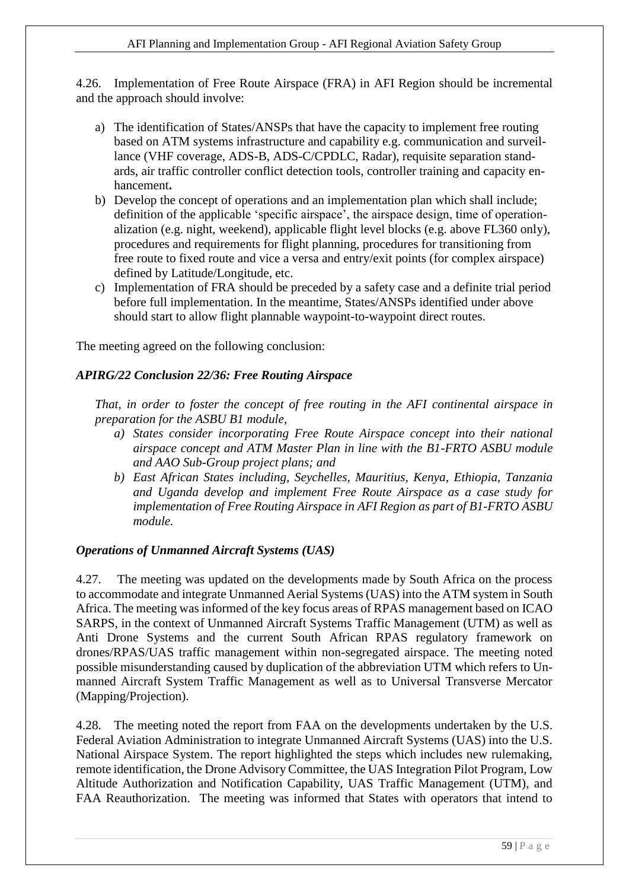4.26. Implementation of Free Route Airspace (FRA) in AFI Region should be incremental and the approach should involve:

a) The identification of States/ANSPs that have the capacity to implement free routing based on ATM systems infrastructure and capability e.g. communication and surveillance (VHF coverage, ADS-B, ADS-C/CPDLC, Radar), requisite separation standards, air traffic controller conflict detection tools, controller training and capacity enhancement**.**
b) Develop the concept of operations and an implementation plan which shall include; definition of the applicable 'specific airspace', the airspace design, time of operationalization (e.g. night, weekend), applicable flight level blocks (e.g. above FL360 only), procedures and requirements for flight planning, procedures for transitioning from free route to fixed route and vice a versa and entry/exit points (for complex airspace) defined by Latitude/Longitude, etc.
c) Implementation of FRA should be preceded by a safety case and a definite trial period before full implementation. In the meantime, States/ANSPs identified under above should start to allow flight plannable waypoint-to-waypoint direct routes.

The meeting agreed on the following conclusion:

***APIRG/22 Conclusion 22/36: Free Routing Airspace***

*That, in order to foster the concept of free routing in the AFI continental airspace in preparation for the ASBU B1 module,*

*a) States consider incorporating Free Route Airspace concept into their national airspace concept and ATM Master Plan in line with the B1-FRTO ASBU module and AAO Sub-Group project plans; and*
*b) East African States including, Seychelles, Mauritius, Kenya, Ethiopia, Tanzania and Uganda develop and implement Free Route Airspace as a case study for implementation of Free Routing Airspace in AFI Region as part of B1-FRTO ASBU module.*

***Operations of Unmanned Aircraft Systems (UAS)***

4.27. The meeting was updated on the developments made by South Africa on the process to accommodate and integrate Unmanned Aerial Systems (UAS) into the ATM system in South Africa. The meeting was informed of the key focus areas of RPAS management based on ICAO SARPS, in the context of Unmanned Aircraft Systems Traffic Management (UTM) as well as Anti Drone Systems and the current South African RPAS regulatory framework on drones/RPAS/UAS traffic management within non-segregated airspace. The meeting noted possible misunderstanding caused by duplication of the abbreviation UTM which refers to Unmanned Aircraft System Traffic Management as well as to Universal Transverse Mercator (Mapping/Projection).

4.28. The meeting noted the report from FAA on the developments undertaken by the U.S. Federal Aviation Administration to integrate Unmanned Aircraft Systems (UAS) into the U.S. National Airspace System. The report highlighted the steps which includes new rulemaking, remote identification, the Drone Advisory Committee, the UAS Integration Pilot Program, Low Altitude Authorization and Notification Capability, UAS Traffic Management (UTM), and FAA Reauthorization. The meeting was informed that States with operators that intend to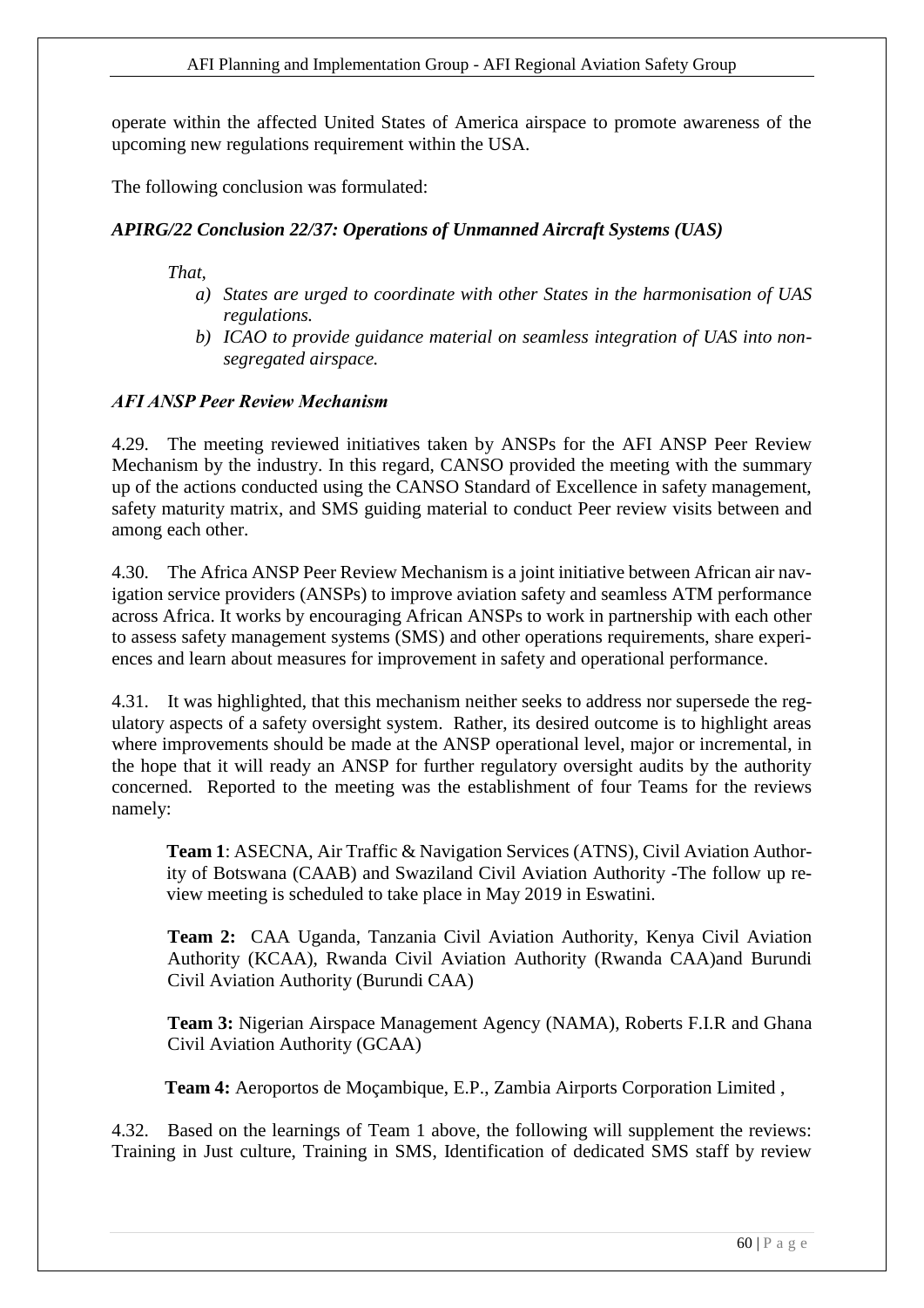operate within the affected United States of America airspace to promote awareness of the upcoming new regulations requirement within the USA.

The following conclusion was formulated:

***APIRG/22 Conclusion 22/37: Operations of Unmanned Aircraft Systems (UAS)***

*That,*

*a) States are urged to coordinate with other States in the harmonisation of UAS regulations.*

*b) ICAO to provide guidance material on seamless integration of UAS into non-segregated airspace.*

***AFI ANSP Peer Review Mechanism***

4.29. The meeting reviewed initiatives taken by ANSPs for the AFI ANSP Peer Review Mechanism by the industry. In this regard, CANSO provided the meeting with the summary up of the actions conducted using the CANSO Standard of Excellence in safety management, safety maturity matrix, and SMS guiding material to conduct Peer review visits between and among each other.

4.30. The Africa ANSP Peer Review Mechanism is a joint initiative between African air navigation service providers (ANSPs) to improve aviation safety and seamless ATM performance across Africa. It works by encouraging African ANSPs to work in partnership with each other to assess safety management systems (SMS) and other operations requirements, share experiences and learn about measures for improvement in safety and operational performance.

4.31. It was highlighted, that this mechanism neither seeks to address nor supersede the regulatory aspects of a safety oversight system. Rather, its desired outcome is to highlight areas where improvements should be made at the ANSP operational level, major or incremental, in the hope that it will ready an ANSP for further regulatory oversight audits by the authority concerned. Reported to the meeting was the establishment of four Teams for the reviews namely:

**Team 1**: ASECNA, Air Traffic & Navigation Services (ATNS), Civil Aviation Authority of Botswana (CAAB) and Swaziland Civil Aviation Authority -The follow up review meeting is scheduled to take place in May 2019 in Eswatini.

**Team 2:** CAA Uganda, Tanzania Civil Aviation Authority, Kenya Civil Aviation Authority (KCAA), Rwanda Civil Aviation Authority (Rwanda CAA)and Burundi Civil Aviation Authority (Burundi CAA)

**Team 3:** Nigerian Airspace Management Agency (NAMA), Roberts F.I.R and Ghana Civil Aviation Authority (GCAA)

**Team 4:** Aeroportos de Moçambique, E.P., Zambia Airports Corporation Limited ,

4.32. Based on the learnings of Team 1 above, the following will supplement the reviews: Training in Just culture, Training in SMS, Identification of dedicated SMS staff by review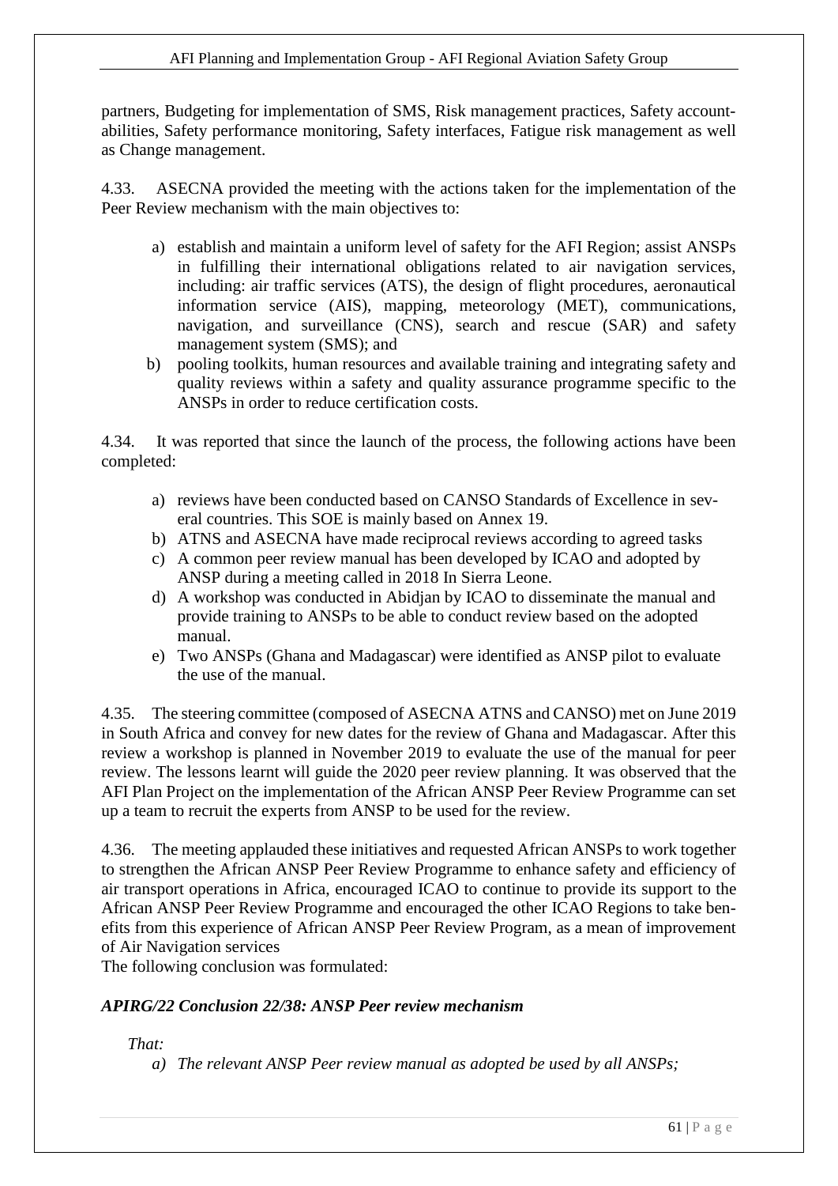partners, Budgeting for implementation of SMS, Risk management practices, Safety accountabilities, Safety performance monitoring, Safety interfaces, Fatigue risk management as well as Change management.

4.33. ASECNA provided the meeting with the actions taken for the implementation of the Peer Review mechanism with the main objectives to:

a) establish and maintain a uniform level of safety for the AFI Region; assist ANSPs in fulfilling their international obligations related to air navigation services, including: air traffic services (ATS), the design of flight procedures, aeronautical information service (AIS), mapping, meteorology (MET), communications, navigation, and surveillance (CNS), search and rescue (SAR) and safety management system (SMS); and
b) pooling toolkits, human resources and available training and integrating safety and quality reviews within a safety and quality assurance programme specific to the ANSPs in order to reduce certification costs.

4.34. It was reported that since the launch of the process, the following actions have been completed:

a) reviews have been conducted based on CANSO Standards of Excellence in several countries. This SOE is mainly based on Annex 19.
b) ATNS and ASECNA have made reciprocal reviews according to agreed tasks
c) A common peer review manual has been developed by ICAO and adopted by ANSP during a meeting called in 2018 In Sierra Leone.
d) A workshop was conducted in Abidjan by ICAO to disseminate the manual and provide training to ANSPs to be able to conduct review based on the adopted manual.
e) Two ANSPs (Ghana and Madagascar) were identified as ANSP pilot to evaluate the use of the manual.

4.35. The steering committee (composed of ASECNA ATNS and CANSO) met on June 2019 in South Africa and convey for new dates for the review of Ghana and Madagascar. After this review a workshop is planned in November 2019 to evaluate the use of the manual for peer review. The lessons learnt will guide the 2020 peer review planning. It was observed that the AFI Plan Project on the implementation of the African ANSP Peer Review Programme can set up a team to recruit the experts from ANSP to be used for the review.

4.36. The meeting applauded these initiatives and requested African ANSPs to work together to strengthen the African ANSP Peer Review Programme to enhance safety and efficiency of air transport operations in Africa, encouraged ICAO to continue to provide its support to the African ANSP Peer Review Programme and encouraged the other ICAO Regions to take benefits from this experience of African ANSP Peer Review Program, as a mean of improvement of Air Navigation services

The following conclusion was formulated:

***APIRG/22 Conclusion 22/38: ANSP Peer review mechanism***

*That:*

*a) The relevant ANSP Peer review manual as adopted be used by all ANSPs;*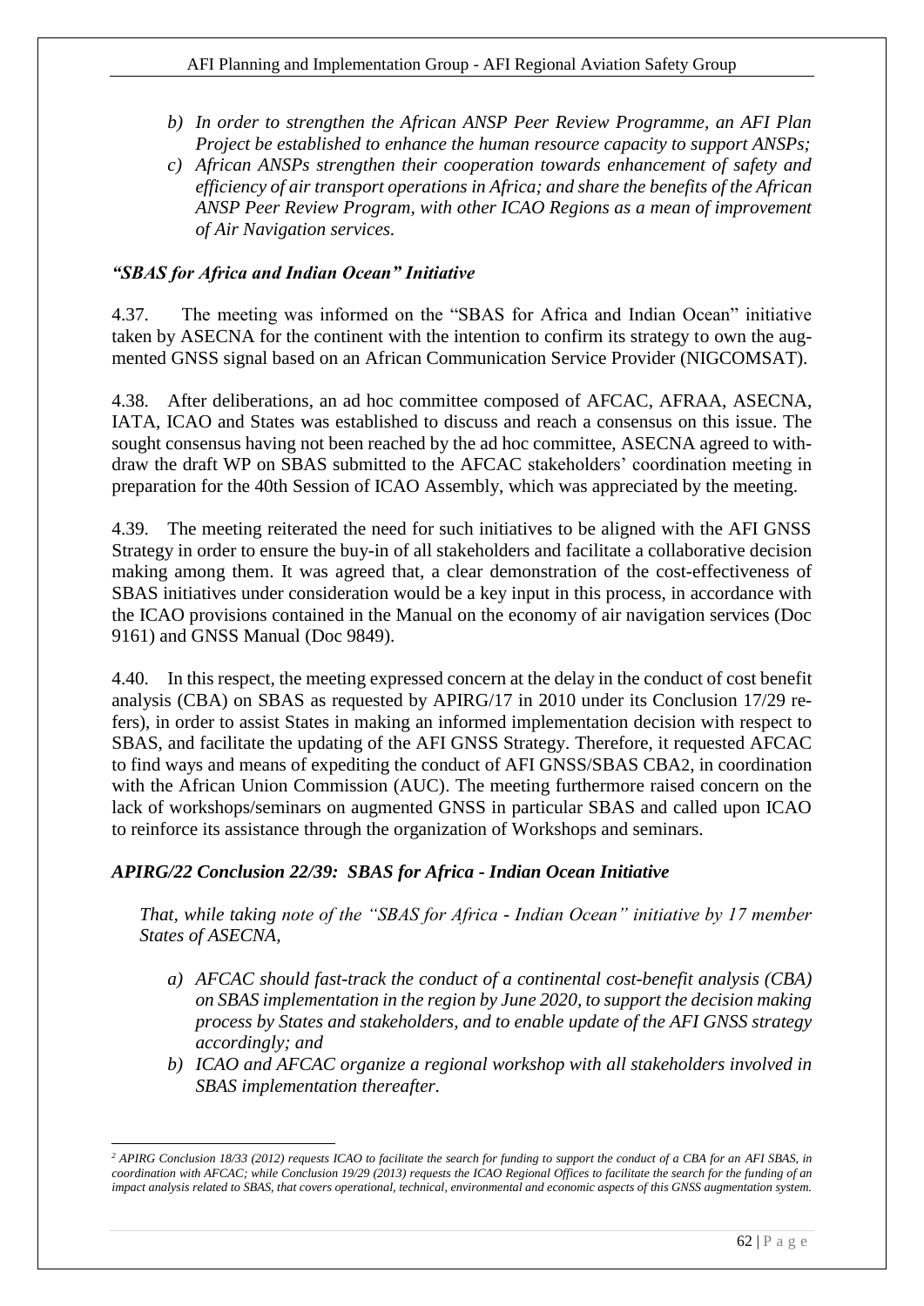*b) In order to strengthen the African ANSP Peer Review Programme, an AFI Plan Project be established to enhance the human resource capacity to support ANSPs;*

*c) African ANSPs strengthen their cooperation towards enhancement of safety and efficiency of air transport operations in Africa; and share the benefits of the African ANSP Peer Review Program, with other ICAO Regions as a mean of improvement of Air Navigation services.*

### *"SBAS for Africa and Indian Ocean" Initiative*

4.37. The meeting was informed on the "SBAS for Africa and Indian Ocean" initiative taken by ASECNA for the continent with the intention to confirm its strategy to own the augmented GNSS signal based on an African Communication Service Provider (NIGCOMSAT).

4.38. After deliberations, an ad hoc committee composed of AFCAC, AFRAA, ASECNA, IATA, ICAO and States was established to discuss and reach a consensus on this issue. The sought consensus having not been reached by the ad hoc committee, ASECNA agreed to withdraw the draft WP on SBAS submitted to the AFCAC stakeholders' coordination meeting in preparation for the 40th Session of ICAO Assembly, which was appreciated by the meeting.

4.39. The meeting reiterated the need for such initiatives to be aligned with the AFI GNSS Strategy in order to ensure the buy-in of all stakeholders and facilitate a collaborative decision making among them. It was agreed that, a clear demonstration of the cost-effectiveness of SBAS initiatives under consideration would be a key input in this process, in accordance with the ICAO provisions contained in the Manual on the economy of air navigation services (Doc 9161) and GNSS Manual (Doc 9849).

4.40. In this respect, the meeting expressed concern at the delay in the conduct of cost benefit analysis (CBA) on SBAS as requested by APIRG/17 in 2010 under its Conclusion 17/29 refers), in order to assist States in making an informed implementation decision with respect to SBAS, and facilitate the updating of the AFI GNSS Strategy. Therefore, it requested AFCAC to find ways and means of expediting the conduct of AFI GNSS/SBAS CBA[2], in coordination with the African Union Commission (AUC). The meeting furthermore raised concern on the lack of workshops/seminars on augmented GNSS in particular SBAS and called upon ICAO to reinforce its assistance through the organization of Workshops and seminars.

### *APIRG/22 Conclusion 22/39: SBAS for Africa - Indian Ocean Initiative*

*That, while taking note of the "SBAS for Africa - Indian Ocean" initiative by 17 member States of ASECNA,*

*a) AFCAC should fast-track the conduct of a continental cost-benefit analysis (CBA) on SBAS implementation in the region by June 2020, to support the decision making process by States and stakeholders, and to enable update of the AFI GNSS strategy accordingly; and*

*b) ICAO and AFCAC organize a regional workshop with all stakeholders involved in SBAS implementation thereafter.*

---

*[2] APIRG Conclusion 18/33 (2012) requests ICAO to facilitate the search for funding to support the conduct of a CBA for an AFI SBAS, in coordination with AFCAC; while Conclusion 19/29 (2013) requests the ICAO Regional Offices to facilitate the search for the funding of an impact analysis related to SBAS, that covers operational, technical, environmental and economic aspects of this GNSS augmentation system.*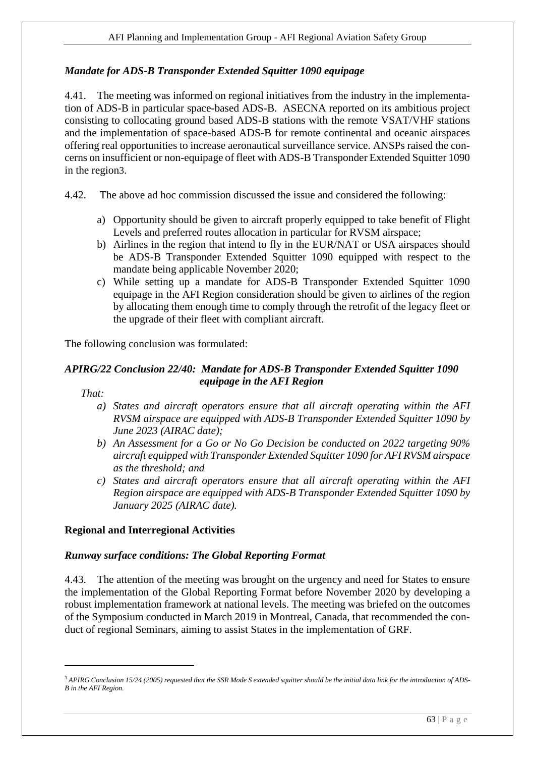### *Mandate for ADS-B Transponder Extended Squitter 1090 equipage*

4.41. The meeting was informed on regional initiatives from the industry in the implementation of ADS-B in particular space-based ADS-B. ASECNA reported on its ambitious project consisting to collocating ground based ADS-B stations with the remote VSAT/VHF stations and the implementation of space-based ADS-B for remote continental and oceanic airspaces offering real opportunities to increase aeronautical surveillance service. ANSPs raised the concerns on insufficient or non-equipage of fleet with ADS-B Transponder Extended Squitter 1090 in the region[3].

4.42. The above ad hoc commission discussed the issue and considered the following:

a) Opportunity should be given to aircraft properly equipped to take benefit of Flight Levels and preferred routes allocation in particular for RVSM airspace;
b) Airlines in the region that intend to fly in the EUR/NAT or USA airspaces should be ADS-B Transponder Extended Squitter 1090 equipped with respect to the mandate being applicable November 2020;
c) While setting up a mandate for ADS-B Transponder Extended Squitter 1090 equipage in the AFI Region consideration should be given to airlines of the region by allocating them enough time to comply through the retrofit of the legacy fleet or the upgrade of their fleet with compliant aircraft.

The following conclusion was formulated:

***APIRG/22 Conclusion 22/40: Mandate for ADS-B Transponder Extended Squitter 1090 equipage in the AFI Region***

*That:*

*a) States and aircraft operators ensure that all aircraft operating within the AFI RVSM airspace are equipped with ADS-B Transponder Extended Squitter 1090 by June 2023 (AIRAC date);*

*b) An Assessment for a Go or No Go Decision be conducted on 2022 targeting 90% aircraft equipped with Transponder Extended Squitter 1090 for AFI RVSM airspace as the threshold; and*

*c) States and aircraft operators ensure that all aircraft operating within the AFI Region airspace are equipped with ADS-B Transponder Extended Squitter 1090 by January 2025 (AIRAC date).*

### Regional and Interregional Activities

### *Runway surface conditions: The Global Reporting Format*

4.43. The attention of the meeting was brought on the urgency and need for States to ensure the implementation of the Global Reporting Format before November 2020 by developing a robust implementation framework at national levels. The meeting was briefed on the outcomes of the Symposium conducted in March 2019 in Montreal, Canada, that recommended the conduct of regional Seminars, aiming to assist States in the implementation of GRF.

---

[3] *APIRG Conclusion 15/24 (2005) requested that the SSR Mode S extended squitter should be the initial data link for the introduction of ADS-B in the AFI Region.*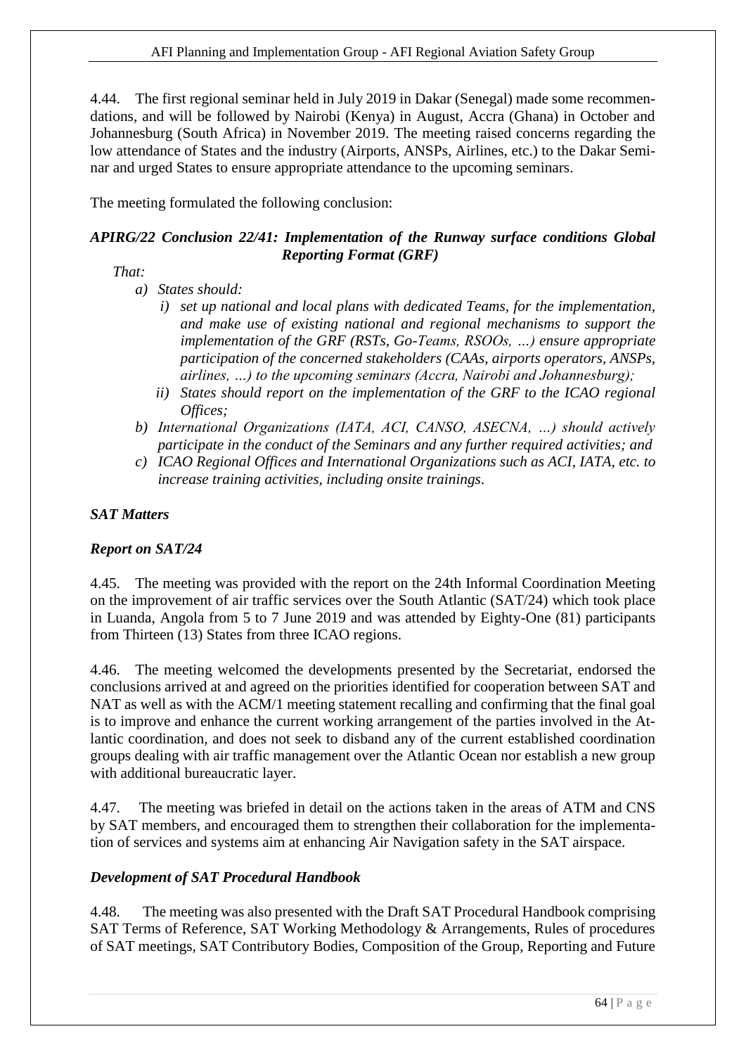4.44. The first regional seminar held in July 2019 in Dakar (Senegal) made some recommendations, and will be followed by Nairobi (Kenya) in August, Accra (Ghana) in October and Johannesburg (South Africa) in November 2019. The meeting raised concerns regarding the low attendance of States and the industry (Airports, ANSPs, Airlines, etc.) to the Dakar Seminar and urged States to ensure appropriate attendance to the upcoming seminars.

The meeting formulated the following conclusion:

***APIRG/22 Conclusion 22/41: Implementation of the Runway surface conditions Global Reporting Format (GRF)***

*That:*

- *a) States should:*
  - *i) set up national and local plans with dedicated Teams, for the implementation, and make use of existing national and regional mechanisms to support the implementation of the GRF (RSTs, Go-Teams, RSOOs, …) ensure appropriate participation of the concerned stakeholders (CAAs, airports operators, ANSPs, airlines, …) to the upcoming seminars (Accra, Nairobi and Johannesburg);*
  - *ii) States should report on the implementation of the GRF to the ICAO regional Offices;*
- *b) International Organizations (IATA, ACI, CANSO, ASECNA, …) should actively participate in the conduct of the Seminars and any further required activities; and*
- *c) ICAO Regional Offices and International Organizations such as ACI, IATA, etc. to increase training activities, including onsite trainings.*

***SAT Matters***

***Report on SAT/24***

4.45. The meeting was provided with the report on the 24th Informal Coordination Meeting on the improvement of air traffic services over the South Atlantic (SAT/24) which took place in Luanda, Angola from 5 to 7 June 2019 and was attended by Eighty-One (81) participants from Thirteen (13) States from three ICAO regions.

4.46. The meeting welcomed the developments presented by the Secretariat, endorsed the conclusions arrived at and agreed on the priorities identified for cooperation between SAT and NAT as well as with the ACM/1 meeting statement recalling and confirming that the final goal is to improve and enhance the current working arrangement of the parties involved in the Atlantic coordination, and does not seek to disband any of the current established coordination groups dealing with air traffic management over the Atlantic Ocean nor establish a new group with additional bureaucratic layer.

4.47. The meeting was briefed in detail on the actions taken in the areas of ATM and CNS by SAT members, and encouraged them to strengthen their collaboration for the implementation of services and systems aim at enhancing Air Navigation safety in the SAT airspace.

***Development of SAT Procedural Handbook***

4.48. The meeting was also presented with the Draft SAT Procedural Handbook comprising SAT Terms of Reference, SAT Working Methodology & Arrangements, Rules of procedures of SAT meetings, SAT Contributory Bodies, Composition of the Group, Reporting and Future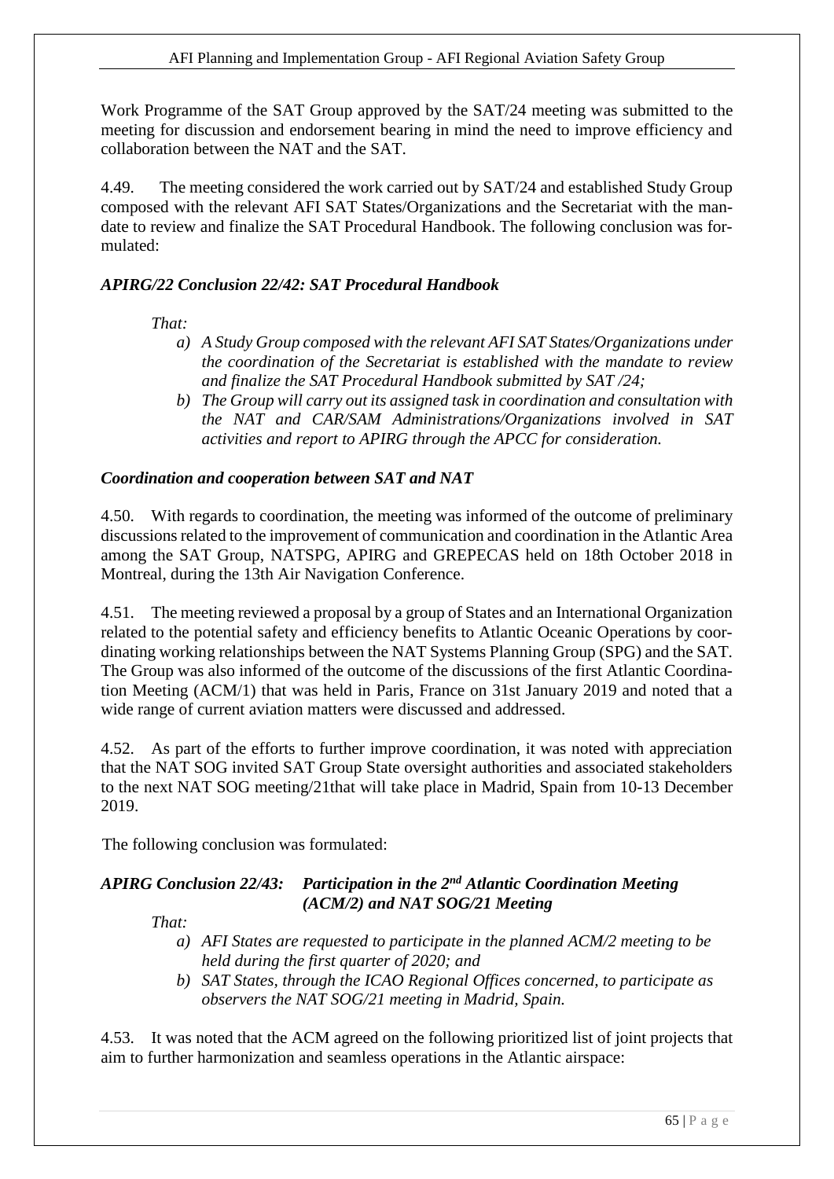Work Programme of the SAT Group approved by the SAT/24 meeting was submitted to the meeting for discussion and endorsement bearing in mind the need to improve efficiency and collaboration between the NAT and the SAT.

4.49. The meeting considered the work carried out by SAT/24 and established Study Group composed with the relevant AFI SAT States/Organizations and the Secretariat with the mandate to review and finalize the SAT Procedural Handbook. The following conclusion was formulated:

***APIRG/22 Conclusion 22/42: SAT Procedural Handbook***

*That:*

- *a) A Study Group composed with the relevant AFI SAT States/Organizations under the coordination of the Secretariat is established with the mandate to review and finalize the SAT Procedural Handbook submitted by SAT /24;*
- *b) The Group will carry out its assigned task in coordination and consultation with the NAT and CAR/SAM Administrations/Organizations involved in SAT activities and report to APIRG through the APCC for consideration.*

***Coordination and cooperation between SAT and NAT***

4.50. With regards to coordination, the meeting was informed of the outcome of preliminary discussions related to the improvement of communication and coordination in the Atlantic Area among the SAT Group, NATSPG, APIRG and GREPECAS held on 18th October 2018 in Montreal, during the 13th Air Navigation Conference.

4.51. The meeting reviewed a proposal by a group of States and an International Organization related to the potential safety and efficiency benefits to Atlantic Oceanic Operations by coordinating working relationships between the NAT Systems Planning Group (SPG) and the SAT. The Group was also informed of the outcome of the discussions of the first Atlantic Coordination Meeting (ACM/1) that was held in Paris, France on 31st January 2019 and noted that a wide range of current aviation matters were discussed and addressed.

4.52. As part of the efforts to further improve coordination, it was noted with appreciation that the NAT SOG invited SAT Group State oversight authorities and associated stakeholders to the next NAT SOG meeting/21that will take place in Madrid, Spain from 10-13 December 2019.

The following conclusion was formulated:

***APIRG Conclusion 22/43: Participation in the 2nd Atlantic Coordination Meeting (ACM/2) and NAT SOG/21 Meeting***

*That:*

- *a) AFI States are requested to participate in the planned ACM/2 meeting to be held during the first quarter of 2020; and*
- *b) SAT States, through the ICAO Regional Offices concerned, to participate as observers the NAT SOG/21 meeting in Madrid, Spain.*

4.53. It was noted that the ACM agreed on the following prioritized list of joint projects that aim to further harmonization and seamless operations in the Atlantic airspace: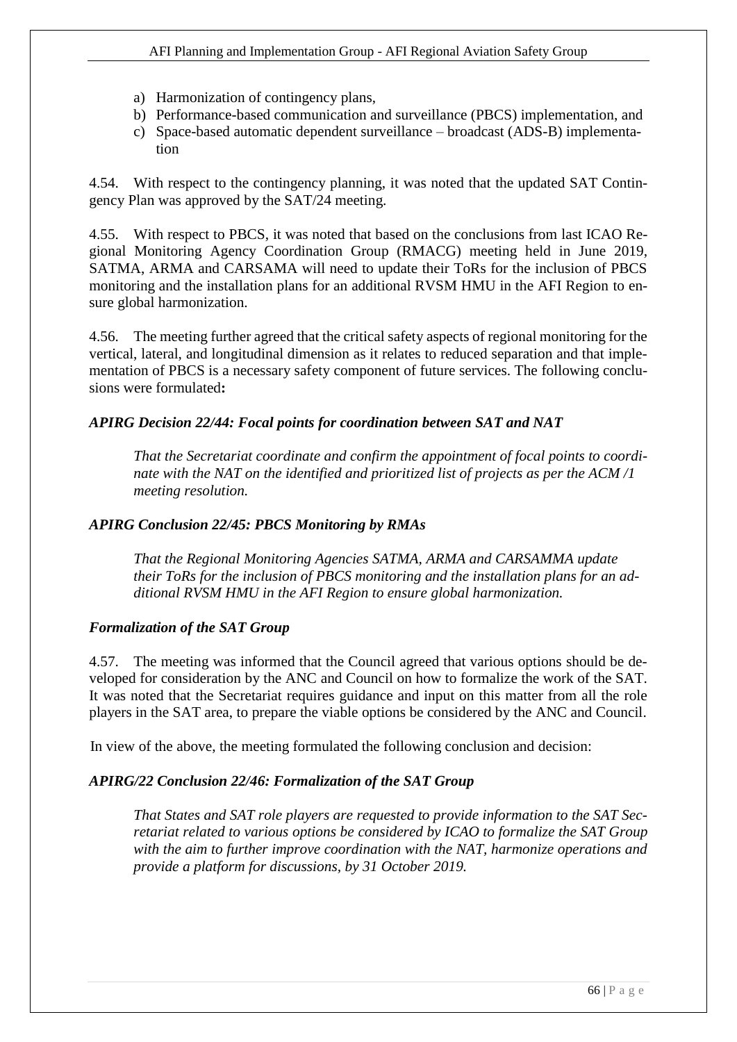a) Harmonization of contingency plans,
b) Performance-based communication and surveillance (PBCS) implementation, and
c) Space-based automatic dependent surveillance – broadcast (ADS-B) implementation

4.54. With respect to the contingency planning, it was noted that the updated SAT Contingency Plan was approved by the SAT/24 meeting.

4.55. With respect to PBCS, it was noted that based on the conclusions from last ICAO Regional Monitoring Agency Coordination Group (RMACG) meeting held in June 2019, SATMA, ARMA and CARSAMA will need to update their ToRs for the inclusion of PBCS monitoring and the installation plans for an additional RVSM HMU in the AFI Region to ensure global harmonization.

4.56. The meeting further agreed that the critical safety aspects of regional monitoring for the vertical, lateral, and longitudinal dimension as it relates to reduced separation and that implementation of PBCS is a necessary safety component of future services. The following conclusions were formulated**:**

***APIRG Decision 22/44: Focal points for coordination between SAT and NAT***

> *That the Secretariat coordinate and confirm the appointment of focal points to coordinate with the NAT on the identified and prioritized list of projects as per the ACM /1 meeting resolution.*

***APIRG Conclusion 22/45: PBCS Monitoring by RMAs***

> *That the Regional Monitoring Agencies SATMA, ARMA and CARSAMMA update their ToRs for the inclusion of PBCS monitoring and the installation plans for an additional RVSM HMU in the AFI Region to ensure global harmonization.*

***Formalization of the SAT Group***

4.57. The meeting was informed that the Council agreed that various options should be developed for consideration by the ANC and Council on how to formalize the work of the SAT. It was noted that the Secretariat requires guidance and input on this matter from all the role players in the SAT area, to prepare the viable options be considered by the ANC and Council.

In view of the above, the meeting formulated the following conclusion and decision:

***APIRG/22 Conclusion 22/46: Formalization of the SAT Group***

> *That States and SAT role players are requested to provide information to the SAT Secretariat related to various options be considered by ICAO to formalize the SAT Group with the aim to further improve coordination with the NAT, harmonize operations and provide a platform for discussions, by 31 October 2019.*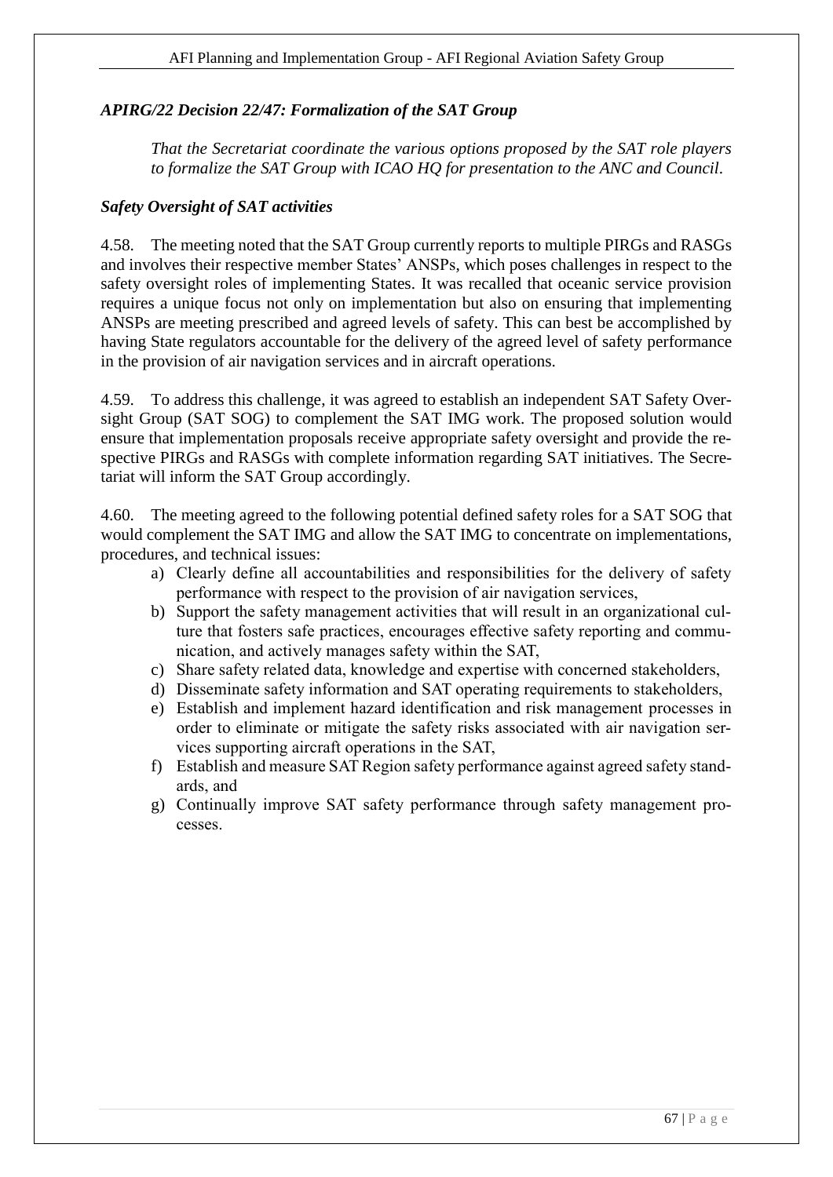### *APIRG/22 Decision 22/47: Formalization of the SAT Group*

*That the Secretariat coordinate the various options proposed by the SAT role players to formalize the SAT Group with ICAO HQ for presentation to the ANC and Council.*

### *Safety Oversight of SAT activities*

4.58. The meeting noted that the SAT Group currently reports to multiple PIRGs and RASGs and involves their respective member States' ANSPs, which poses challenges in respect to the safety oversight roles of implementing States. It was recalled that oceanic service provision requires a unique focus not only on implementation but also on ensuring that implementing ANSPs are meeting prescribed and agreed levels of safety. This can best be accomplished by having State regulators accountable for the delivery of the agreed level of safety performance in the provision of air navigation services and in aircraft operations.

4.59. To address this challenge, it was agreed to establish an independent SAT Safety Oversight Group (SAT SOG) to complement the SAT IMG work. The proposed solution would ensure that implementation proposals receive appropriate safety oversight and provide the respective PIRGs and RASGs with complete information regarding SAT initiatives. The Secretariat will inform the SAT Group accordingly.

4.60. The meeting agreed to the following potential defined safety roles for a SAT SOG that would complement the SAT IMG and allow the SAT IMG to concentrate on implementations, procedures, and technical issues:

a) Clearly define all accountabilities and responsibilities for the delivery of safety performance with respect to the provision of air navigation services,
b) Support the safety management activities that will result in an organizational culture that fosters safe practices, encourages effective safety reporting and communication, and actively manages safety within the SAT,
c) Share safety related data, knowledge and expertise with concerned stakeholders,
d) Disseminate safety information and SAT operating requirements to stakeholders,
e) Establish and implement hazard identification and risk management processes in order to eliminate or mitigate the safety risks associated with air navigation services supporting aircraft operations in the SAT,
f) Establish and measure SAT Region safety performance against agreed safety standards, and
g) Continually improve SAT safety performance through safety management processes.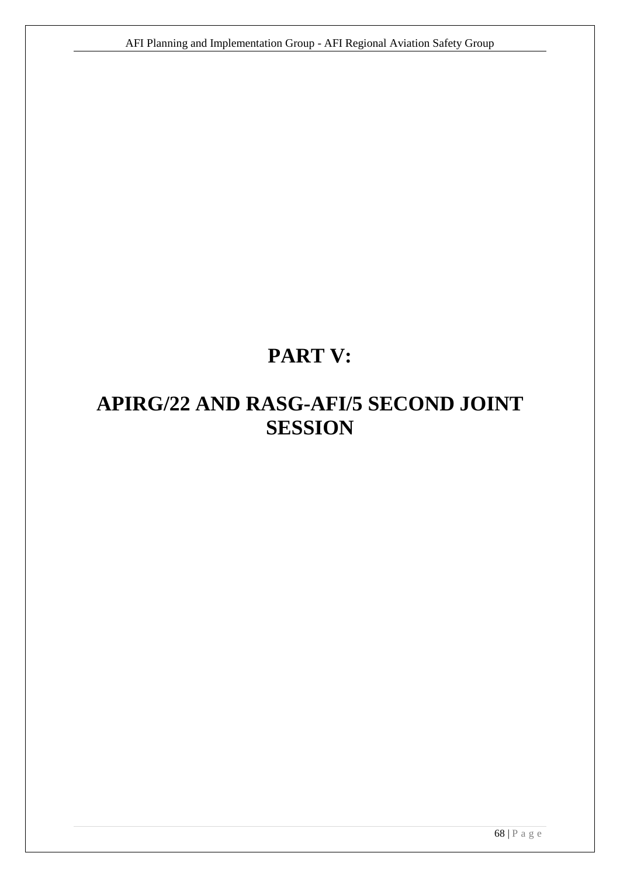# PART V:

# APIRG/22 AND RASG-AFI/5 SECOND JOINT SESSION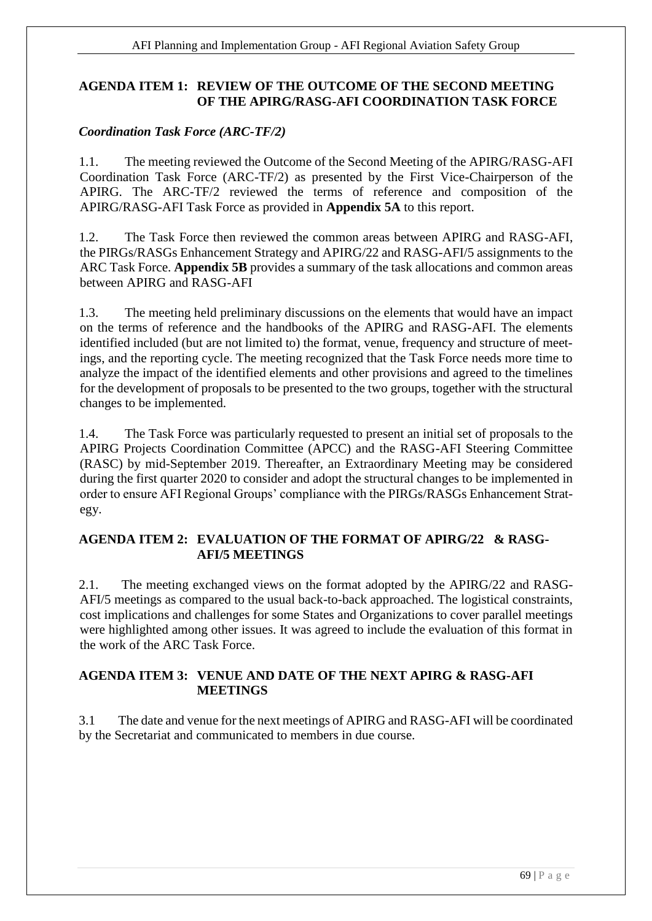## AGENDA ITEM 1: REVIEW OF THE OUTCOME OF THE SECOND MEETING OF THE APIRG/RASG-AFI COORDINATION TASK FORCE

### *Coordination Task Force (ARC-TF/2)*

1.1. The meeting reviewed the Outcome of the Second Meeting of the APIRG/RASG-AFI Coordination Task Force (ARC-TF/2) as presented by the First Vice-Chairperson of the APIRG. The ARC-TF/2 reviewed the terms of reference and composition of the APIRG/RASG-AFI Task Force as provided in **Appendix 5A** to this report.

1.2. The Task Force then reviewed the common areas between APIRG and RASG-AFI, the PIRGs/RASGs Enhancement Strategy and APIRG/22 and RASG-AFI/5 assignments to the ARC Task Force. **Appendix 5B** provides a summary of the task allocations and common areas between APIRG and RASG-AFI

1.3. The meeting held preliminary discussions on the elements that would have an impact on the terms of reference and the handbooks of the APIRG and RASG-AFI. The elements identified included (but are not limited to) the format, venue, frequency and structure of meetings, and the reporting cycle. The meeting recognized that the Task Force needs more time to analyze the impact of the identified elements and other provisions and agreed to the timelines for the development of proposals to be presented to the two groups, together with the structural changes to be implemented.

1.4. The Task Force was particularly requested to present an initial set of proposals to the APIRG Projects Coordination Committee (APCC) and the RASG-AFI Steering Committee (RASC) by mid-September 2019. Thereafter, an Extraordinary Meeting may be considered during the first quarter 2020 to consider and adopt the structural changes to be implemented in order to ensure AFI Regional Groups' compliance with the PIRGs/RASGs Enhancement Strategy.

## AGENDA ITEM 2: EVALUATION OF THE FORMAT OF APIRG/22 & RASG-AFI/5 MEETINGS

2.1. The meeting exchanged views on the format adopted by the APIRG/22 and RASG-AFI/5 meetings as compared to the usual back-to-back approached. The logistical constraints, cost implications and challenges for some States and Organizations to cover parallel meetings were highlighted among other issues. It was agreed to include the evaluation of this format in the work of the ARC Task Force.

## AGENDA ITEM 3: VENUE AND DATE OF THE NEXT APIRG & RASG-AFI MEETINGS

3.1 The date and venue for the next meetings of APIRG and RASG-AFI will be coordinated by the Secretariat and communicated to members in due course.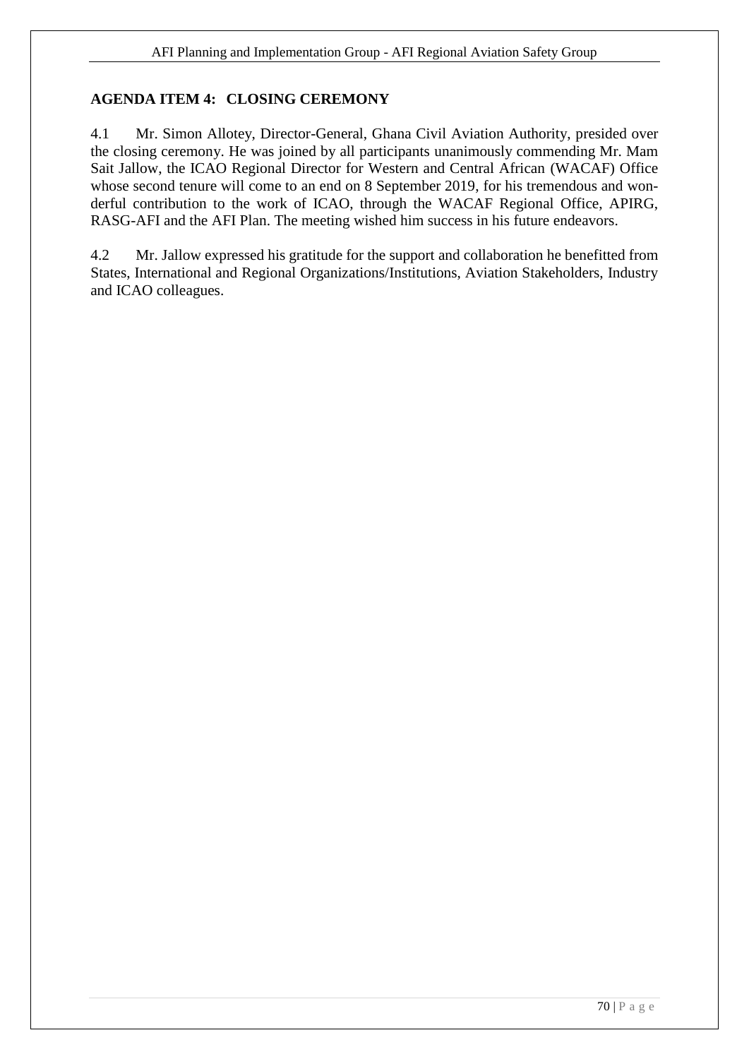## AGENDA ITEM 4: CLOSING CEREMONY

4.1 Mr. Simon Allotey, Director-General, Ghana Civil Aviation Authority, presided over the closing ceremony. He was joined by all participants unanimously commending Mr. Mam Sait Jallow, the ICAO Regional Director for Western and Central African (WACAF) Office whose second tenure will come to an end on 8 September 2019, for his tremendous and wonderful contribution to the work of ICAO, through the WACAF Regional Office, APIRG, RASG-AFI and the AFI Plan. The meeting wished him success in his future endeavors.

4.2 Mr. Jallow expressed his gratitude for the support and collaboration he benefitted from States, International and Regional Organizations/Institutions, Aviation Stakeholders, Industry and ICAO colleagues.